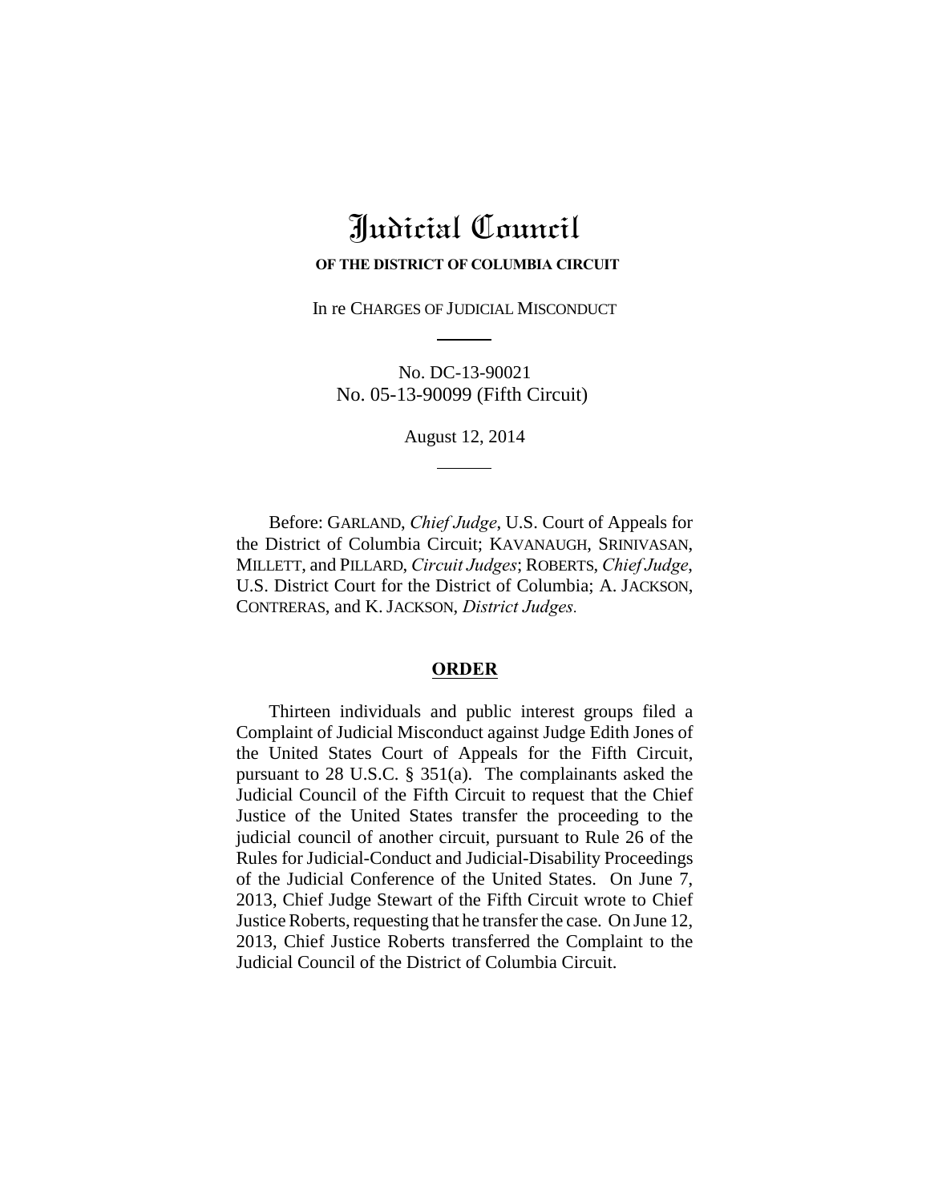# Judicial Council

**OF THE DISTRICT OF COLUMBIA CIRCUIT**

In re CHARGES OF JUDICIAL MISCONDUCT

No. DC-13-90021
No. 05-13-90099 (Fifth Circuit)

August 12, 2014

Before: GARLAND, *Chief Judge*, U.S. Court of Appeals for the District of Columbia Circuit; KAVANAUGH, SRINIVASAN, MILLETT, and PILLARD, *Circuit Judges*; ROBERTS, *Chief Judge*, U.S. District Court for the District of Columbia; A. JACKSON, CONTRERAS, and K. JACKSON, *District Judges.*

## ORDER

Thirteen individuals and public interest groups filed a Complaint of Judicial Misconduct against Judge Edith Jones of the United States Court of Appeals for the Fifth Circuit, pursuant to 28 U.S.C. § 351(a). The complainants asked the Judicial Council of the Fifth Circuit to request that the Chief Justice of the United States transfer the proceeding to the judicial council of another circuit, pursuant to Rule 26 of the Rules for Judicial-Conduct and Judicial-Disability Proceedings of the Judicial Conference of the United States. On June 7, 2013, Chief Judge Stewart of the Fifth Circuit wrote to Chief Justice Roberts, requesting that he transfer the case. On June 12, 2013, Chief Justice Roberts transferred the Complaint to the Judicial Council of the District of Columbia Circuit.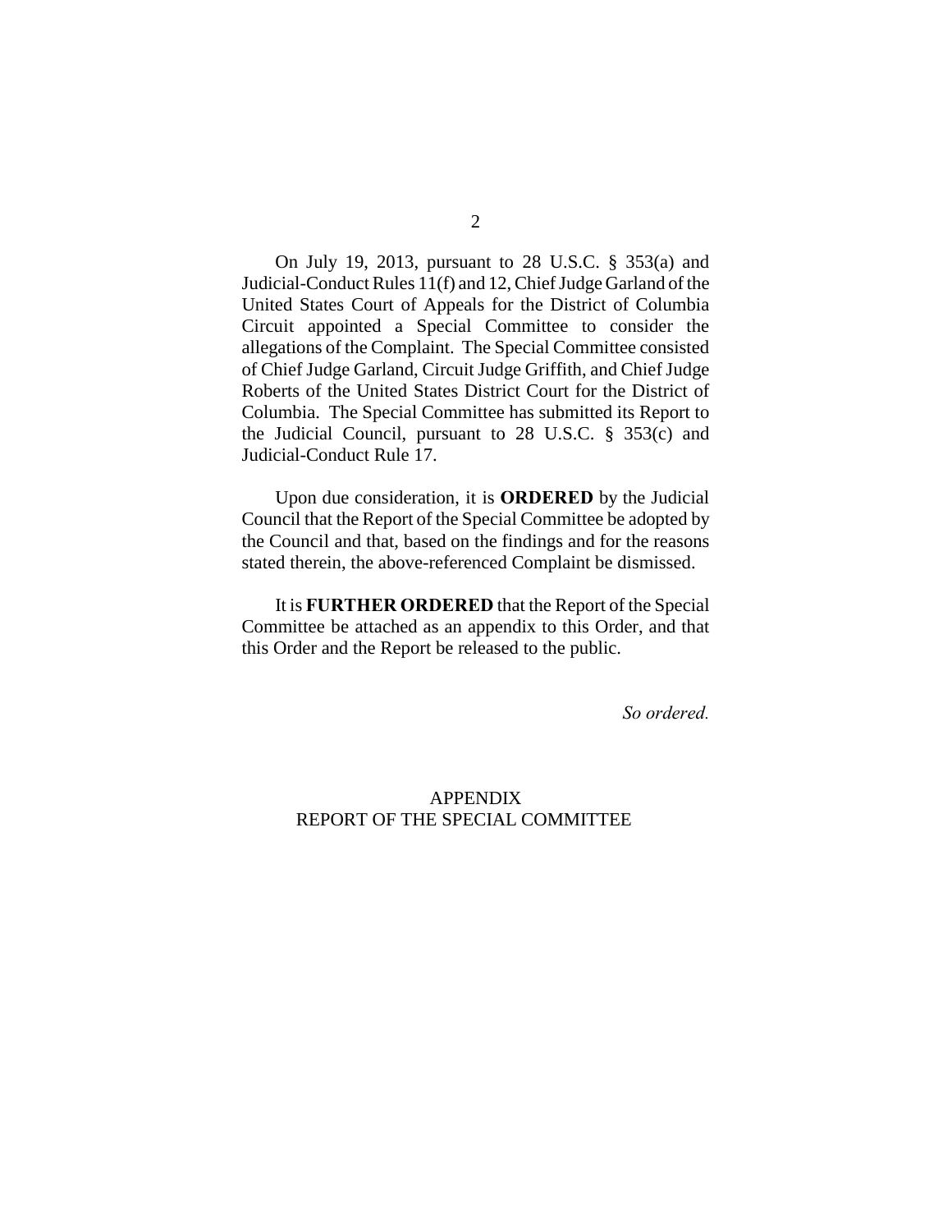On July 19, 2013, pursuant to 28 U.S.C. § 353(a) and Judicial-Conduct Rules 11(f) and 12, Chief Judge Garland of the United States Court of Appeals for the District of Columbia Circuit appointed a Special Committee to consider the allegations of the Complaint. The Special Committee consisted of Chief Judge Garland, Circuit Judge Griffith, and Chief Judge Roberts of the United States District Court for the District of Columbia. The Special Committee has submitted its Report to the Judicial Council, pursuant to 28 U.S.C. § 353(c) and Judicial-Conduct Rule 17.

Upon due consideration, it is **ORDERED** by the Judicial Council that the Report of the Special Committee be adopted by the Council and that, based on the findings and for the reasons stated therein, the above-referenced Complaint be dismissed.

It is **FURTHER ORDERED** that the Report of the Special Committee be attached as an appendix to this Order, and that this Order and the Report be released to the public.

*So ordered.*

APPENDIX
REPORT OF THE SPECIAL COMMITTEE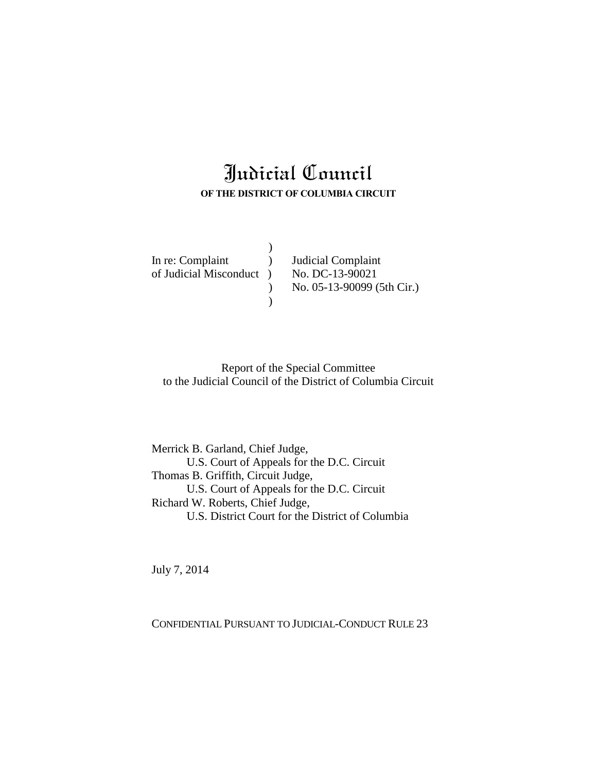# Judicial Council

**OF THE DISTRICT OF COLUMBIA CIRCUIT**

```
                            )
In re: Complaint            )    Judicial Complaint
of Judicial Misconduct      )    No. DC-13-90021
                            )    No. 05-13-90099 (5th Cir.)
                            )
```

Report of the Special Committee
to the Judicial Council of the District of Columbia Circuit

Merrick B. Garland, Chief Judge,
U.S. Court of Appeals for the D.C. Circuit
Thomas B. Griffith, Circuit Judge,
U.S. Court of Appeals for the D.C. Circuit
Richard W. Roberts, Chief Judge,
U.S. District Court for the District of Columbia

July 7, 2014

CONFIDENTIAL PURSUANT TO JUDICIAL-CONDUCT RULE 23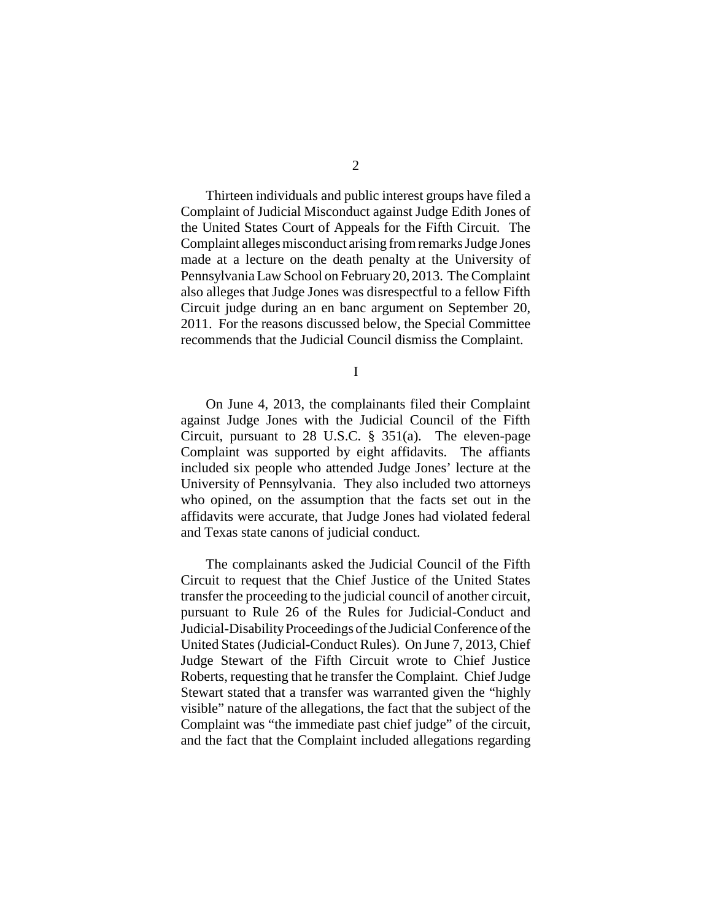Thirteen individuals and public interest groups have filed a Complaint of Judicial Misconduct against Judge Edith Jones of the United States Court of Appeals for the Fifth Circuit. The Complaint alleges misconduct arising from remarks Judge Jones made at a lecture on the death penalty at the University of Pennsylvania Law School on February 20, 2013. The Complaint also alleges that Judge Jones was disrespectful to a fellow Fifth Circuit judge during an en banc argument on September 20, 2011. For the reasons discussed below, the Special Committee recommends that the Judicial Council dismiss the Complaint.

I

On June 4, 2013, the complainants filed their Complaint against Judge Jones with the Judicial Council of the Fifth Circuit, pursuant to 28 U.S.C. § 351(a). The eleven-page Complaint was supported by eight affidavits. The affiants included six people who attended Judge Jones' lecture at the University of Pennsylvania. They also included two attorneys who opined, on the assumption that the facts set out in the affidavits were accurate, that Judge Jones had violated federal and Texas state canons of judicial conduct.

The complainants asked the Judicial Council of the Fifth Circuit to request that the Chief Justice of the United States transfer the proceeding to the judicial council of another circuit, pursuant to Rule 26 of the Rules for Judicial-Conduct and Judicial-Disability Proceedings of the Judicial Conference of the United States (Judicial-Conduct Rules). On June 7, 2013, Chief Judge Stewart of the Fifth Circuit wrote to Chief Justice Roberts, requesting that he transfer the Complaint. Chief Judge Stewart stated that a transfer was warranted given the "highly visible" nature of the allegations, the fact that the subject of the Complaint was "the immediate past chief judge" of the circuit, and the fact that the Complaint included allegations regarding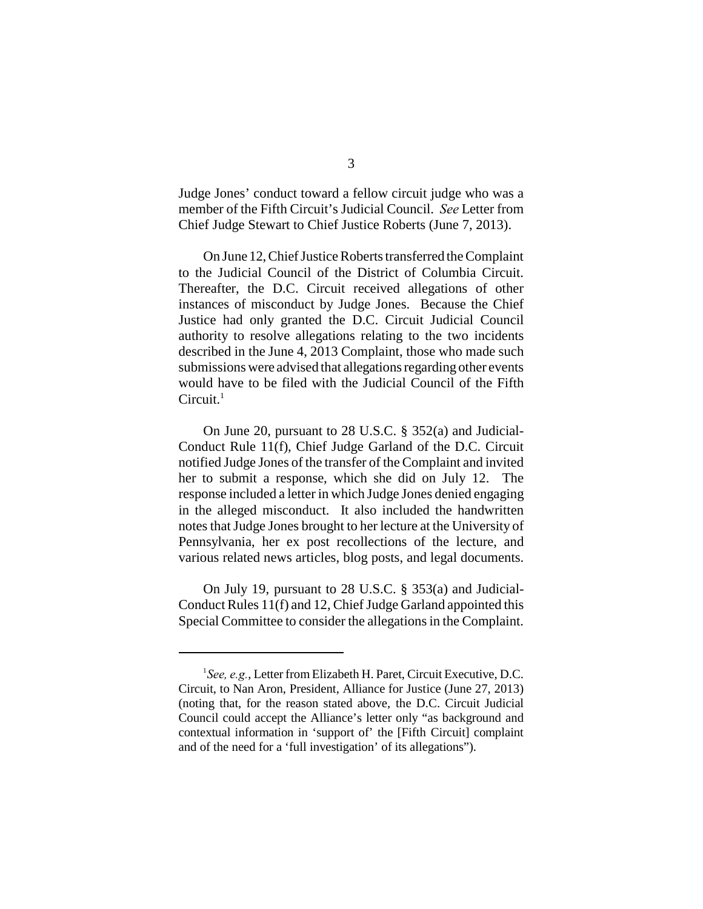Judge Jones' conduct toward a fellow circuit judge who was a member of the Fifth Circuit's Judicial Council. *See* Letter from Chief Judge Stewart to Chief Justice Roberts (June 7, 2013).

On June 12, Chief Justice Roberts transferred the Complaint to the Judicial Council of the District of Columbia Circuit. Thereafter, the D.C. Circuit received allegations of other instances of misconduct by Judge Jones. Because the Chief Justice had only granted the D.C. Circuit Judicial Council authority to resolve allegations relating to the two incidents described in the June 4, 2013 Complaint, those who made such submissions were advised that allegations regarding other events would have to be filed with the Judicial Council of the Fifth Circuit.[1]

On June 20, pursuant to 28 U.S.C. § 352(a) and Judicial-Conduct Rule 11(f), Chief Judge Garland of the D.C. Circuit notified Judge Jones of the transfer of the Complaint and invited her to submit a response, which she did on July 12. The response included a letter in which Judge Jones denied engaging in the alleged misconduct. It also included the handwritten notes that Judge Jones brought to her lecture at the University of Pennsylvania, her ex post recollections of the lecture, and various related news articles, blog posts, and legal documents.

On July 19, pursuant to 28 U.S.C. § 353(a) and Judicial-Conduct Rules 11(f) and 12, Chief Judge Garland appointed this Special Committee to consider the allegations in the Complaint.

---

[1] *See, e.g.*, Letter from Elizabeth H. Paret, Circuit Executive, D.C. Circuit, to Nan Aron, President, Alliance for Justice (June 27, 2013) (noting that, for the reason stated above, the D.C. Circuit Judicial Council could accept the Alliance's letter only "as background and contextual information in 'support of' the [Fifth Circuit] complaint and of the need for a 'full investigation' of its allegations").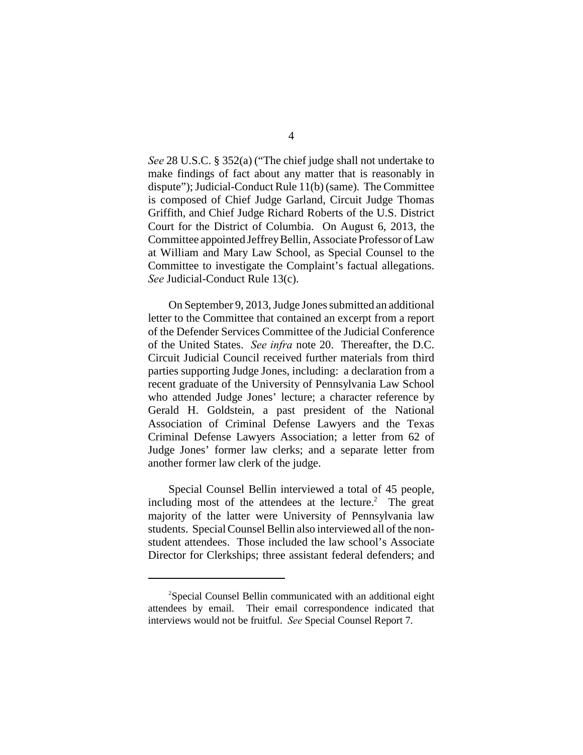*See* 28 U.S.C. § 352(a) ("The chief judge shall not undertake to make findings of fact about any matter that is reasonably in dispute"); Judicial-Conduct Rule 11(b) (same). The Committee is composed of Chief Judge Garland, Circuit Judge Thomas Griffith, and Chief Judge Richard Roberts of the U.S. District Court for the District of Columbia. On August 6, 2013, the Committee appointed Jeffrey Bellin, Associate Professor of Law at William and Mary Law School, as Special Counsel to the Committee to investigate the Complaint's factual allegations. *See* Judicial-Conduct Rule 13(c).

On September 9, 2013, Judge Jones submitted an additional letter to the Committee that contained an excerpt from a report of the Defender Services Committee of the Judicial Conference of the United States. *See infra* note 20. Thereafter, the D.C. Circuit Judicial Council received further materials from third parties supporting Judge Jones, including: a declaration from a recent graduate of the University of Pennsylvania Law School who attended Judge Jones' lecture; a character reference by Gerald H. Goldstein, a past president of the National Association of Criminal Defense Lawyers and the Texas Criminal Defense Lawyers Association; a letter from 62 of Judge Jones' former law clerks; and a separate letter from another former law clerk of the judge.

Special Counsel Bellin interviewed a total of 45 people, including most of the attendees at the lecture.[2] The great majority of the latter were University of Pennsylvania law students. Special Counsel Bellin also interviewed all of the non-student attendees. Those included the law school's Associate Director for Clerkships; three assistant federal defenders; and

[2]Special Counsel Bellin communicated with an additional eight attendees by email. Their email correspondence indicated that interviews would not be fruitful. *See* Special Counsel Report 7.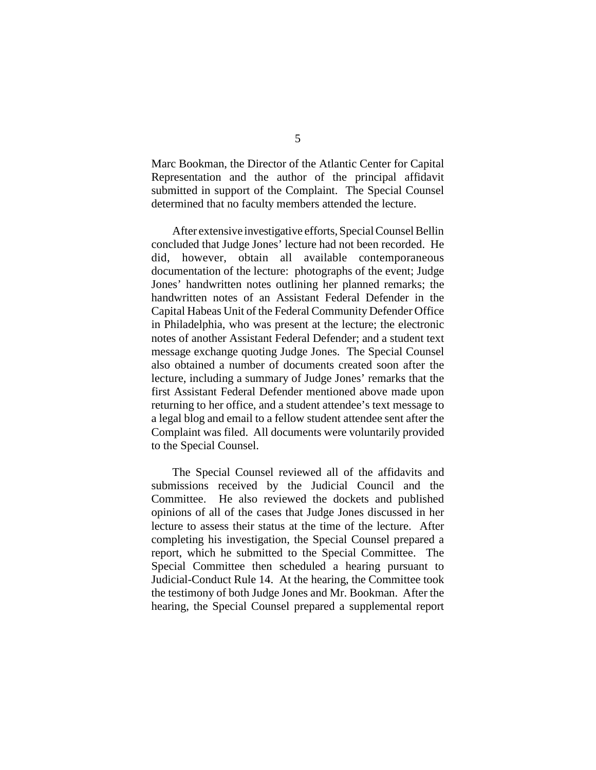Marc Bookman, the Director of the Atlantic Center for Capital Representation and the author of the principal affidavit submitted in support of the Complaint. The Special Counsel determined that no faculty members attended the lecture.

After extensive investigative efforts, Special Counsel Bellin concluded that Judge Jones' lecture had not been recorded. He did, however, obtain all available contemporaneous documentation of the lecture: photographs of the event; Judge Jones' handwritten notes outlining her planned remarks; the handwritten notes of an Assistant Federal Defender in the Capital Habeas Unit of the Federal Community Defender Office in Philadelphia, who was present at the lecture; the electronic notes of another Assistant Federal Defender; and a student text message exchange quoting Judge Jones. The Special Counsel also obtained a number of documents created soon after the lecture, including a summary of Judge Jones' remarks that the first Assistant Federal Defender mentioned above made upon returning to her office, and a student attendee's text message to a legal blog and email to a fellow student attendee sent after the Complaint was filed. All documents were voluntarily provided to the Special Counsel.

The Special Counsel reviewed all of the affidavits and submissions received by the Judicial Council and the Committee. He also reviewed the dockets and published opinions of all of the cases that Judge Jones discussed in her lecture to assess their status at the time of the lecture. After completing his investigation, the Special Counsel prepared a report, which he submitted to the Special Committee. The Special Committee then scheduled a hearing pursuant to Judicial-Conduct Rule 14. At the hearing, the Committee took the testimony of both Judge Jones and Mr. Bookman. After the hearing, the Special Counsel prepared a supplemental report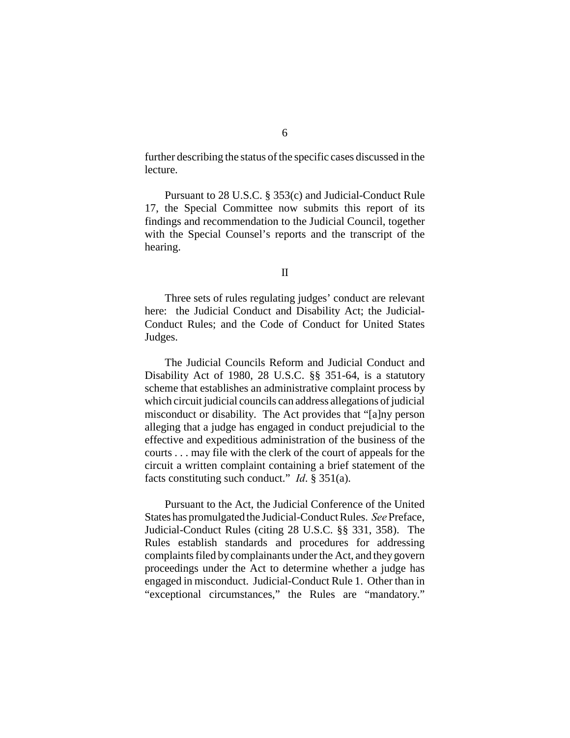further describing the status of the specific cases discussed in the lecture.

Pursuant to 28 U.S.C. § 353(c) and Judicial-Conduct Rule 17, the Special Committee now submits this report of its findings and recommendation to the Judicial Council, together with the Special Counsel's reports and the transcript of the hearing.

## II

Three sets of rules regulating judges' conduct are relevant here: the Judicial Conduct and Disability Act; the Judicial-Conduct Rules; and the Code of Conduct for United States Judges.

The Judicial Councils Reform and Judicial Conduct and Disability Act of 1980, 28 U.S.C. §§ 351-64, is a statutory scheme that establishes an administrative complaint process by which circuit judicial councils can address allegations of judicial misconduct or disability. The Act provides that "[a]ny person alleging that a judge has engaged in conduct prejudicial to the effective and expeditious administration of the business of the courts . . . may file with the clerk of the court of appeals for the circuit a written complaint containing a brief statement of the facts constituting such conduct." *Id.* § 351(a).

Pursuant to the Act, the Judicial Conference of the United States has promulgated the Judicial-Conduct Rules. *See* Preface, Judicial-Conduct Rules (citing 28 U.S.C. §§ 331, 358). The Rules establish standards and procedures for addressing complaints filed by complainants under the Act, and they govern proceedings under the Act to determine whether a judge has engaged in misconduct. Judicial-Conduct Rule 1. Other than in "exceptional circumstances," the Rules are "mandatory."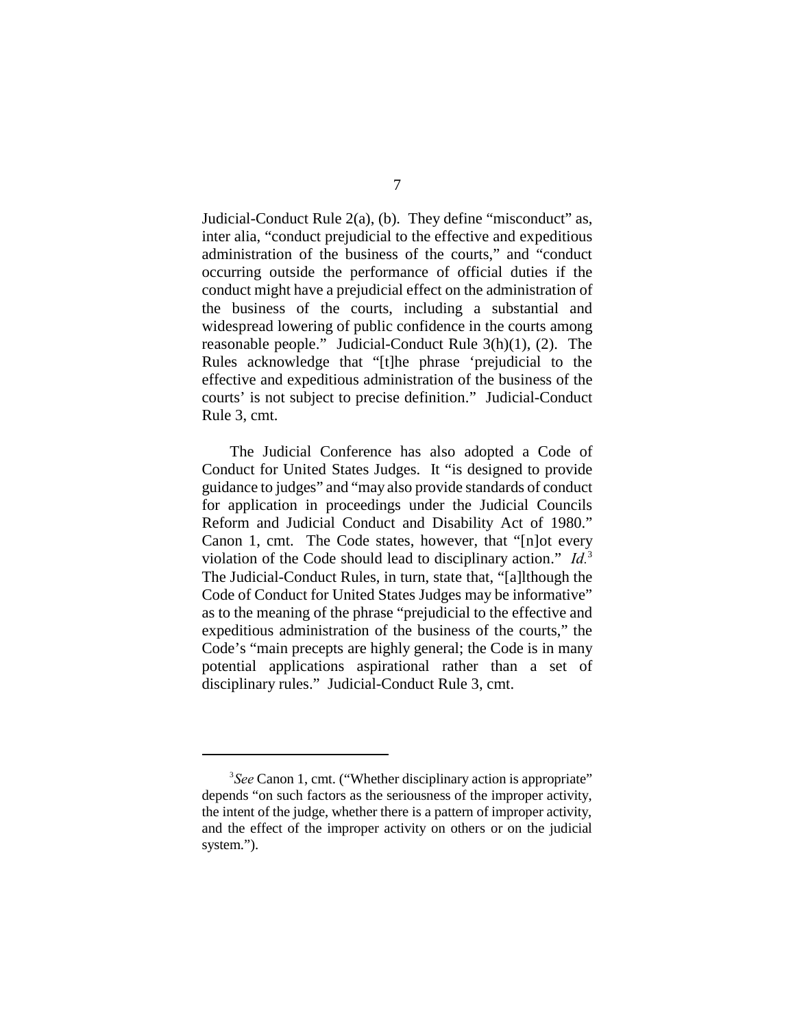Judicial-Conduct Rule 2(a), (b). They define "misconduct" as, inter alia, "conduct prejudicial to the effective and expeditious administration of the business of the courts," and "conduct occurring outside the performance of official duties if the conduct might have a prejudicial effect on the administration of the business of the courts, including a substantial and widespread lowering of public confidence in the courts among reasonable people." Judicial-Conduct Rule 3(h)(1), (2). The Rules acknowledge that "[t]he phrase 'prejudicial to the effective and expeditious administration of the business of the courts' is not subject to precise definition." Judicial-Conduct Rule 3, cmt.

The Judicial Conference has also adopted a Code of Conduct for United States Judges. It "is designed to provide guidance to judges" and "may also provide standards of conduct for application in proceedings under the Judicial Councils Reform and Judicial Conduct and Disability Act of 1980." Canon 1, cmt. The Code states, however, that "[n]ot every violation of the Code should lead to disciplinary action." *Id.*[3] The Judicial-Conduct Rules, in turn, state that, "[a]lthough the Code of Conduct for United States Judges may be informative" as to the meaning of the phrase "prejudicial to the effective and expeditious administration of the business of the courts," the Code's "main precepts are highly general; the Code is in many potential applications aspirational rather than a set of disciplinary rules." Judicial-Conduct Rule 3, cmt.

---

[3] *See* Canon 1, cmt. ("Whether disciplinary action is appropriate" depends "on such factors as the seriousness of the improper activity, the intent of the judge, whether there is a pattern of improper activity, and the effect of the improper activity on others or on the judicial system.").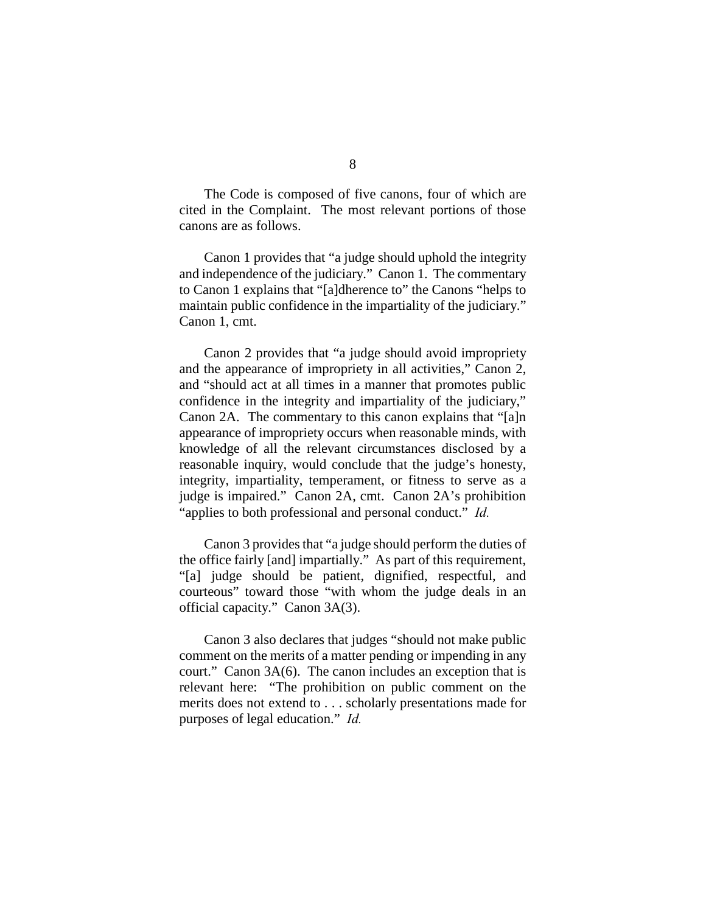The Code is composed of five canons, four of which are cited in the Complaint. The most relevant portions of those canons are as follows.

Canon 1 provides that "a judge should uphold the integrity and independence of the judiciary." Canon 1. The commentary to Canon 1 explains that "[a]dherence to" the Canons "helps to maintain public confidence in the impartiality of the judiciary." Canon 1, cmt.

Canon 2 provides that "a judge should avoid impropriety and the appearance of impropriety in all activities," Canon 2, and "should act at all times in a manner that promotes public confidence in the integrity and impartiality of the judiciary," Canon 2A. The commentary to this canon explains that "[a]n appearance of impropriety occurs when reasonable minds, with knowledge of all the relevant circumstances disclosed by a reasonable inquiry, would conclude that the judge's honesty, integrity, impartiality, temperament, or fitness to serve as a judge is impaired." Canon 2A, cmt. Canon 2A's prohibition "applies to both professional and personal conduct." *Id.*

Canon 3 provides that "a judge should perform the duties of the office fairly [and] impartially." As part of this requirement, "[a] judge should be patient, dignified, respectful, and courteous" toward those "with whom the judge deals in an official capacity." Canon 3A(3).

Canon 3 also declares that judges "should not make public comment on the merits of a matter pending or impending in any court." Canon 3A(6). The canon includes an exception that is relevant here: "The prohibition on public comment on the merits does not extend to . . . scholarly presentations made for purposes of legal education." *Id.*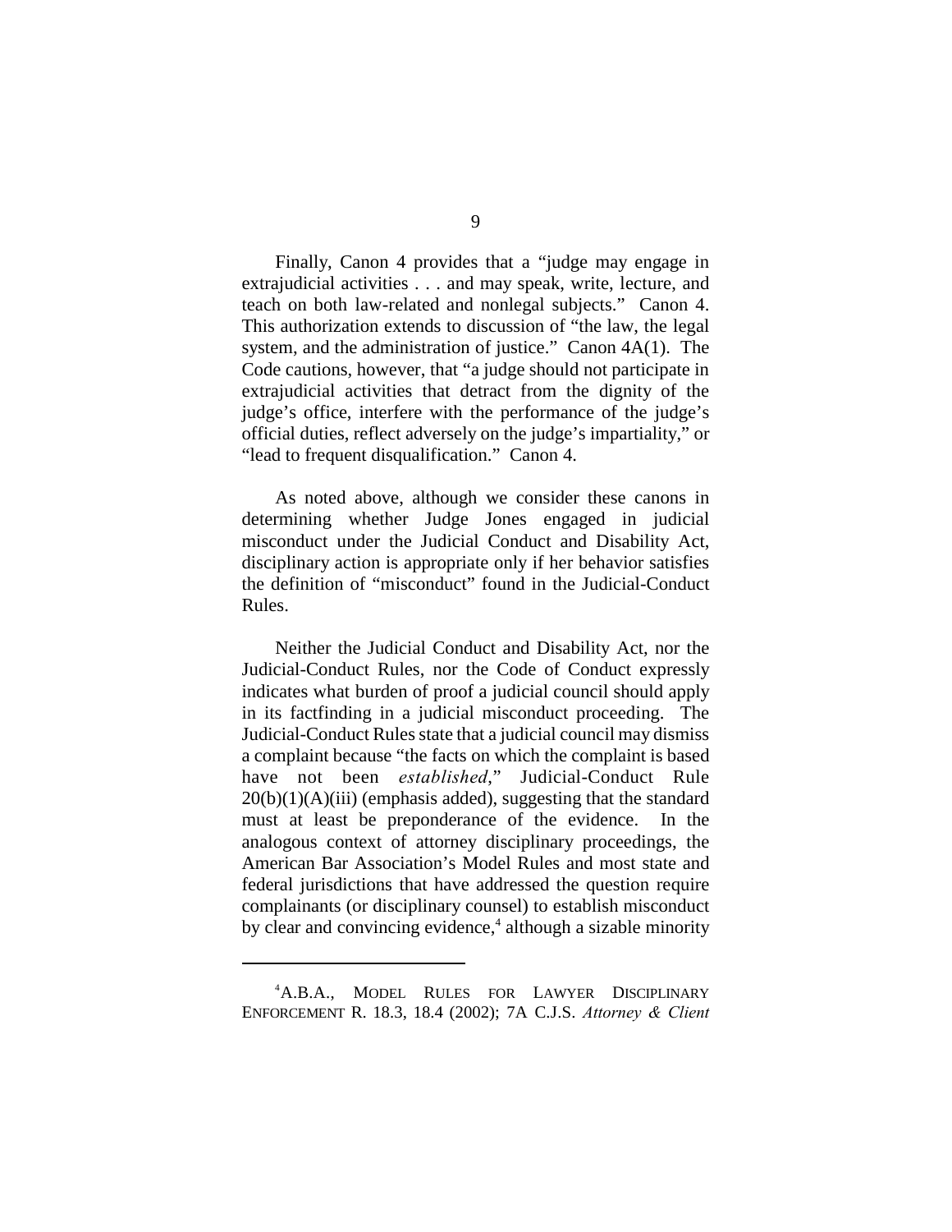Finally, Canon 4 provides that a "judge may engage in extrajudicial activities . . . and may speak, write, lecture, and teach on both law-related and nonlegal subjects." Canon 4. This authorization extends to discussion of "the law, the legal system, and the administration of justice." Canon 4A(1). The Code cautions, however, that "a judge should not participate in extrajudicial activities that detract from the dignity of the judge's office, interfere with the performance of the judge's official duties, reflect adversely on the judge's impartiality," or "lead to frequent disqualification." Canon 4.

As noted above, although we consider these canons in determining whether Judge Jones engaged in judicial misconduct under the Judicial Conduct and Disability Act, disciplinary action is appropriate only if her behavior satisfies the definition of "misconduct" found in the Judicial-Conduct Rules.

Neither the Judicial Conduct and Disability Act, nor the Judicial-Conduct Rules, nor the Code of Conduct expressly indicates what burden of proof a judicial council should apply in its factfinding in a judicial misconduct proceeding. The Judicial-Conduct Rules state that a judicial council may dismiss a complaint because "the facts on which the complaint is based have not been *established*," Judicial-Conduct Rule 20(b)(1)(A)(iii) (emphasis added), suggesting that the standard must at least be preponderance of the evidence. In the analogous context of attorney disciplinary proceedings, the American Bar Association's Model Rules and most state and federal jurisdictions that have addressed the question require complainants (or disciplinary counsel) to establish misconduct by clear and convincing evidence,[4] although a sizable minority

[4]A.B.A., MODEL RULES FOR LAWYER DISCIPLINARY ENFORCEMENT R. 18.3, 18.4 (2002); 7A C.J.S. *Attorney & Client*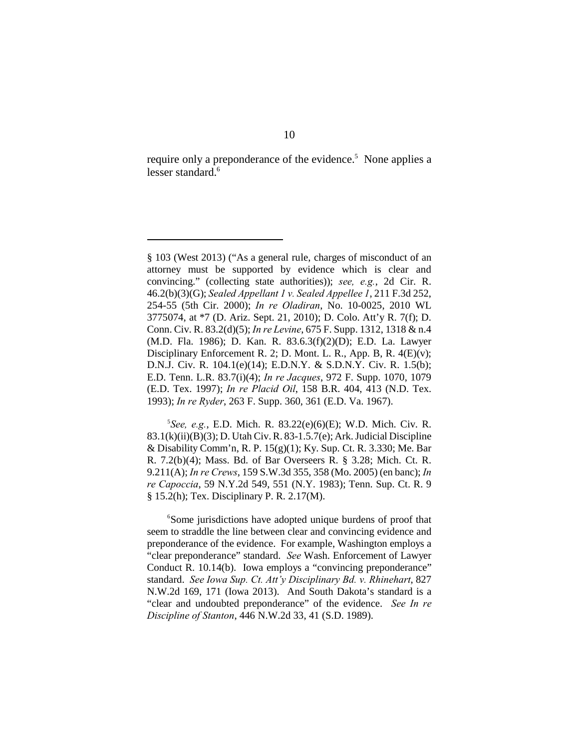require only a preponderance of the evidence.[5] None applies a lesser standard.[6]

---

§ 103 (West 2013) ("As a general rule, charges of misconduct of an attorney must be supported by evidence which is clear and convincing." (collecting state authorities)); *see, e.g.*, 2d Cir. R. 46.2(b)(3)(G); *Sealed Appellant 1 v. Sealed Appellee 1*, 211 F.3d 252, 254-55 (5th Cir. 2000); *In re Oladiran*, No. 10-0025, 2010 WL 3775074, at *7 (D. Ariz. Sept. 21, 2010); D. Colo. Att'y R. 7(f); D. Conn. Civ. R. 83.2(d)(5); *In re Levine*, 675 F. Supp. 1312, 1318 & n.4 (M.D. Fla. 1986); D. Kan. R. 83.6.3(f)(2)(D); E.D. La. Lawyer Disciplinary Enforcement R. 2; D. Mont. L. R., App. B, R. 4(E)(v); D.N.J. Civ. R. 104.1(e)(14); E.D.N.Y. & S.D.N.Y. Civ. R. 1.5(b); E.D. Tenn. L.R. 83.7(i)(4); *In re Jacques*, 972 F. Supp. 1070, 1079 (E.D. Tex. 1997); *In re Placid Oil*, 158 B.R. 404, 413 (N.D. Tex. 1993); *In re Ryder*, 263 F. Supp. 360, 361 (E.D. Va. 1967).

[5]*See, e.g.*, E.D. Mich. R. 83.22(e)(6)(E); W.D. Mich. Civ. R. 83.1(k)(ii)(B)(3); D. Utah Civ. R. 83-1.5.7(e); Ark. Judicial Discipline & Disability Comm'n, R. P. 15(g)(1); Ky. Sup. Ct. R. 3.330; Me. Bar R. 7.2(b)(4); Mass. Bd. of Bar Overseers R. § 3.28; Mich. Ct. R. 9.211(A); *In re Crews*, 159 S.W.3d 355, 358 (Mo. 2005) (en banc); *In re Capoccia*, 59 N.Y.2d 549, 551 (N.Y. 1983); Tenn. Sup. Ct. R. 9 § 15.2(h); Tex. Disciplinary P. R. 2.17(M).

[6]Some jurisdictions have adopted unique burdens of proof that seem to straddle the line between clear and convincing evidence and preponderance of the evidence. For example, Washington employs a "clear preponderance" standard. *See* Wash. Enforcement of Lawyer Conduct R. 10.14(b). Iowa employs a "convincing preponderance" standard. *See Iowa Sup. Ct. Att'y Disciplinary Bd. v. Rhinehart*, 827 N.W.2d 169, 171 (Iowa 2013). And South Dakota's standard is a "clear and undoubted preponderance" of the evidence. *See In re Discipline of Stanton*, 446 N.W.2d 33, 41 (S.D. 1989).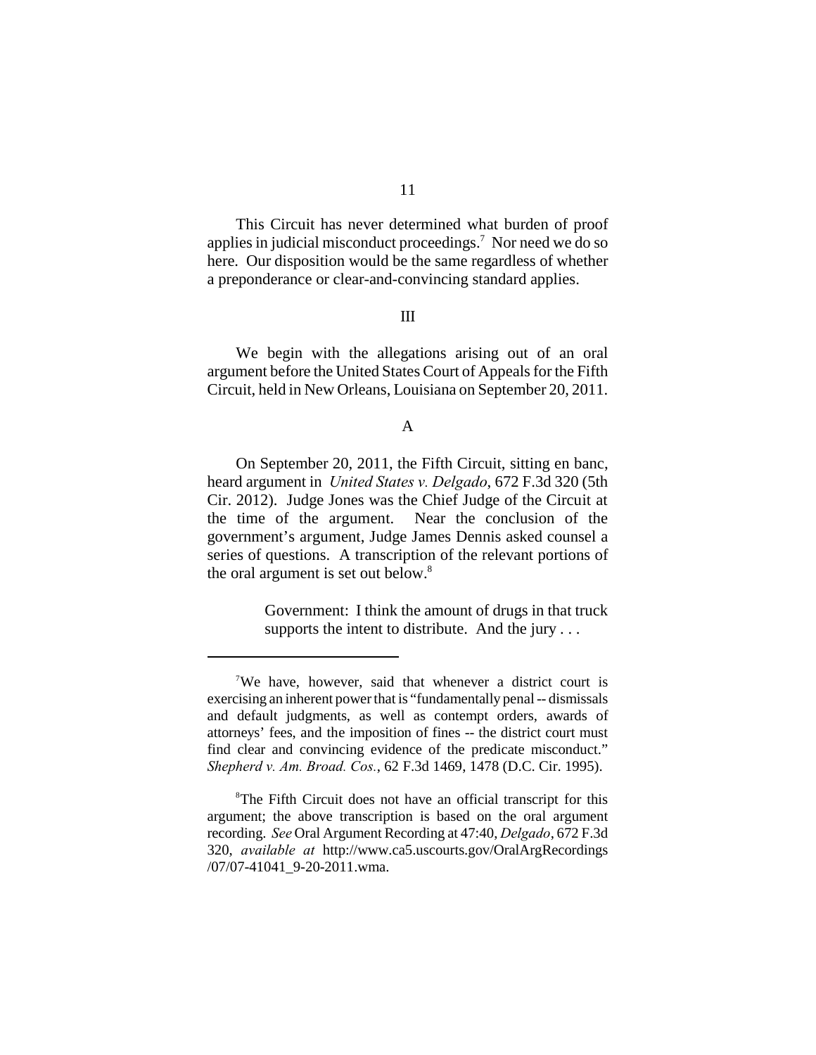This Circuit has never determined what burden of proof applies in judicial misconduct proceedings.[7] Nor need we do so here. Our disposition would be the same regardless of whether a preponderance or clear-and-convincing standard applies.

## III

We begin with the allegations arising out of an oral argument before the United States Court of Appeals for the Fifth Circuit, held in New Orleans, Louisiana on September 20, 2011.

### A

On September 20, 2011, the Fifth Circuit, sitting en banc, heard argument in *United States v. Delgado*, 672 F.3d 320 (5th Cir. 2012). Judge Jones was the Chief Judge of the Circuit at the time of the argument. Near the conclusion of the government's argument, Judge James Dennis asked counsel a series of questions. A transcription of the relevant portions of the oral argument is set out below.[8]

> Government: I think the amount of drugs in that truck supports the intent to distribute. And the jury . . .

---

[7] We have, however, said that whenever a district court is exercising an inherent power that is "fundamentally penal -- dismissals and default judgments, as well as contempt orders, awards of attorneys' fees, and the imposition of fines -- the district court must find clear and convincing evidence of the predicate misconduct." *Shepherd v. Am. Broad. Cos.*, 62 F.3d 1469, 1478 (D.C. Cir. 1995).

[8] The Fifth Circuit does not have an official transcript for this argument; the above transcription is based on the oral argument recording. *See* Oral Argument Recording at 47:40, *Delgado*, 672 F.3d 320, *available at* http://www.ca5.uscourts.gov/OralArgRecordings/07/07-41041_9-20-2011.wma.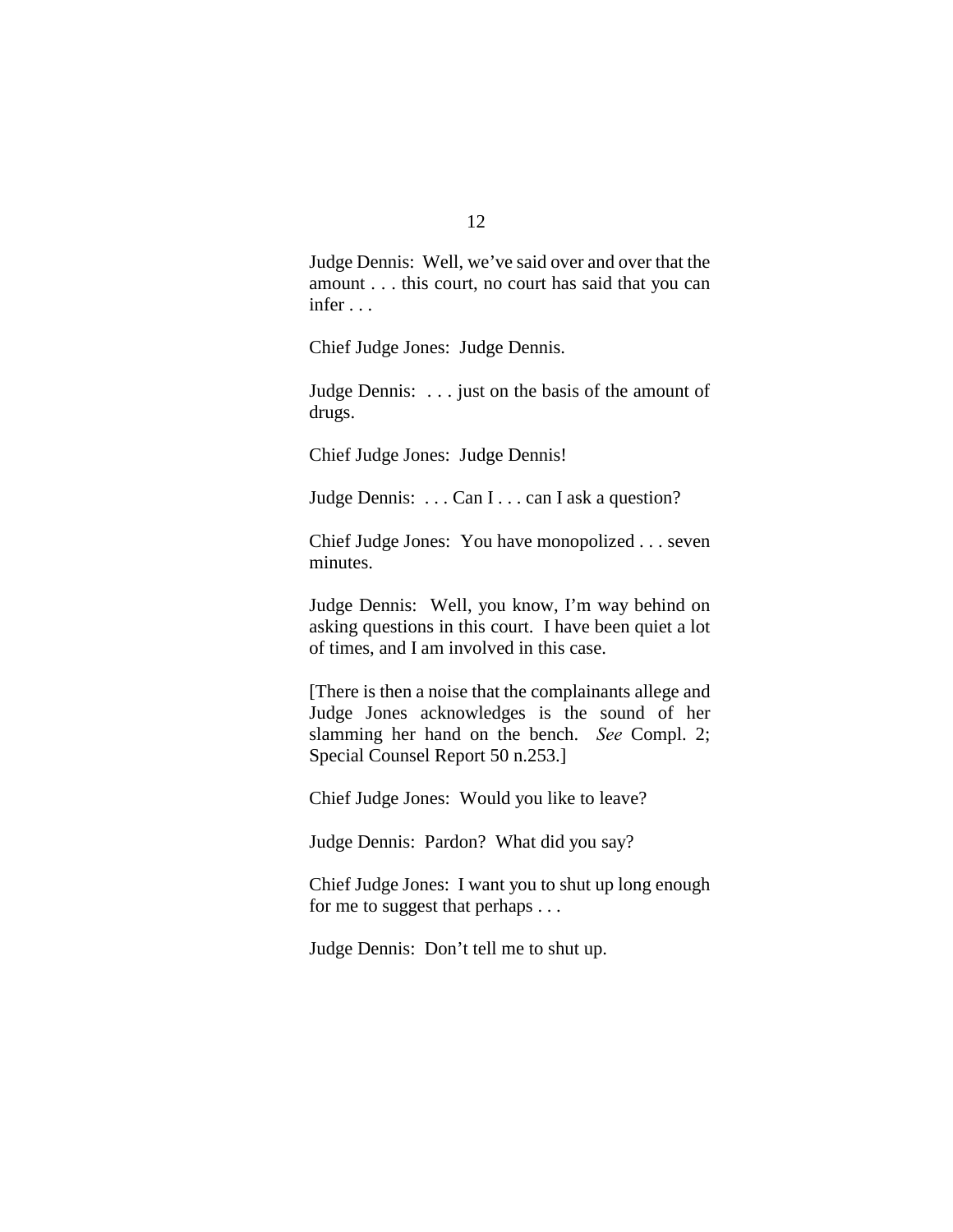Judge Dennis: Well, we've said over and over that the amount . . . this court, no court has said that you can infer . . .

Chief Judge Jones: Judge Dennis.

Judge Dennis: . . . just on the basis of the amount of drugs.

Chief Judge Jones: Judge Dennis!

Judge Dennis: . . . Can I . . . can I ask a question?

Chief Judge Jones: You have monopolized . . . seven minutes.

Judge Dennis: Well, you know, I'm way behind on asking questions in this court. I have been quiet a lot of times, and I am involved in this case.

[There is then a noise that the complainants allege and Judge Jones acknowledges is the sound of her slamming her hand on the bench. *See* Compl. 2; Special Counsel Report 50 n.253.]

Chief Judge Jones: Would you like to leave?

Judge Dennis: Pardon? What did you say?

Chief Judge Jones: I want you to shut up long enough for me to suggest that perhaps . . .

Judge Dennis: Don't tell me to shut up.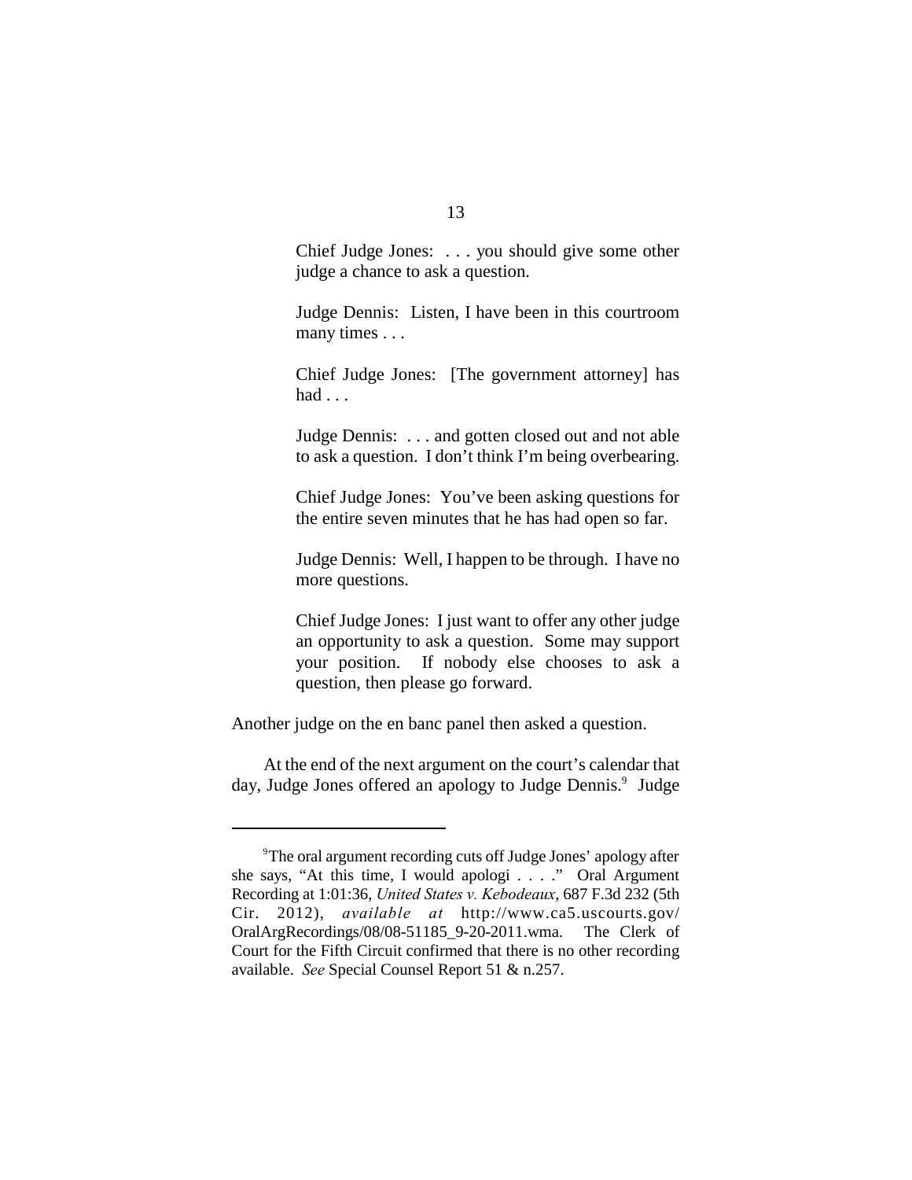> Chief Judge Jones: . . . you should give some other judge a chance to ask a question.
>
> Judge Dennis: Listen, I have been in this courtroom many times . . .
>
> Chief Judge Jones: [The government attorney] has had . . .
>
> Judge Dennis: . . . and gotten closed out and not able to ask a question. I don't think I'm being overbearing.
>
> Chief Judge Jones: You've been asking questions for the entire seven minutes that he has had open so far.
>
> Judge Dennis: Well, I happen to be through. I have no more questions.
>
> Chief Judge Jones: I just want to offer any other judge an opportunity to ask a question. Some may support your position. If nobody else chooses to ask a question, then please go forward.

Another judge on the en banc panel then asked a question.

At the end of the next argument on the court's calendar that day, Judge Jones offered an apology to Judge Dennis.[9] Judge

---

[9]The oral argument recording cuts off Judge Jones' apology after she says, "At this time, I would apologi . . . ." Oral Argument Recording at 1:01:36, *United States v. Kebodeaux*, 687 F.3d 232 (5th Cir. 2012), *available at* http://www.ca5.uscourts.gov/OralArgRecordings/08/08-51185_9-20-2011.wma. The Clerk of Court for the Fifth Circuit confirmed that there is no other recording available. *See* Special Counsel Report 51 & n.257.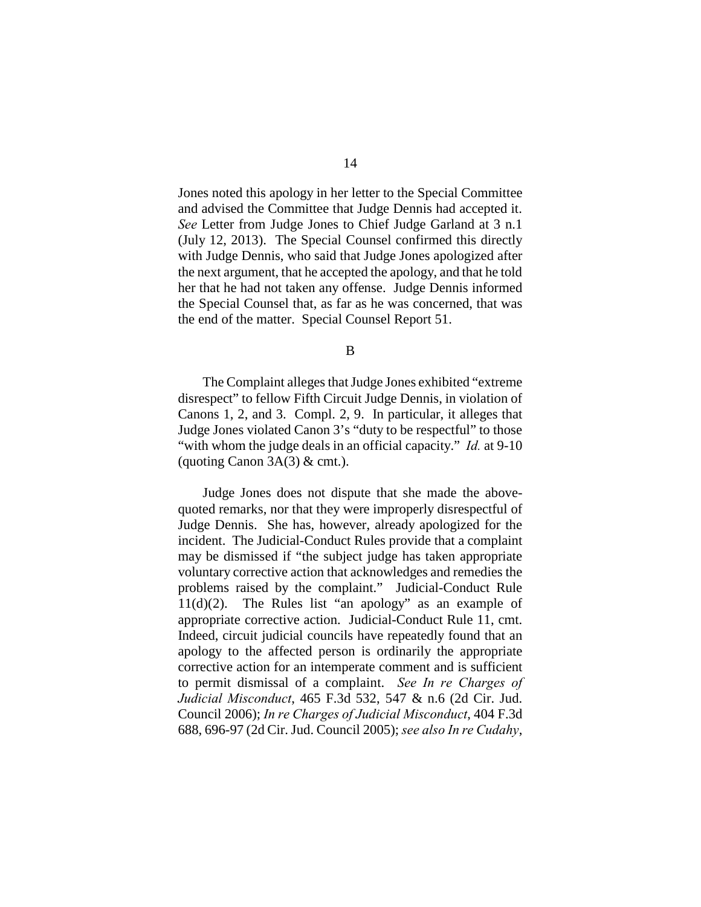Jones noted this apology in her letter to the Special Committee and advised the Committee that Judge Dennis had accepted it. *See* Letter from Judge Jones to Chief Judge Garland at 3 n.1 (July 12, 2013). The Special Counsel confirmed this directly with Judge Dennis, who said that Judge Jones apologized after the next argument, that he accepted the apology, and that he told her that he had not taken any offense. Judge Dennis informed the Special Counsel that, as far as he was concerned, that was the end of the matter. Special Counsel Report 51.

B

The Complaint alleges that Judge Jones exhibited "extreme disrespect" to fellow Fifth Circuit Judge Dennis, in violation of Canons 1, 2, and 3. Compl. 2, 9. In particular, it alleges that Judge Jones violated Canon 3's "duty to be respectful" to those "with whom the judge deals in an official capacity." *Id.* at 9-10 (quoting Canon 3A(3) & cmt.).

Judge Jones does not dispute that she made the above-quoted remarks, nor that they were improperly disrespectful of Judge Dennis. She has, however, already apologized for the incident. The Judicial-Conduct Rules provide that a complaint may be dismissed if "the subject judge has taken appropriate voluntary corrective action that acknowledges and remedies the problems raised by the complaint." Judicial-Conduct Rule 11(d)(2). The Rules list "an apology" as an example of appropriate corrective action. Judicial-Conduct Rule 11, cmt. Indeed, circuit judicial councils have repeatedly found that an apology to the affected person is ordinarily the appropriate corrective action for an intemperate comment and is sufficient to permit dismissal of a complaint. *See In re Charges of Judicial Misconduct*, 465 F.3d 532, 547 & n.6 (2d Cir. Jud. Council 2006); *In re Charges of Judicial Misconduct*, 404 F.3d 688, 696-97 (2d Cir. Jud. Council 2005); *see also In re Cudahy*,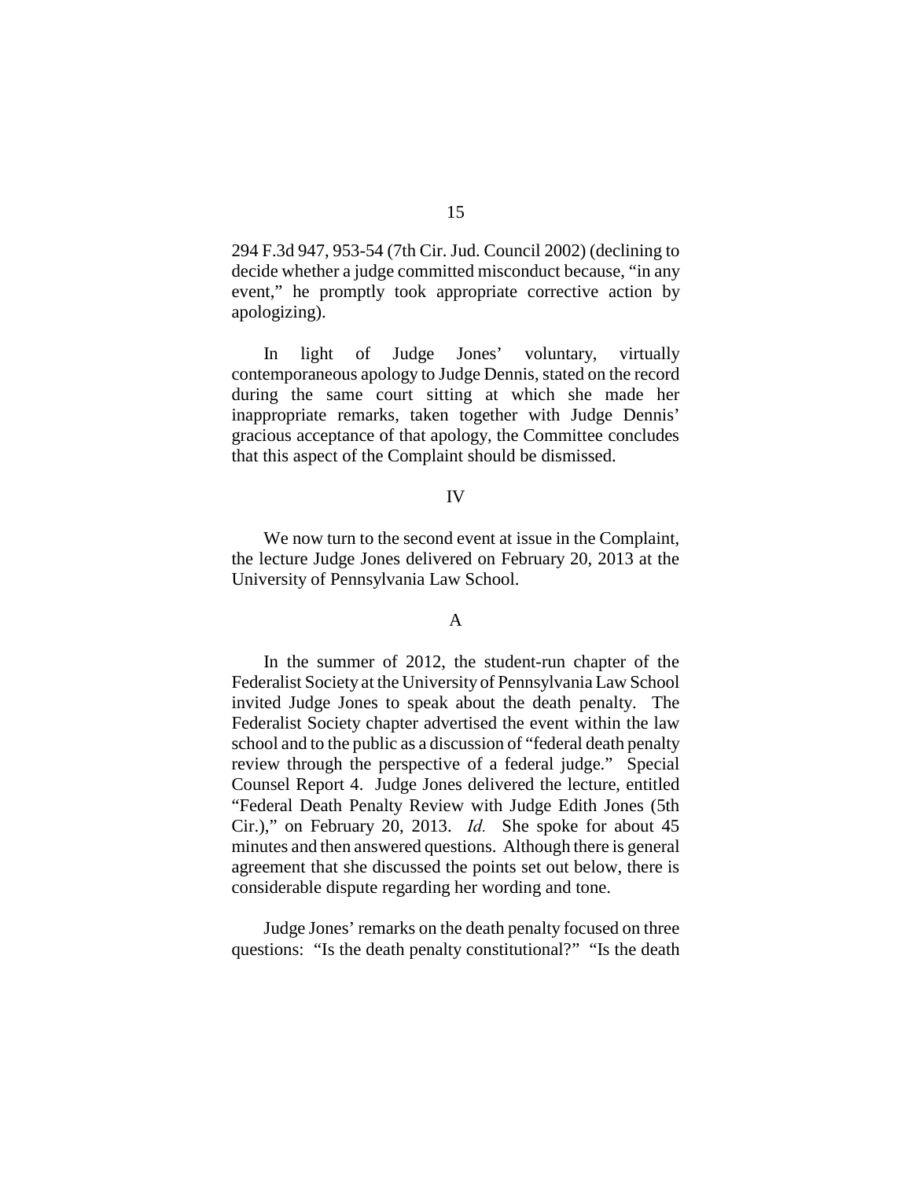294 F.3d 947, 953-54 (7th Cir. Jud. Council 2002) (declining to decide whether a judge committed misconduct because, "in any event," he promptly took appropriate corrective action by apologizing).

In light of Judge Jones' voluntary, virtually contemporaneous apology to Judge Dennis, stated on the record during the same court sitting at which she made her inappropriate remarks, taken together with Judge Dennis' gracious acceptance of that apology, the Committee concludes that this aspect of the Complaint should be dismissed.

## IV

We now turn to the second event at issue in the Complaint, the lecture Judge Jones delivered on February 20, 2013 at the University of Pennsylvania Law School.

### A

In the summer of 2012, the student-run chapter of the Federalist Society at the University of Pennsylvania Law School invited Judge Jones to speak about the death penalty. The Federalist Society chapter advertised the event within the law school and to the public as a discussion of "federal death penalty review through the perspective of a federal judge." Special Counsel Report 4. Judge Jones delivered the lecture, entitled "Federal Death Penalty Review with Judge Edith Jones (5th Cir.)," on February 20, 2013. *Id.* She spoke for about 45 minutes and then answered questions. Although there is general agreement that she discussed the points set out below, there is considerable dispute regarding her wording and tone.

Judge Jones' remarks on the death penalty focused on three questions: "Is the death penalty constitutional?" "Is the death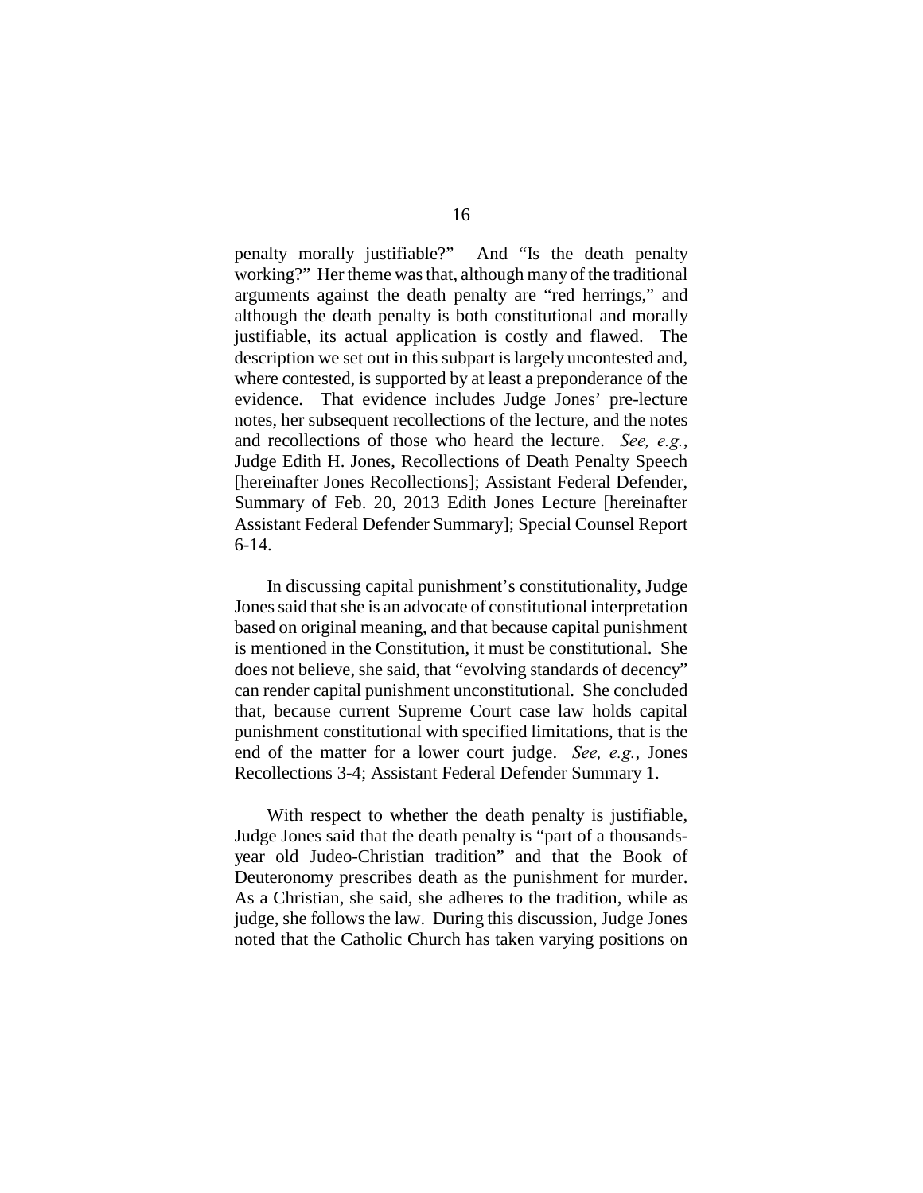penalty morally justifiable?" And "Is the death penalty working?" Her theme was that, although many of the traditional arguments against the death penalty are "red herrings," and although the death penalty is both constitutional and morally justifiable, its actual application is costly and flawed. The description we set out in this subpart is largely uncontested and, where contested, is supported by at least a preponderance of the evidence. That evidence includes Judge Jones' pre-lecture notes, her subsequent recollections of the lecture, and the notes and recollections of those who heard the lecture. *See, e.g.*, Judge Edith H. Jones, Recollections of Death Penalty Speech [hereinafter Jones Recollections]; Assistant Federal Defender, Summary of Feb. 20, 2013 Edith Jones Lecture [hereinafter Assistant Federal Defender Summary]; Special Counsel Report 6-14.

In discussing capital punishment's constitutionality, Judge Jones said that she is an advocate of constitutional interpretation based on original meaning, and that because capital punishment is mentioned in the Constitution, it must be constitutional. She does not believe, she said, that "evolving standards of decency" can render capital punishment unconstitutional. She concluded that, because current Supreme Court case law holds capital punishment constitutional with specified limitations, that is the end of the matter for a lower court judge. *See, e.g.*, Jones Recollections 3-4; Assistant Federal Defender Summary 1.

With respect to whether the death penalty is justifiable, Judge Jones said that the death penalty is "part of a thousands-year old Judeo-Christian tradition" and that the Book of Deuteronomy prescribes death as the punishment for murder. As a Christian, she said, she adheres to the tradition, while as judge, she follows the law. During this discussion, Judge Jones noted that the Catholic Church has taken varying positions on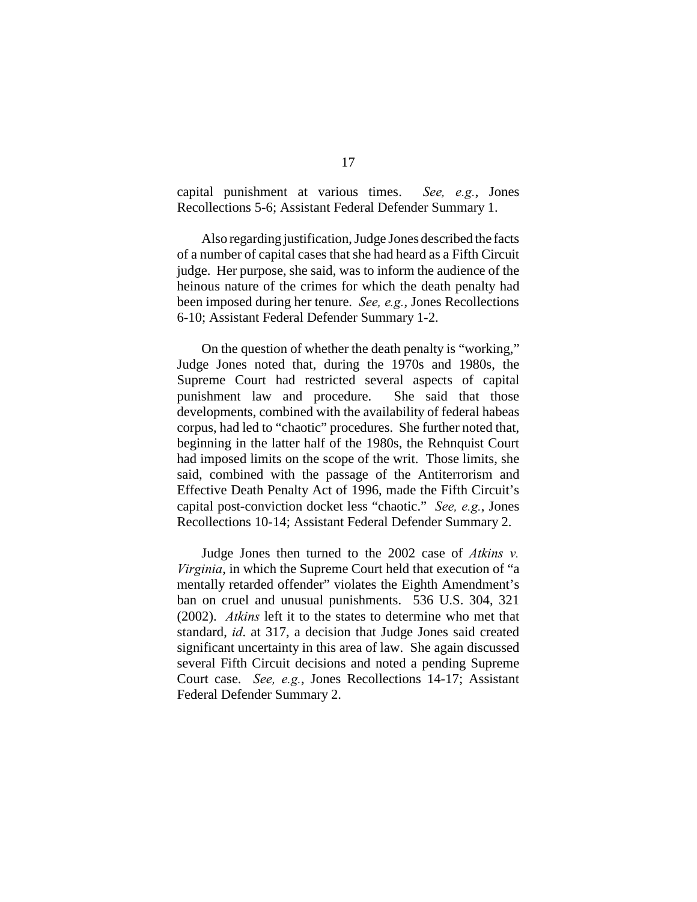capital punishment at various times. *See, e.g.*, Jones Recollections 5-6; Assistant Federal Defender Summary 1.

Also regarding justification, Judge Jones described the facts of a number of capital cases that she had heard as a Fifth Circuit judge. Her purpose, she said, was to inform the audience of the heinous nature of the crimes for which the death penalty had been imposed during her tenure. *See, e.g.*, Jones Recollections 6-10; Assistant Federal Defender Summary 1-2.

On the question of whether the death penalty is "working," Judge Jones noted that, during the 1970s and 1980s, the Supreme Court had restricted several aspects of capital punishment law and procedure. She said that those developments, combined with the availability of federal habeas corpus, had led to "chaotic" procedures. She further noted that, beginning in the latter half of the 1980s, the Rehnquist Court had imposed limits on the scope of the writ. Those limits, she said, combined with the passage of the Antiterrorism and Effective Death Penalty Act of 1996, made the Fifth Circuit's capital post-conviction docket less "chaotic." *See, e.g.*, Jones Recollections 10-14; Assistant Federal Defender Summary 2.

Judge Jones then turned to the 2002 case of *Atkins v. Virginia*, in which the Supreme Court held that execution of "a mentally retarded offender" violates the Eighth Amendment's ban on cruel and unusual punishments. 536 U.S. 304, 321 (2002). *Atkins* left it to the states to determine who met that standard, *id*. at 317, a decision that Judge Jones said created significant uncertainty in this area of law. She again discussed several Fifth Circuit decisions and noted a pending Supreme Court case. *See, e.g.*, Jones Recollections 14-17; Assistant Federal Defender Summary 2.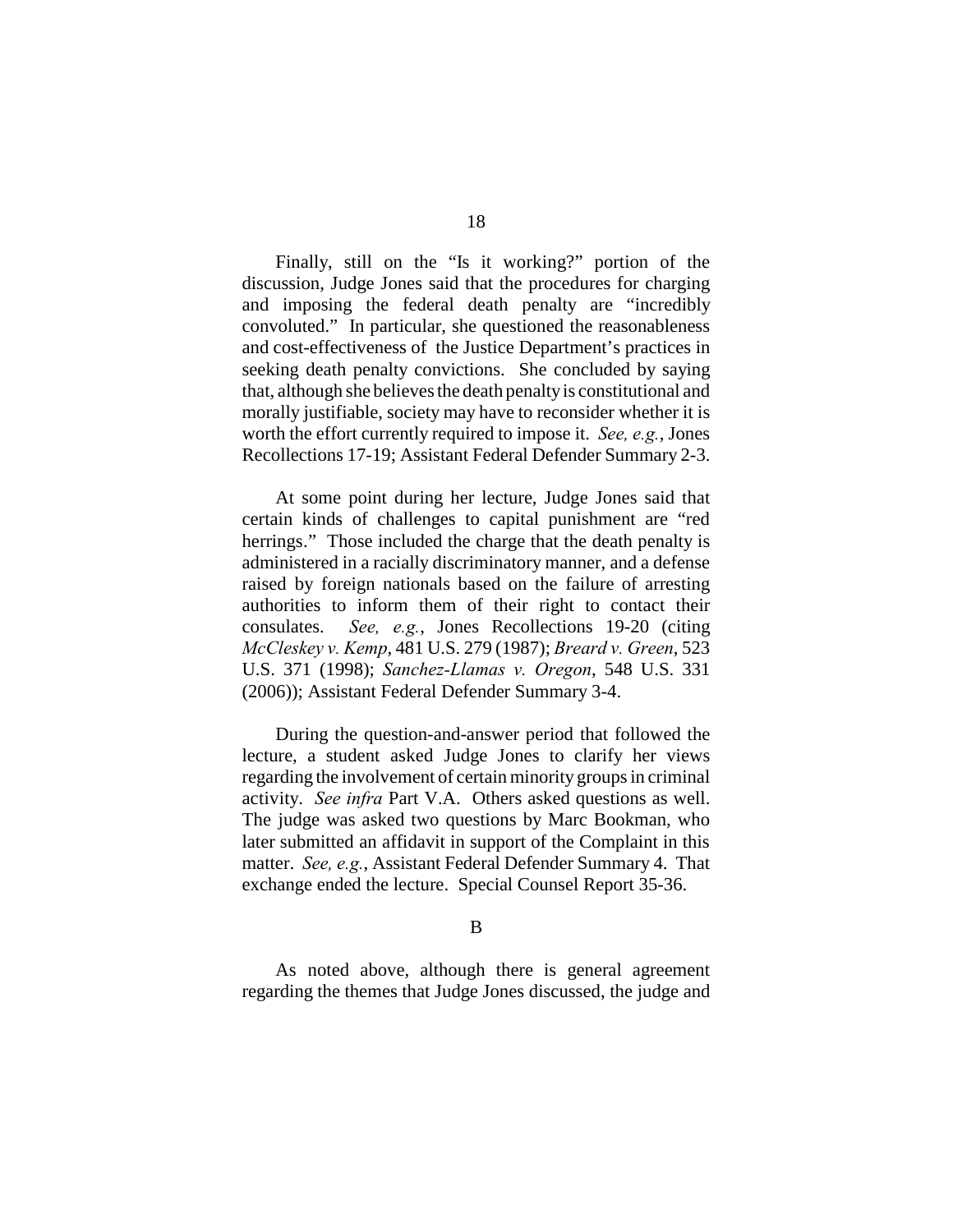Finally, still on the "Is it working?" portion of the discussion, Judge Jones said that the procedures for charging and imposing the federal death penalty are "incredibly convoluted." In particular, she questioned the reasonableness and cost-effectiveness of the Justice Department's practices in seeking death penalty convictions. She concluded by saying that, although she believes the death penalty is constitutional and morally justifiable, society may have to reconsider whether it is worth the effort currently required to impose it. *See, e.g.*, Jones Recollections 17-19; Assistant Federal Defender Summary 2-3.

At some point during her lecture, Judge Jones said that certain kinds of challenges to capital punishment are "red herrings." Those included the charge that the death penalty is administered in a racially discriminatory manner, and a defense raised by foreign nationals based on the failure of arresting authorities to inform them of their right to contact their consulates. *See, e.g.*, Jones Recollections 19-20 (citing *McCleskey v. Kemp*, 481 U.S. 279 (1987); *Breard v. Green*, 523 U.S. 371 (1998); *Sanchez-Llamas v. Oregon*, 548 U.S. 331 (2006)); Assistant Federal Defender Summary 3-4.

During the question-and-answer period that followed the lecture, a student asked Judge Jones to clarify her views regarding the involvement of certain minority groups in criminal activity. *See infra* Part V.A. Others asked questions as well. The judge was asked two questions by Marc Bookman, who later submitted an affidavit in support of the Complaint in this matter. *See, e.g.*, Assistant Federal Defender Summary 4. That exchange ended the lecture. Special Counsel Report 35-36.

## B

As noted above, although there is general agreement regarding the themes that Judge Jones discussed, the judge and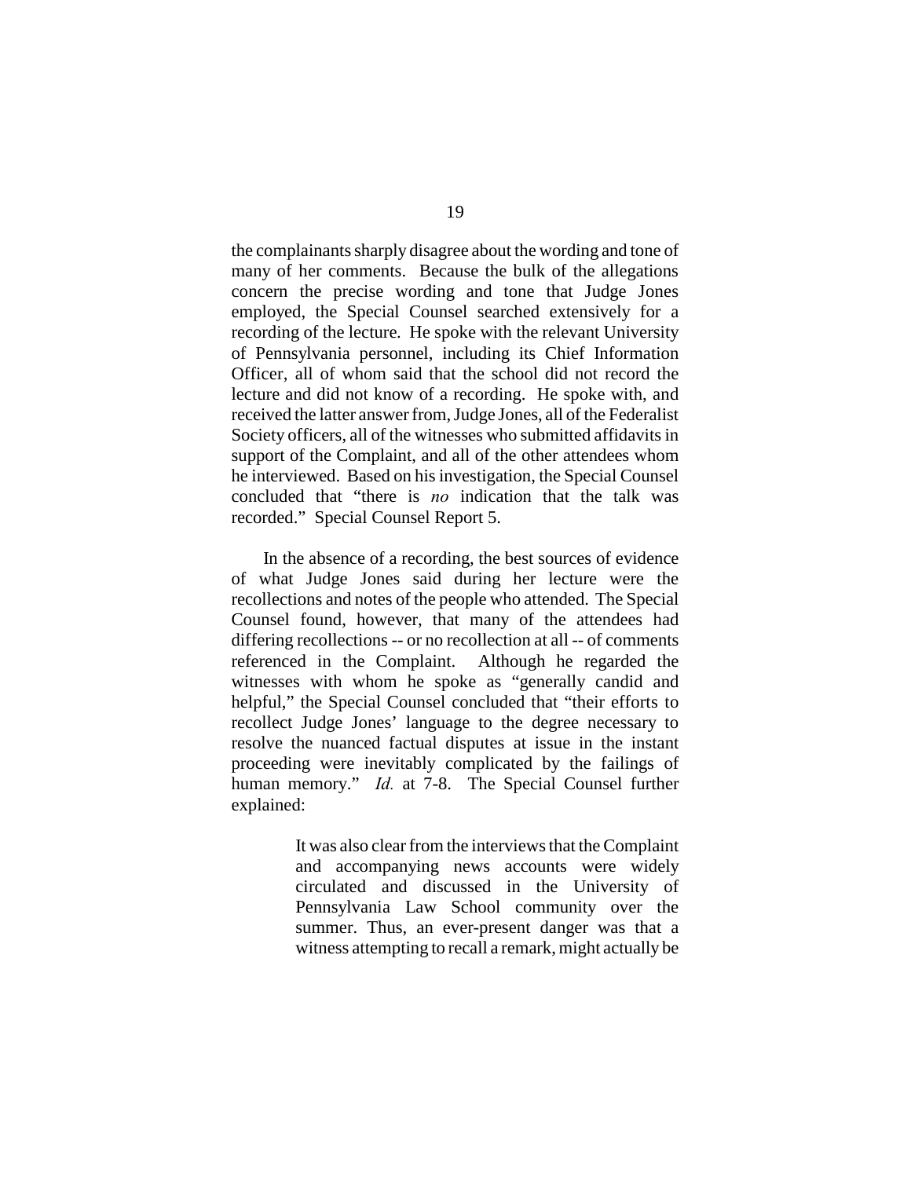the complainants sharply disagree about the wording and tone of many of her comments. Because the bulk of the allegations concern the precise wording and tone that Judge Jones employed, the Special Counsel searched extensively for a recording of the lecture. He spoke with the relevant University of Pennsylvania personnel, including its Chief Information Officer, all of whom said that the school did not record the lecture and did not know of a recording. He spoke with, and received the latter answer from, Judge Jones, all of the Federalist Society officers, all of the witnesses who submitted affidavits in support of the Complaint, and all of the other attendees whom he interviewed. Based on his investigation, the Special Counsel concluded that "there is *no* indication that the talk was recorded." Special Counsel Report 5.

In the absence of a recording, the best sources of evidence of what Judge Jones said during her lecture were the recollections and notes of the people who attended. The Special Counsel found, however, that many of the attendees had differing recollections -- or no recollection at all -- of comments referenced in the Complaint. Although he regarded the witnesses with whom he spoke as "generally candid and helpful," the Special Counsel concluded that "their efforts to recollect Judge Jones' language to the degree necessary to resolve the nuanced factual disputes at issue in the instant proceeding were inevitably complicated by the failings of human memory." *Id.* at 7-8. The Special Counsel further explained:

> It was also clear from the interviews that the Complaint and accompanying news accounts were widely circulated and discussed in the University of Pennsylvania Law School community over the summer. Thus, an ever-present danger was that a witness attempting to recall a remark, might actually be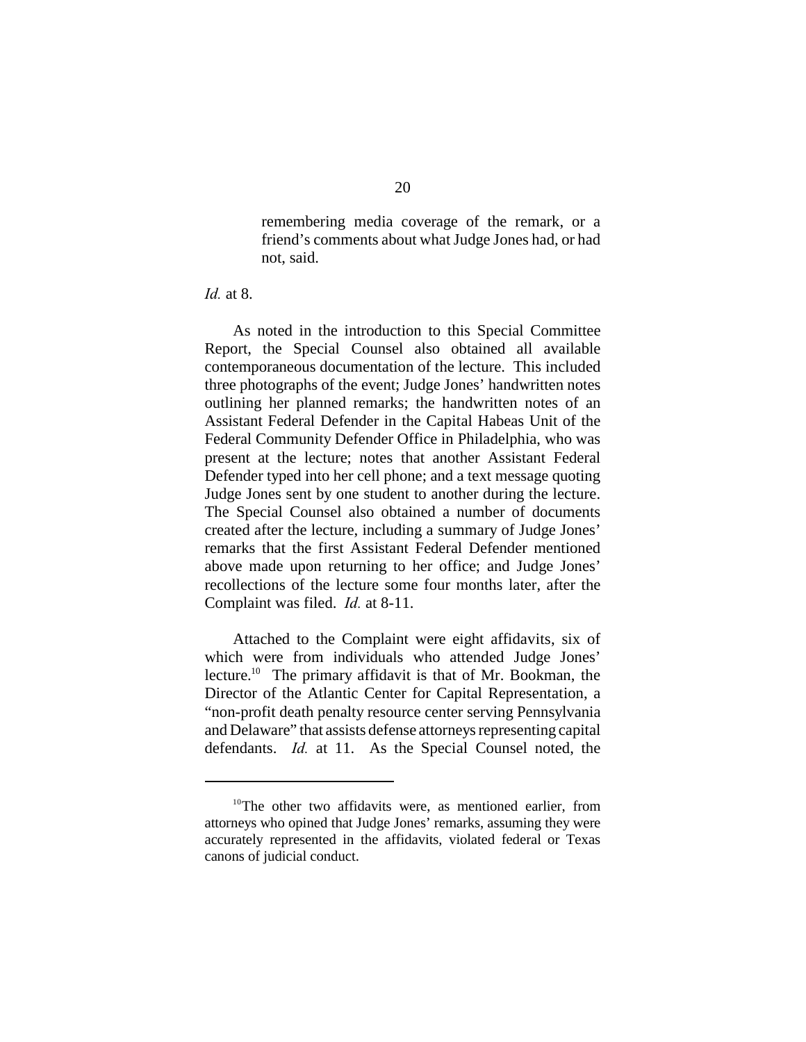> remembering media coverage of the remark, or a friend's comments about what Judge Jones had, or had not, said.

*Id.* at 8.

As noted in the introduction to this Special Committee Report, the Special Counsel also obtained all available contemporaneous documentation of the lecture. This included three photographs of the event; Judge Jones' handwritten notes outlining her planned remarks; the handwritten notes of an Assistant Federal Defender in the Capital Habeas Unit of the Federal Community Defender Office in Philadelphia, who was present at the lecture; notes that another Assistant Federal Defender typed into her cell phone; and a text message quoting Judge Jones sent by one student to another during the lecture. The Special Counsel also obtained a number of documents created after the lecture, including a summary of Judge Jones' remarks that the first Assistant Federal Defender mentioned above made upon returning to her office; and Judge Jones' recollections of the lecture some four months later, after the Complaint was filed. *Id.* at 8-11.

Attached to the Complaint were eight affidavits, six of which were from individuals who attended Judge Jones' lecture.[10] The primary affidavit is that of Mr. Bookman, the Director of the Atlantic Center for Capital Representation, a "non-profit death penalty resource center serving Pennsylvania and Delaware" that assists defense attorneys representing capital defendants. *Id.* at 11. As the Special Counsel noted, the

---

[10] The other two affidavits were, as mentioned earlier, from attorneys who opined that Judge Jones' remarks, assuming they were accurately represented in the affidavits, violated federal or Texas canons of judicial conduct.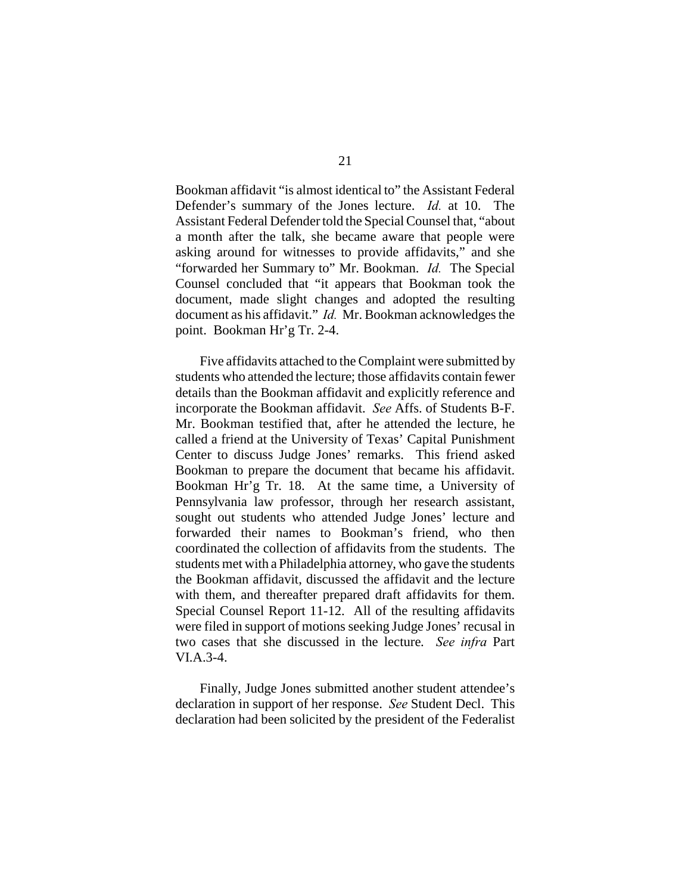Bookman affidavit "is almost identical to" the Assistant Federal Defender's summary of the Jones lecture. *Id.* at 10. The Assistant Federal Defender told the Special Counsel that, "about a month after the talk, she became aware that people were asking around for witnesses to provide affidavits," and she "forwarded her Summary to" Mr. Bookman. *Id.* The Special Counsel concluded that "it appears that Bookman took the document, made slight changes and adopted the resulting document as his affidavit." *Id.* Mr. Bookman acknowledges the point. Bookman Hr'g Tr. 2-4.

Five affidavits attached to the Complaint were submitted by students who attended the lecture; those affidavits contain fewer details than the Bookman affidavit and explicitly reference and incorporate the Bookman affidavit. *See* Affs. of Students B-F. Mr. Bookman testified that, after he attended the lecture, he called a friend at the University of Texas' Capital Punishment Center to discuss Judge Jones' remarks. This friend asked Bookman to prepare the document that became his affidavit. Bookman Hr'g Tr. 18. At the same time, a University of Pennsylvania law professor, through her research assistant, sought out students who attended Judge Jones' lecture and forwarded their names to Bookman's friend, who then coordinated the collection of affidavits from the students. The students met with a Philadelphia attorney, who gave the students the Bookman affidavit, discussed the affidavit and the lecture with them, and thereafter prepared draft affidavits for them. Special Counsel Report 11-12. All of the resulting affidavits were filed in support of motions seeking Judge Jones' recusal in two cases that she discussed in the lecture. *See infra* Part VI.A.3-4.

Finally, Judge Jones submitted another student attendee's declaration in support of her response. *See* Student Decl. This declaration had been solicited by the president of the Federalist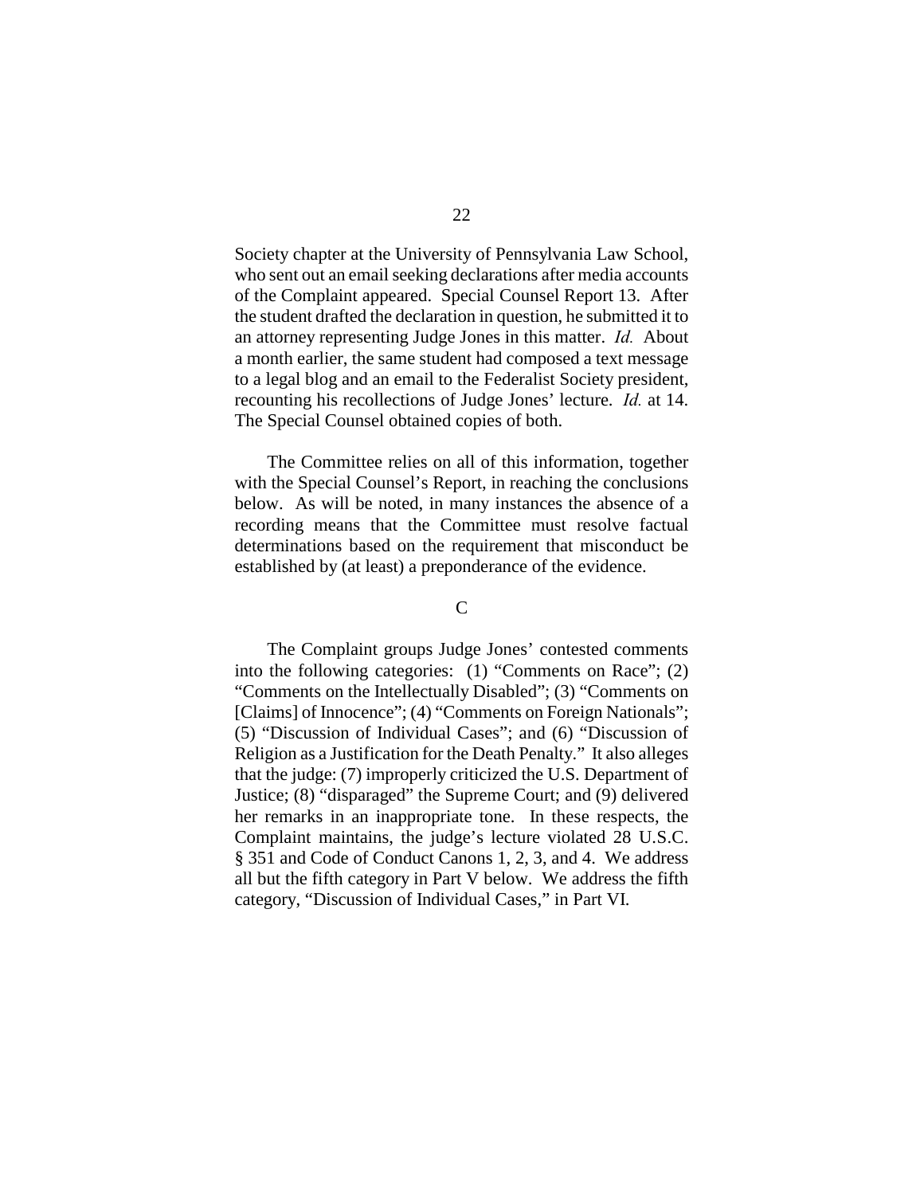Society chapter at the University of Pennsylvania Law School, who sent out an email seeking declarations after media accounts of the Complaint appeared. Special Counsel Report 13. After the student drafted the declaration in question, he submitted it to an attorney representing Judge Jones in this matter. *Id.* About a month earlier, the same student had composed a text message to a legal blog and an email to the Federalist Society president, recounting his recollections of Judge Jones' lecture. *Id.* at 14. The Special Counsel obtained copies of both.

The Committee relies on all of this information, together with the Special Counsel's Report, in reaching the conclusions below. As will be noted, in many instances the absence of a recording means that the Committee must resolve factual determinations based on the requirement that misconduct be established by (at least) a preponderance of the evidence.

### C

The Complaint groups Judge Jones' contested comments into the following categories: (1) "Comments on Race"; (2) "Comments on the Intellectually Disabled"; (3) "Comments on [Claims] of Innocence"; (4) "Comments on Foreign Nationals"; (5) "Discussion of Individual Cases"; and (6) "Discussion of Religion as a Justification for the Death Penalty." It also alleges that the judge: (7) improperly criticized the U.S. Department of Justice; (8) "disparaged" the Supreme Court; and (9) delivered her remarks in an inappropriate tone. In these respects, the Complaint maintains, the judge's lecture violated 28 U.S.C. § 351 and Code of Conduct Canons 1, 2, 3, and 4. We address all but the fifth category in Part V below. We address the fifth category, "Discussion of Individual Cases," in Part VI.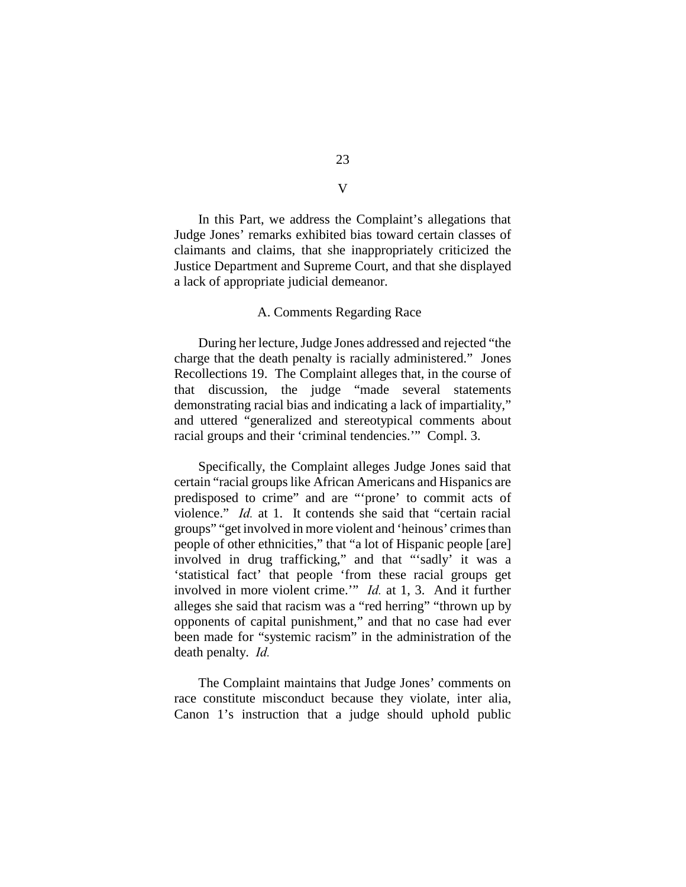## V

In this Part, we address the Complaint's allegations that Judge Jones' remarks exhibited bias toward certain classes of claimants and claims, that she inappropriately criticized the Justice Department and Supreme Court, and that she displayed a lack of appropriate judicial demeanor.

### A. Comments Regarding Race

During her lecture, Judge Jones addressed and rejected "the charge that the death penalty is racially administered." Jones Recollections 19. The Complaint alleges that, in the course of that discussion, the judge "made several statements demonstrating racial bias and indicating a lack of impartiality," and uttered "generalized and stereotypical comments about racial groups and their 'criminal tendencies.'" Compl. 3.

Specifically, the Complaint alleges Judge Jones said that certain "racial groups like African Americans and Hispanics are predisposed to crime" and are "'prone' to commit acts of violence." *Id.* at 1. It contends she said that "certain racial groups" "get involved in more violent and 'heinous' crimes than people of other ethnicities," that "a lot of Hispanic people [are] involved in drug trafficking," and that "'sadly' it was a 'statistical fact' that people 'from these racial groups get involved in more violent crime.'" *Id.* at 1, 3. And it further alleges she said that racism was a "red herring" "thrown up by opponents of capital punishment," and that no case had ever been made for "systemic racism" in the administration of the death penalty. *Id.*

The Complaint maintains that Judge Jones' comments on race constitute misconduct because they violate, inter alia, Canon 1's instruction that a judge should uphold public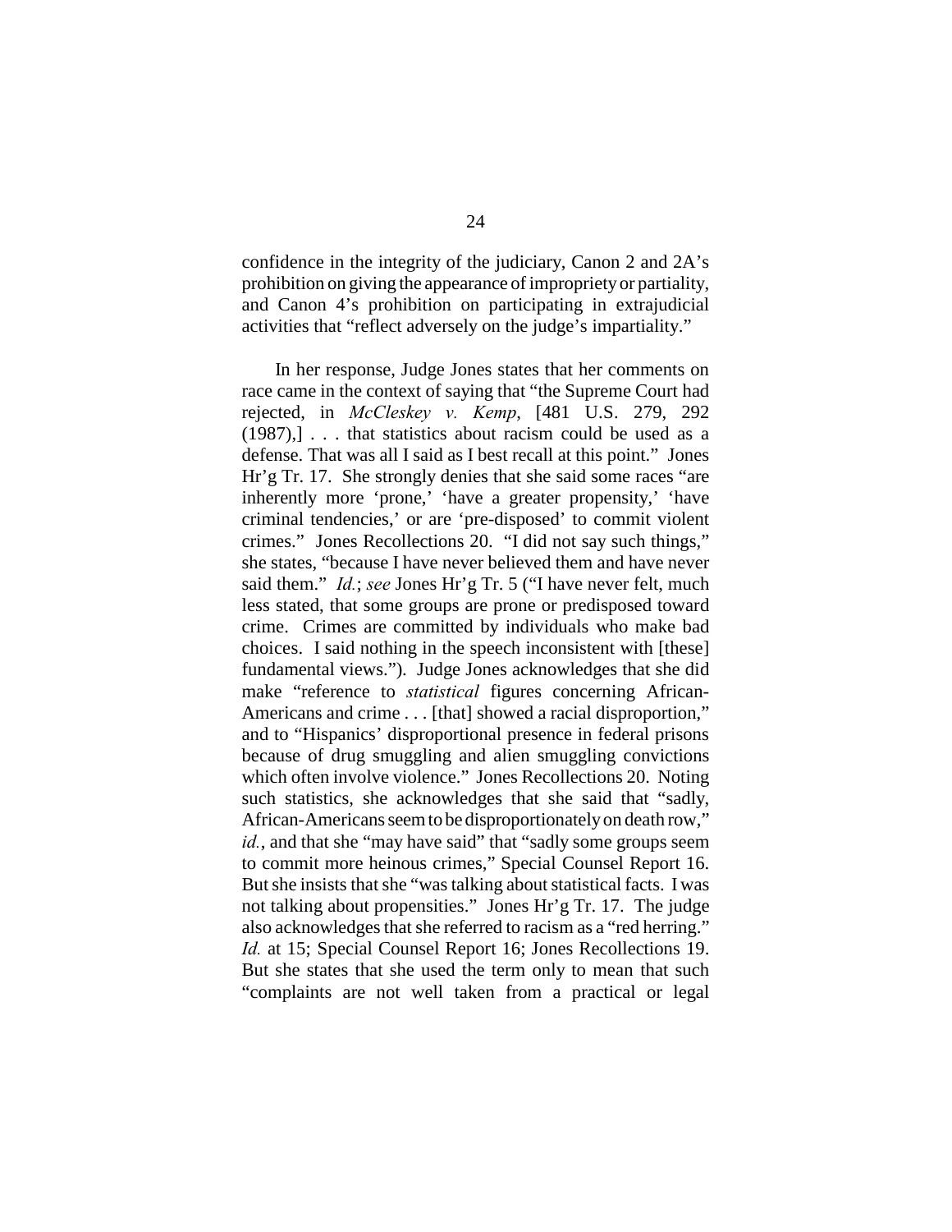confidence in the integrity of the judiciary, Canon 2 and 2A's prohibition on giving the appearance of impropriety or partiality, and Canon 4's prohibition on participating in extrajudicial activities that "reflect adversely on the judge's impartiality."

In her response, Judge Jones states that her comments on race came in the context of saying that "the Supreme Court had rejected, in *McCleskey v. Kemp*, [481 U.S. 279, 292 (1987),] . . . that statistics about racism could be used as a defense. That was all I said as I best recall at this point." Jones Hr'g Tr. 17. She strongly denies that she said some races "are inherently more 'prone,' 'have a greater propensity,' 'have criminal tendencies,' or are 'pre-disposed' to commit violent crimes." Jones Recollections 20. "I did not say such things," she states, "because I have never believed them and have never said them." *Id.*; *see* Jones Hr'g Tr. 5 ("I have never felt, much less stated, that some groups are prone or predisposed toward crime. Crimes are committed by individuals who make bad choices. I said nothing in the speech inconsistent with [these] fundamental views."). Judge Jones acknowledges that she did make "reference to *statistical* figures concerning African-Americans and crime . . . [that] showed a racial disproportion," and to "Hispanics' disproportional presence in federal prisons because of drug smuggling and alien smuggling convictions which often involve violence." Jones Recollections 20. Noting such statistics, she acknowledges that she said that "sadly, African-Americans seem to be disproportionately on death row," *id.*, and that she "may have said" that "sadly some groups seem to commit more heinous crimes," Special Counsel Report 16. But she insists that she "was talking about statistical facts. I was not talking about propensities." Jones Hr'g Tr. 17. The judge also acknowledges that she referred to racism as a "red herring." *Id.* at 15; Special Counsel Report 16; Jones Recollections 19. But she states that she used the term only to mean that such "complaints are not well taken from a practical or legal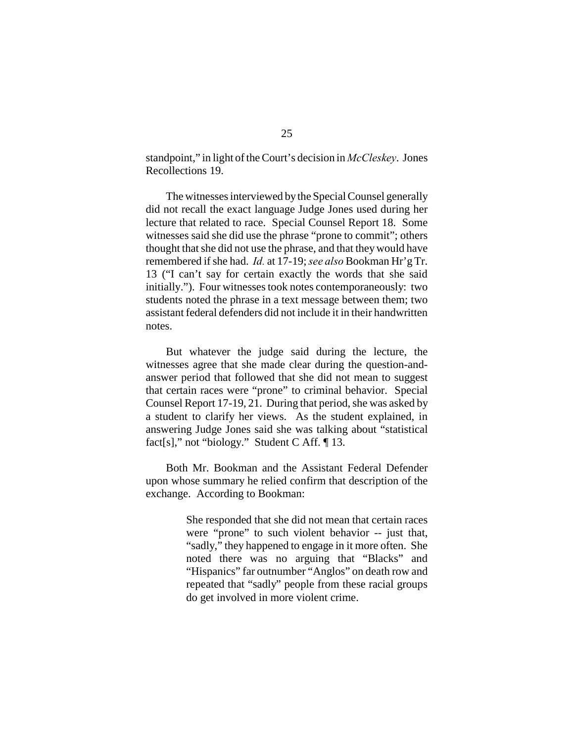standpoint," in light of the Court's decision in *McCleskey*. Jones Recollections 19.

The witnesses interviewed by the Special Counsel generally did not recall the exact language Judge Jones used during her lecture that related to race. Special Counsel Report 18. Some witnesses said she did use the phrase "prone to commit"; others thought that she did not use the phrase, and that they would have remembered if she had. *Id.* at 17-19; *see also* Bookman Hr'g Tr. 13 ("I can't say for certain exactly the words that she said initially."). Four witnesses took notes contemporaneously: two students noted the phrase in a text message between them; two assistant federal defenders did not include it in their handwritten notes.

But whatever the judge said during the lecture, the witnesses agree that she made clear during the question-and-answer period that followed that she did not mean to suggest that certain races were "prone" to criminal behavior. Special Counsel Report 17-19, 21. During that period, she was asked by a student to clarify her views. As the student explained, in answering Judge Jones said she was talking about "statistical fact[s]," not "biology." Student C Aff. ¶ 13.

Both Mr. Bookman and the Assistant Federal Defender upon whose summary he relied confirm that description of the exchange. According to Bookman:

> She responded that she did not mean that certain races were "prone" to such violent behavior -- just that, "sadly," they happened to engage in it more often. She noted there was no arguing that "Blacks" and "Hispanics" far outnumber "Anglos" on death row and repeated that "sadly" people from these racial groups do get involved in more violent crime.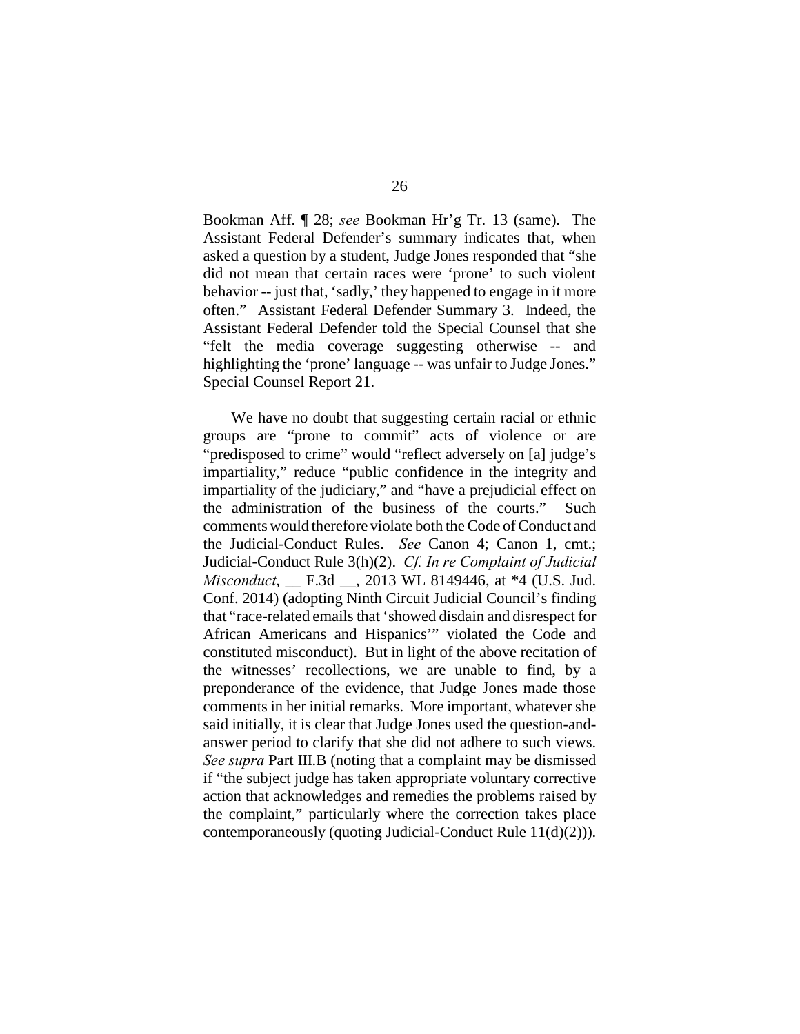Bookman Aff. ¶ 28; *see* Bookman Hr'g Tr. 13 (same). The Assistant Federal Defender's summary indicates that, when asked a question by a student, Judge Jones responded that "she did not mean that certain races were 'prone' to such violent behavior -- just that, 'sadly,' they happened to engage in it more often." Assistant Federal Defender Summary 3. Indeed, the Assistant Federal Defender told the Special Counsel that she "felt the media coverage suggesting otherwise -- and highlighting the 'prone' language -- was unfair to Judge Jones." Special Counsel Report 21.

We have no doubt that suggesting certain racial or ethnic groups are "prone to commit" acts of violence or are "predisposed to crime" would "reflect adversely on [a] judge's impartiality," reduce "public confidence in the integrity and impartiality of the judiciary," and "have a prejudicial effect on the administration of the business of the courts." Such comments would therefore violate both the Code of Conduct and the Judicial-Conduct Rules. *See* Canon 4; Canon 1, cmt.; Judicial-Conduct Rule 3(h)(2). *Cf. In re Complaint of Judicial Misconduct*, __ F.3d __, 2013 WL 8149446, at *4 (U.S. Jud. Conf. 2014) (adopting Ninth Circuit Judicial Council's finding that "race-related emails that 'showed disdain and disrespect for African Americans and Hispanics'" violated the Code and constituted misconduct). But in light of the above recitation of the witnesses' recollections, we are unable to find, by a preponderance of the evidence, that Judge Jones made those comments in her initial remarks. More important, whatever she said initially, it is clear that Judge Jones used the question-and-answer period to clarify that she did not adhere to such views. *See supra* Part III.B (noting that a complaint may be dismissed if "the subject judge has taken appropriate voluntary corrective action that acknowledges and remedies the problems raised by the complaint," particularly where the correction takes place contemporaneously (quoting Judicial-Conduct Rule 11(d)(2))).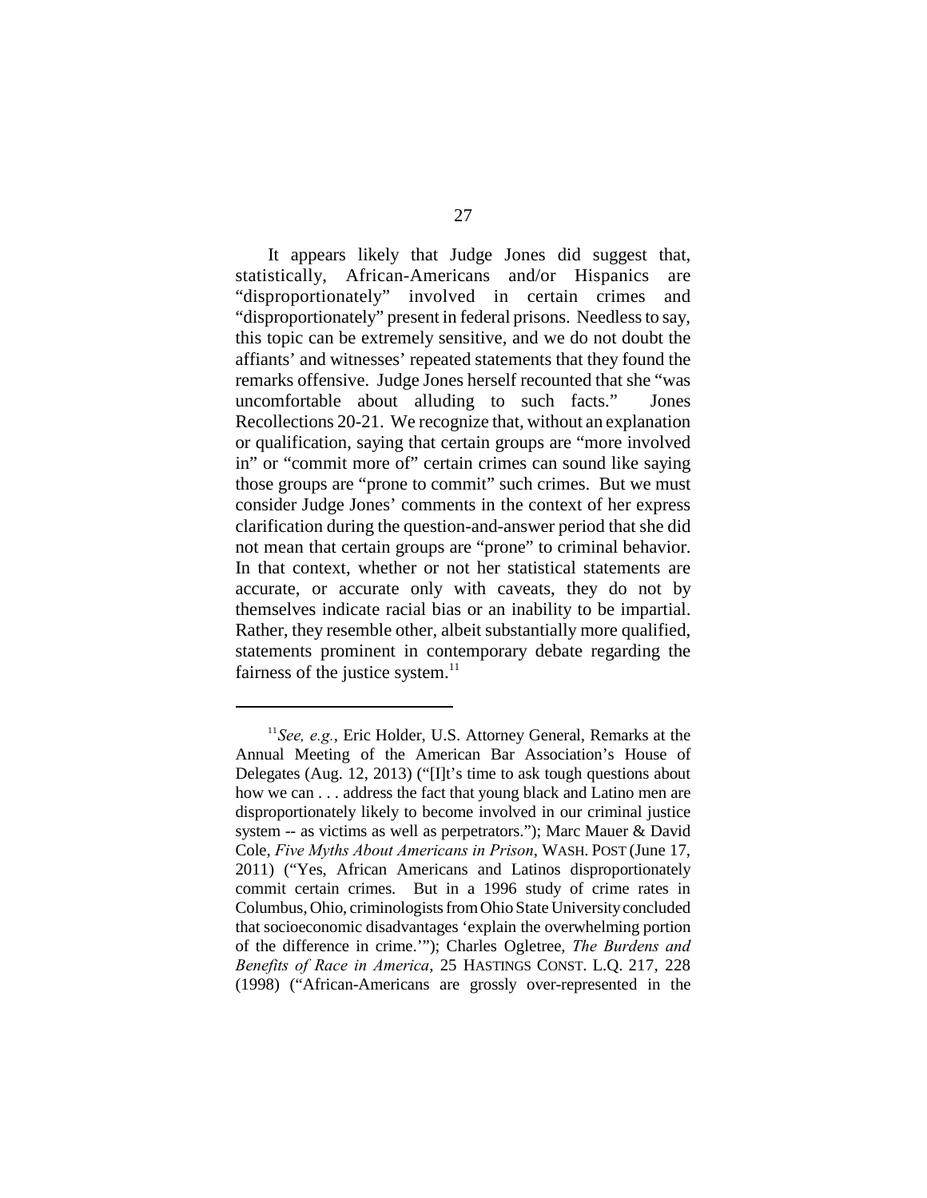It appears likely that Judge Jones did suggest that, statistically, African-Americans and/or Hispanics are "disproportionately" involved in certain crimes and "disproportionately" present in federal prisons. Needless to say, this topic can be extremely sensitive, and we do not doubt the affiants' and witnesses' repeated statements that they found the remarks offensive. Judge Jones herself recounted that she "was uncomfortable about alluding to such facts." Jones Recollections 20-21. We recognize that, without an explanation or qualification, saying that certain groups are "more involved in" or "commit more of" certain crimes can sound like saying those groups are "prone to commit" such crimes. But we must consider Judge Jones' comments in the context of her express clarification during the question-and-answer period that she did not mean that certain groups are "prone" to criminal behavior. In that context, whether or not her statistical statements are accurate, or accurate only with caveats, they do not by themselves indicate racial bias or an inability to be impartial. Rather, they resemble other, albeit substantially more qualified, statements prominent in contemporary debate regarding the fairness of the justice system.[11]

---

[11] *See, e.g.*, Eric Holder, U.S. Attorney General, Remarks at the Annual Meeting of the American Bar Association's House of Delegates (Aug. 12, 2013) ("[I]t's time to ask tough questions about how we can . . . address the fact that young black and Latino men are disproportionately likely to become involved in our criminal justice system -- as victims as well as perpetrators."); Marc Mauer & David Cole, *Five Myths About Americans in Prison*, WASH. POST (June 17, 2011) ("Yes, African Americans and Latinos disproportionately commit certain crimes. But in a 1996 study of crime rates in Columbus, Ohio, criminologists from Ohio State University concluded that socioeconomic disadvantages 'explain the overwhelming portion of the difference in crime.'"); Charles Ogletree, *The Burdens and Benefits of Race in America*, 25 HASTINGS CONST. L.Q. 217, 228 (1998) ("African-Americans are grossly over-represented in the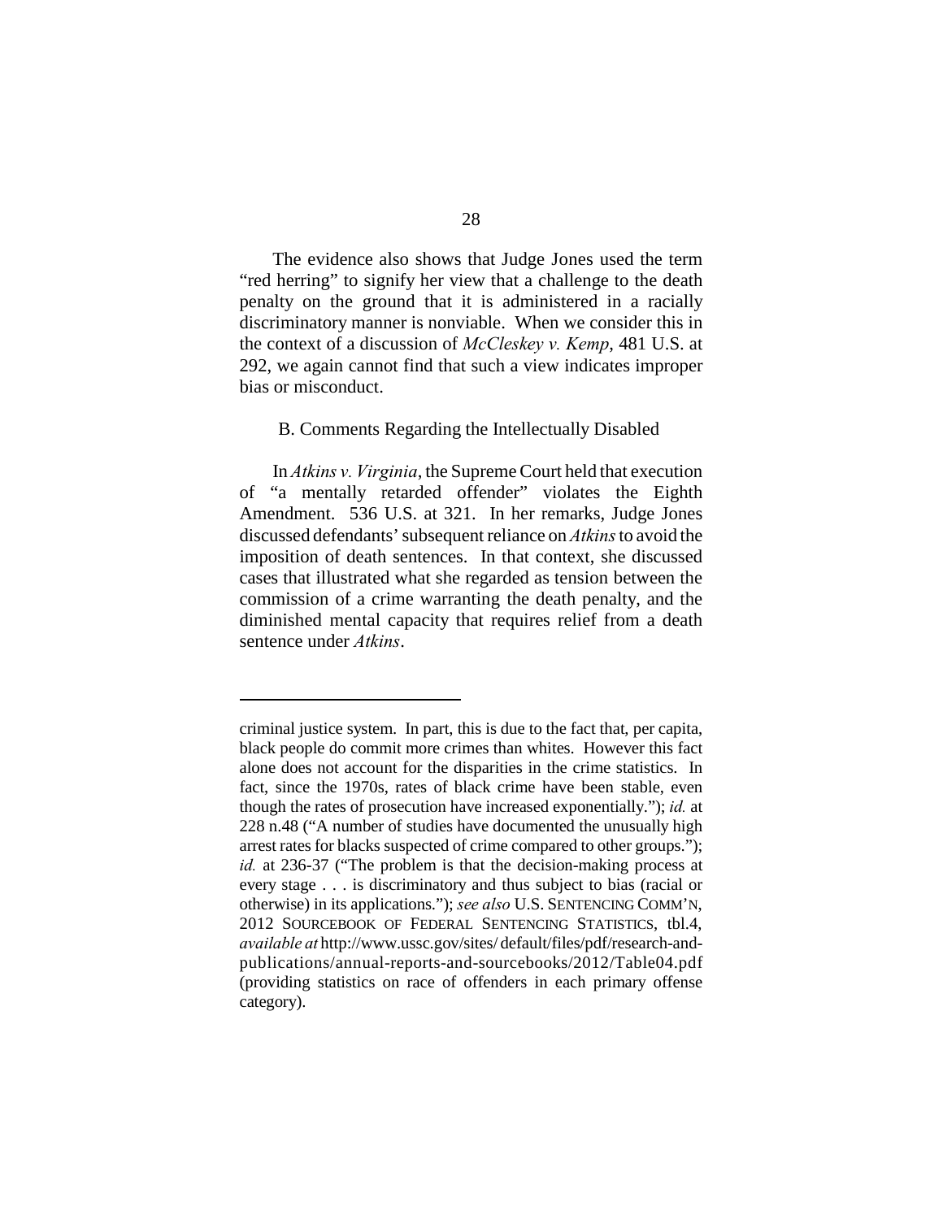The evidence also shows that Judge Jones used the term "red herring" to signify her view that a challenge to the death penalty on the ground that it is administered in a racially discriminatory manner is nonviable. When we consider this in the context of a discussion of *McCleskey v. Kemp*, 481 U.S. at 292, we again cannot find that such a view indicates improper bias or misconduct.

B. Comments Regarding the Intellectually Disabled

In *Atkins v. Virginia*, the Supreme Court held that execution of "a mentally retarded offender" violates the Eighth Amendment. 536 U.S. at 321. In her remarks, Judge Jones discussed defendants' subsequent reliance on *Atkins* to avoid the imposition of death sentences. In that context, she discussed cases that illustrated what she regarded as tension between the commission of a crime warranting the death penalty, and the diminished mental capacity that requires relief from a death sentence under *Atkins*.

---

criminal justice system. In part, this is due to the fact that, per capita, black people do commit more crimes than whites. However this fact alone does not account for the disparities in the crime statistics. In fact, since the 1970s, rates of black crime have been stable, even though the rates of prosecution have increased exponentially."); *id.* at 228 n.48 ("A number of studies have documented the unusually high arrest rates for blacks suspected of crime compared to other groups."); *id.* at 236-37 ("The problem is that the decision-making process at every stage . . . is discriminatory and thus subject to bias (racial or otherwise) in its applications."); *see also* U.S. SENTENCING COMM'N, 2012 SOURCEBOOK OF FEDERAL SENTENCING STATISTICS, tbl.4, *available at* http://www.ussc.gov/sites/ default/files/pdf/research-and-publications/annual-reports-and-sourcebooks/2012/Table04.pdf (providing statistics on race of offenders in each primary offense category).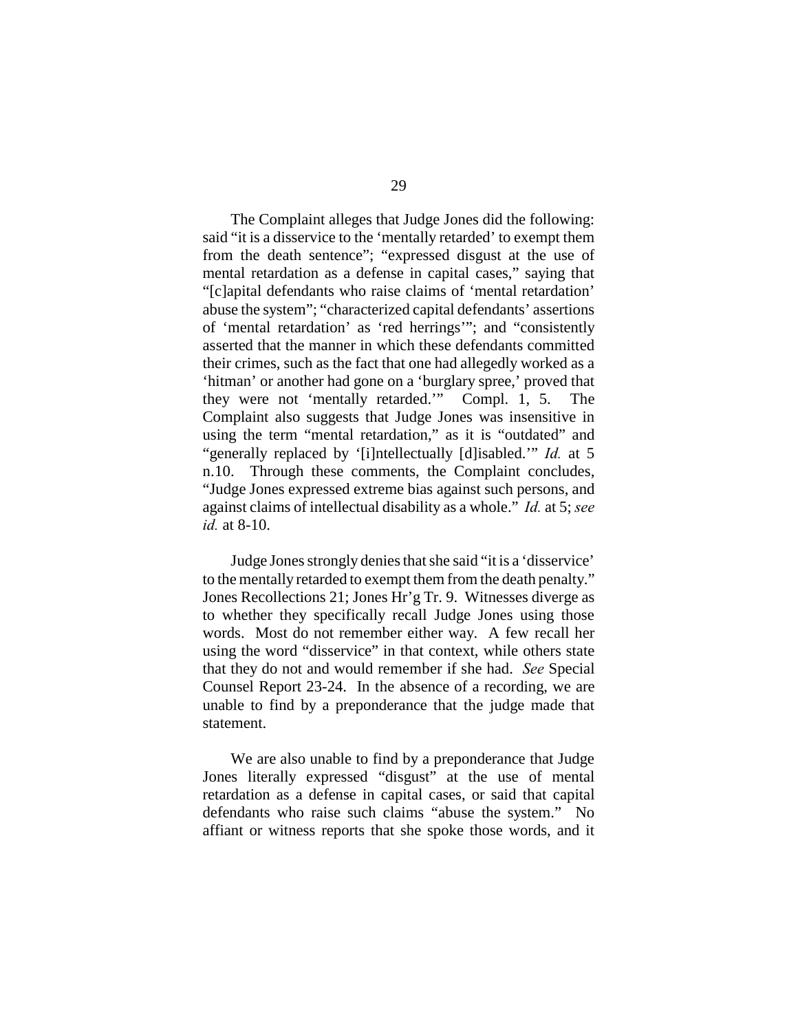The Complaint alleges that Judge Jones did the following: said "it is a disservice to the 'mentally retarded' to exempt them from the death sentence"; "expressed disgust at the use of mental retardation as a defense in capital cases," saying that "[c]apital defendants who raise claims of 'mental retardation' abuse the system"; "characterized capital defendants' assertions of 'mental retardation' as 'red herrings'"; and "consistently asserted that the manner in which these defendants committed their crimes, such as the fact that one had allegedly worked as a 'hitman' or another had gone on a 'burglary spree,' proved that they were not 'mentally retarded.'" Compl. 1, 5. The Complaint also suggests that Judge Jones was insensitive in using the term "mental retardation," as it is "outdated" and "generally replaced by '[i]ntellectually [d]isabled.'" *Id.* at 5 n.10. Through these comments, the Complaint concludes, "Judge Jones expressed extreme bias against such persons, and against claims of intellectual disability as a whole." *Id.* at 5; *see id.* at 8-10.

Judge Jones strongly denies that she said "it is a 'disservice' to the mentally retarded to exempt them from the death penalty." Jones Recollections 21; Jones Hr'g Tr. 9. Witnesses diverge as to whether they specifically recall Judge Jones using those words. Most do not remember either way. A few recall her using the word "disservice" in that context, while others state that they do not and would remember if she had. *See* Special Counsel Report 23-24. In the absence of a recording, we are unable to find by a preponderance that the judge made that statement.

We are also unable to find by a preponderance that Judge Jones literally expressed "disgust" at the use of mental retardation as a defense in capital cases, or said that capital defendants who raise such claims "abuse the system." No affiant or witness reports that she spoke those words, and it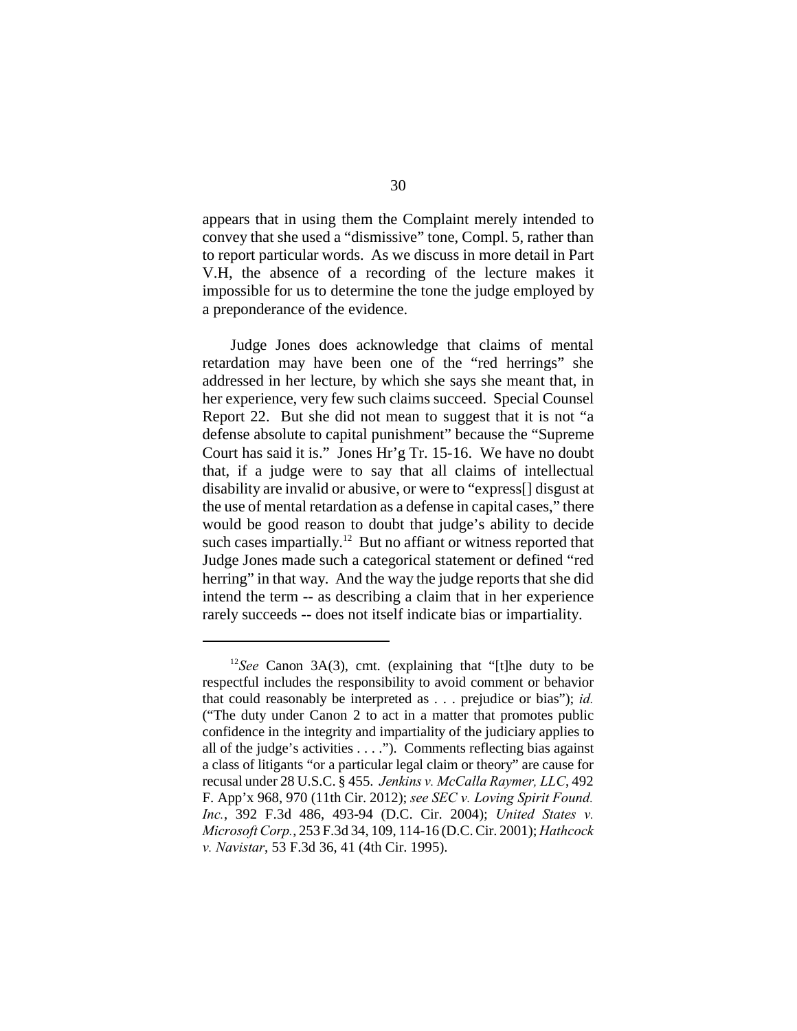appears that in using them the Complaint merely intended to convey that she used a "dismissive" tone, Compl. 5, rather than to report particular words. As we discuss in more detail in Part V.H, the absence of a recording of the lecture makes it impossible for us to determine the tone the judge employed by a preponderance of the evidence.

Judge Jones does acknowledge that claims of mental retardation may have been one of the "red herrings" she addressed in her lecture, by which she says she meant that, in her experience, very few such claims succeed. Special Counsel Report 22. But she did not mean to suggest that it is not "a defense absolute to capital punishment" because the "Supreme Court has said it is." Jones Hr'g Tr. 15-16. We have no doubt that, if a judge were to say that all claims of intellectual disability are invalid or abusive, or were to "express[] disgust at the use of mental retardation as a defense in capital cases," there would be good reason to doubt that judge's ability to decide such cases impartially.[12] But no affiant or witness reported that Judge Jones made such a categorical statement or defined "red herring" in that way. And the way the judge reports that she did intend the term -- as describing a claim that in her experience rarely succeeds -- does not itself indicate bias or impartiality.

---

[12] *See* Canon 3A(3), cmt. (explaining that "[t]he duty to be respectful includes the responsibility to avoid comment or behavior that could reasonably be interpreted as . . . prejudice or bias"); *id.* ("The duty under Canon 2 to act in a matter that promotes public confidence in the integrity and impartiality of the judiciary applies to all of the judge's activities . . . ."). Comments reflecting bias against a class of litigants "or a particular legal claim or theory" are cause for recusal under 28 U.S.C. § 455. *Jenkins v. McCalla Raymer, LLC*, 492 F. App'x 968, 970 (11th Cir. 2012); *see SEC v. Loving Spirit Found. Inc.*, 392 F.3d 486, 493-94 (D.C. Cir. 2004); *United States v. Microsoft Corp.*, 253 F.3d 34, 109, 114-16 (D.C. Cir. 2001); *Hathcock v. Navistar*, 53 F.3d 36, 41 (4th Cir. 1995).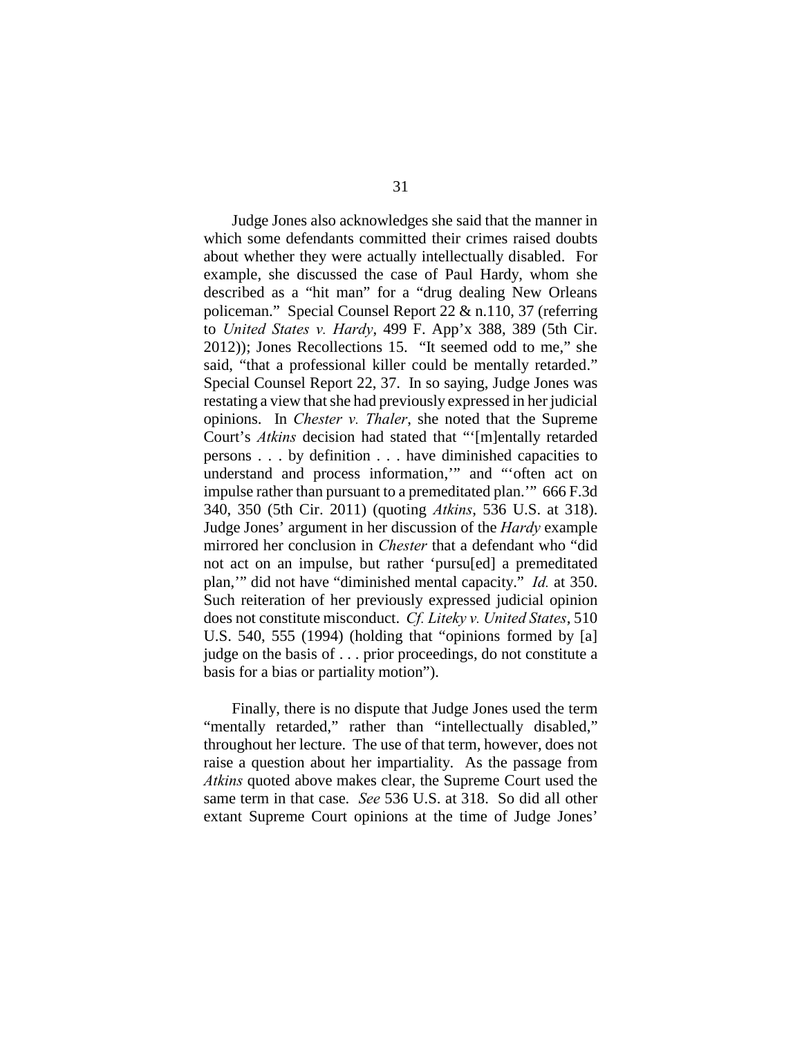Judge Jones also acknowledges she said that the manner in which some defendants committed their crimes raised doubts about whether they were actually intellectually disabled. For example, she discussed the case of Paul Hardy, whom she described as a "hit man" for a "drug dealing New Orleans policeman." Special Counsel Report 22 & n.110, 37 (referring to *United States v. Hardy*, 499 F. App'x 388, 389 (5th Cir. 2012)); Jones Recollections 15. "It seemed odd to me," she said, "that a professional killer could be mentally retarded." Special Counsel Report 22, 37. In so saying, Judge Jones was restating a view that she had previously expressed in her judicial opinions. In *Chester v. Thaler*, she noted that the Supreme Court's *Atkins* decision had stated that "'[m]entally retarded persons . . . by definition . . . have diminished capacities to understand and process information,'" and "'often act on impulse rather than pursuant to a premeditated plan.'" 666 F.3d 340, 350 (5th Cir. 2011) (quoting *Atkins*, 536 U.S. at 318). Judge Jones' argument in her discussion of the *Hardy* example mirrored her conclusion in *Chester* that a defendant who "did not act on an impulse, but rather 'pursu[ed] a premeditated plan,'" did not have "diminished mental capacity." *Id.* at 350. Such reiteration of her previously expressed judicial opinion does not constitute misconduct. *Cf. Liteky v. United States*, 510 U.S. 540, 555 (1994) (holding that "opinions formed by [a] judge on the basis of . . . prior proceedings, do not constitute a basis for a bias or partiality motion").

Finally, there is no dispute that Judge Jones used the term "mentally retarded," rather than "intellectually disabled," throughout her lecture. The use of that term, however, does not raise a question about her impartiality. As the passage from *Atkins* quoted above makes clear, the Supreme Court used the same term in that case. *See* 536 U.S. at 318. So did all other extant Supreme Court opinions at the time of Judge Jones'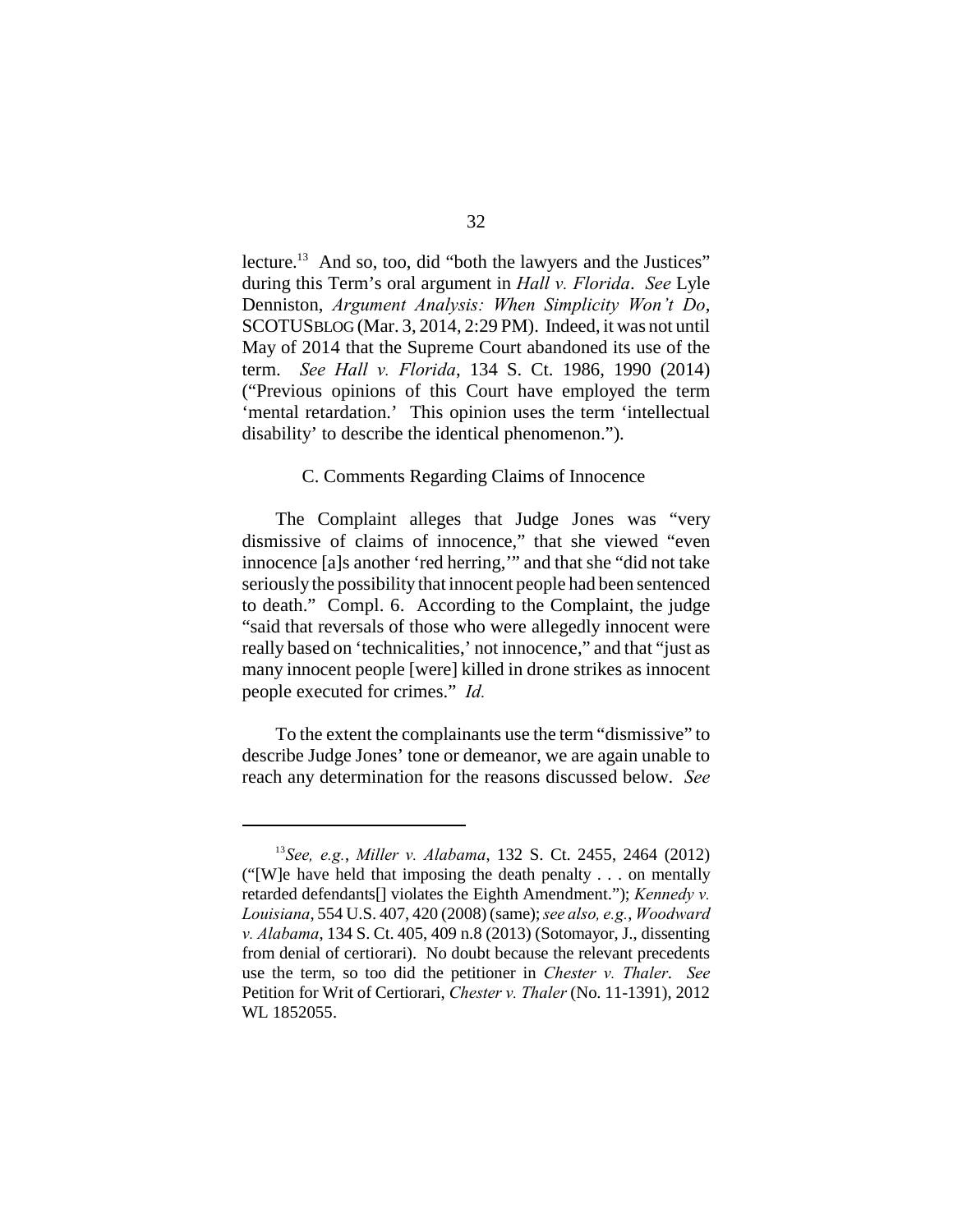lecture.[13] And so, too, did "both the lawyers and the Justices" during this Term's oral argument in *Hall v. Florida*. *See* Lyle Denniston, *Argument Analysis: When Simplicity Won't Do*, SCOTUSBLOG (Mar. 3, 2014, 2:29 PM). Indeed, it was not until May of 2014 that the Supreme Court abandoned its use of the term. *See Hall v. Florida*, 134 S. Ct. 1986, 1990 (2014) ("Previous opinions of this Court have employed the term 'mental retardation.' This opinion uses the term 'intellectual disability' to describe the identical phenomenon.").

C. Comments Regarding Claims of Innocence

The Complaint alleges that Judge Jones was "very dismissive of claims of innocence," that she viewed "even innocence [a]s another 'red herring,'" and that she "did not take seriously the possibility that innocent people had been sentenced to death." Compl. 6. According to the Complaint, the judge "said that reversals of those who were allegedly innocent were really based on 'technicalities,' not innocence," and that "just as many innocent people [were] killed in drone strikes as innocent people executed for crimes." *Id.*

To the extent the complainants use the term "dismissive" to describe Judge Jones' tone or demeanor, we are again unable to reach any determination for the reasons discussed below. *See*

[13] *See, e.g.*, *Miller v. Alabama*, 132 S. Ct. 2455, 2464 (2012) ("[W]e have held that imposing the death penalty . . . on mentally retarded defendants[] violates the Eighth Amendment."); *Kennedy v. Louisiana*, 554 U.S. 407, 420 (2008) (same); *see also, e.g.*, *Woodward v. Alabama*, 134 S. Ct. 405, 409 n.8 (2013) (Sotomayor, J., dissenting from denial of certiorari). No doubt because the relevant precedents use the term, so too did the petitioner in *Chester v. Thaler*. *See* Petition for Writ of Certiorari, *Chester v. Thaler* (No. 11-1391), 2012 WL 1852055.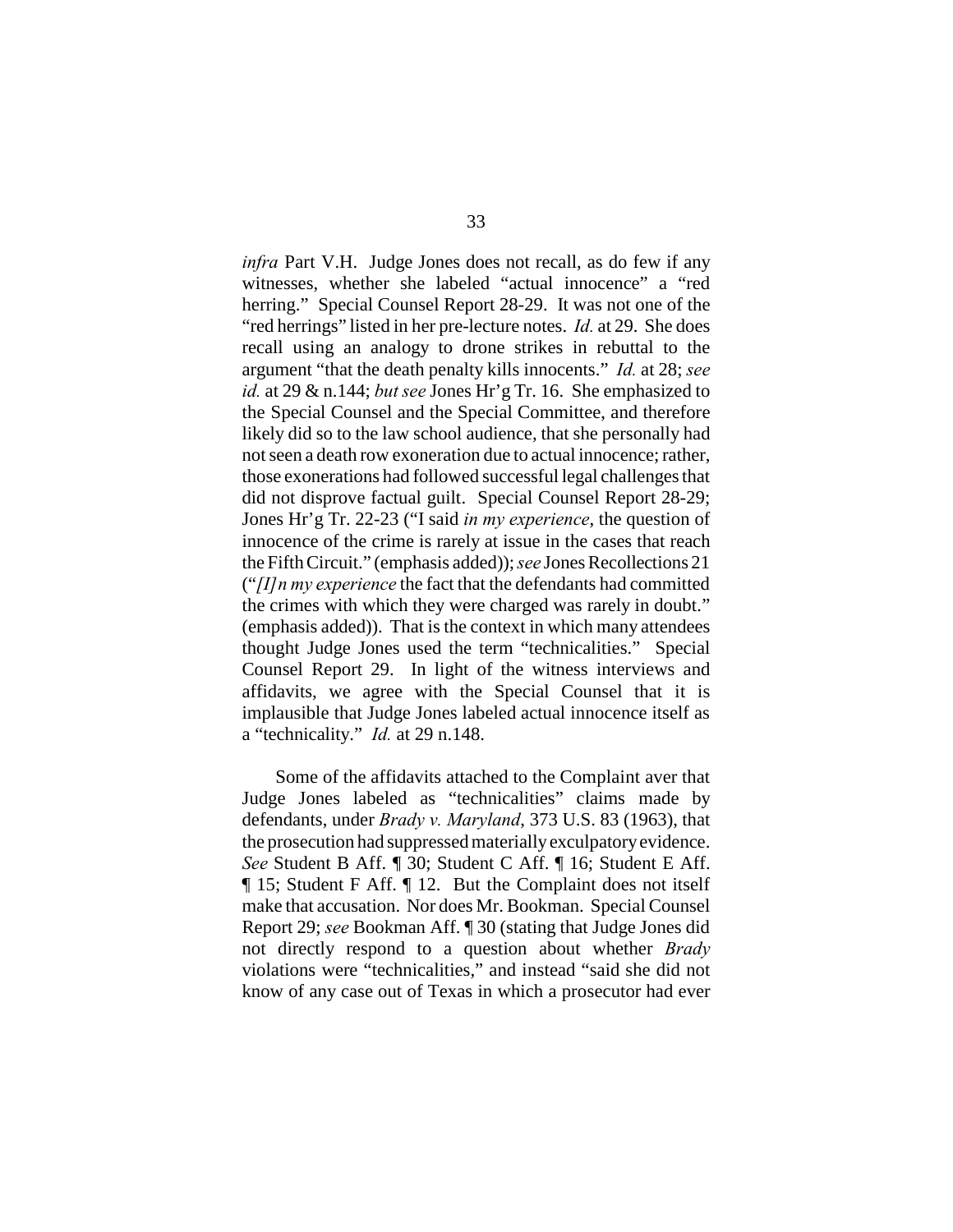*infra* Part V.H. Judge Jones does not recall, as do few if any witnesses, whether she labeled "actual innocence" a "red herring." Special Counsel Report 28-29. It was not one of the "red herrings" listed in her pre-lecture notes. *Id.* at 29. She does recall using an analogy to drone strikes in rebuttal to the argument "that the death penalty kills innocents." *Id.* at 28; *see id.* at 29 & n.144; *but see* Jones Hr'g Tr. 16. She emphasized to the Special Counsel and the Special Committee, and therefore likely did so to the law school audience, that she personally had not seen a death row exoneration due to actual innocence; rather, those exonerations had followed successful legal challenges that did not disprove factual guilt. Special Counsel Report 28-29; Jones Hr'g Tr. 22-23 ("I said *in my experience*, the question of innocence of the crime is rarely at issue in the cases that reach the Fifth Circuit." (emphasis added)); *see* Jones Recollections 21 ("*[I]n my experience* the fact that the defendants had committed the crimes with which they were charged was rarely in doubt." (emphasis added)). That is the context in which many attendees thought Judge Jones used the term "technicalities." Special Counsel Report 29. In light of the witness interviews and affidavits, we agree with the Special Counsel that it is implausible that Judge Jones labeled actual innocence itself as a "technicality." *Id.* at 29 n.148.

Some of the affidavits attached to the Complaint aver that Judge Jones labeled as "technicalities" claims made by defendants, under *Brady v. Maryland*, 373 U.S. 83 (1963), that the prosecution had suppressed materially exculpatory evidence. *See* Student B Aff. ¶ 30; Student C Aff. ¶ 16; Student E Aff. ¶ 15; Student F Aff. ¶ 12. But the Complaint does not itself make that accusation. Nor does Mr. Bookman. Special Counsel Report 29; *see* Bookman Aff. ¶ 30 (stating that Judge Jones did not directly respond to a question about whether *Brady* violations were "technicalities," and instead "said she did not know of any case out of Texas in which a prosecutor had ever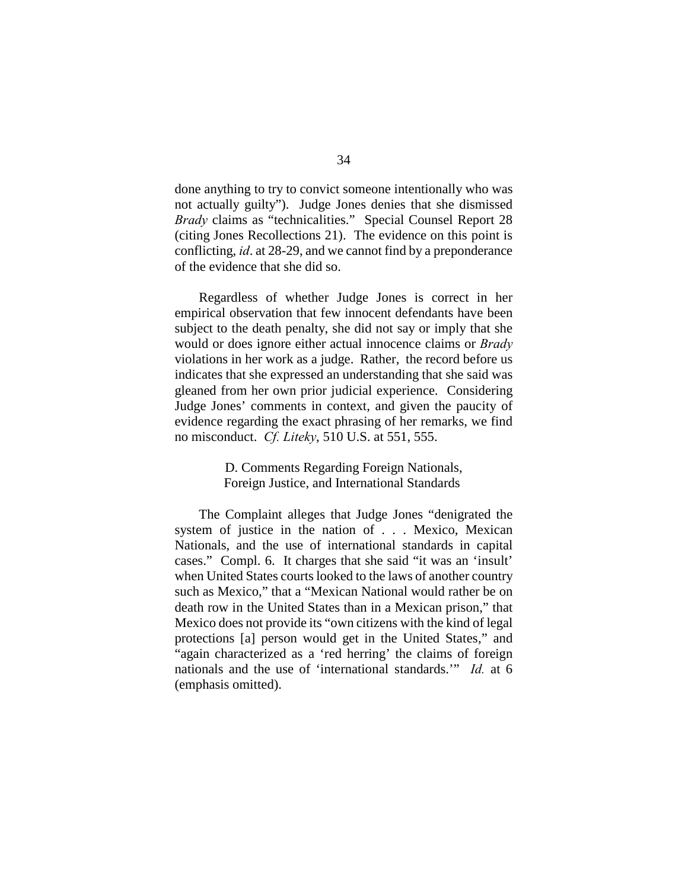done anything to try to convict someone intentionally who was not actually guilty"). Judge Jones denies that she dismissed *Brady* claims as "technicalities." Special Counsel Report 28 (citing Jones Recollections 21). The evidence on this point is conflicting, *id*. at 28-29, and we cannot find by a preponderance of the evidence that she did so.

Regardless of whether Judge Jones is correct in her empirical observation that few innocent defendants have been subject to the death penalty, she did not say or imply that she would or does ignore either actual innocence claims or *Brady* violations in her work as a judge. Rather, the record before us indicates that she expressed an understanding that she said was gleaned from her own prior judicial experience. Considering Judge Jones' comments in context, and given the paucity of evidence regarding the exact phrasing of her remarks, we find no misconduct. *Cf. Liteky*, 510 U.S. at 551, 555.

### D. Comments Regarding Foreign Nationals, Foreign Justice, and International Standards

The Complaint alleges that Judge Jones "denigrated the system of justice in the nation of . . . Mexico, Mexican Nationals, and the use of international standards in capital cases." Compl. 6. It charges that she said "it was an 'insult' when United States courts looked to the laws of another country such as Mexico," that a "Mexican National would rather be on death row in the United States than in a Mexican prison," that Mexico does not provide its "own citizens with the kind of legal protections [a] person would get in the United States," and "again characterized as a 'red herring' the claims of foreign nationals and the use of 'international standards.'" *Id.* at 6 (emphasis omitted).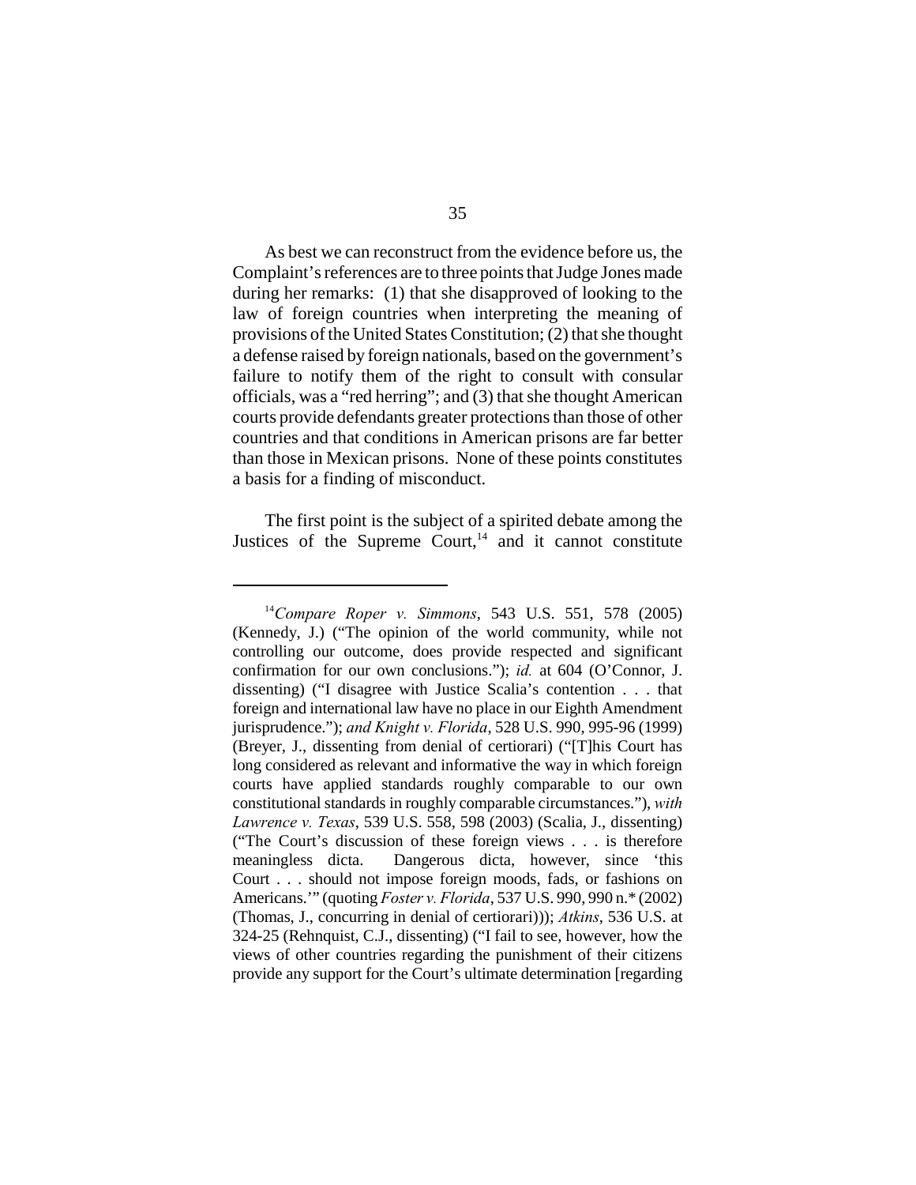As best we can reconstruct from the evidence before us, the Complaint's references are to three points that Judge Jones made during her remarks: (1) that she disapproved of looking to the law of foreign countries when interpreting the meaning of provisions of the United States Constitution; (2) that she thought a defense raised by foreign nationals, based on the government's failure to notify them of the right to consult with consular officials, was a "red herring"; and (3) that she thought American courts provide defendants greater protections than those of other countries and that conditions in American prisons are far better than those in Mexican prisons. None of these points constitutes a basis for a finding of misconduct.

The first point is the subject of a spirited debate among the Justices of the Supreme Court,[14] and it cannot constitute

---

[14] *Compare Roper v. Simmons*, 543 U.S. 551, 578 (2005) (Kennedy, J.) ("The opinion of the world community, while not controlling our outcome, does provide respected and significant confirmation for our own conclusions."); *id.* at 604 (O'Connor, J. dissenting) ("I disagree with Justice Scalia's contention . . . that foreign and international law have no place in our Eighth Amendment jurisprudence."); *and Knight v. Florida*, 528 U.S. 990, 995-96 (1999) (Breyer, J., dissenting from denial of certiorari) ("[T]his Court has long considered as relevant and informative the way in which foreign courts have applied standards roughly comparable to our own constitutional standards in roughly comparable circumstances."), *with Lawrence v. Texas*, 539 U.S. 558, 598 (2003) (Scalia, J., dissenting) ("The Court's discussion of these foreign views . . . is therefore meaningless dicta. Dangerous dicta, however, since 'this Court . . . should not impose foreign moods, fads, or fashions on Americans.'" (quoting *Foster v. Florida*, 537 U.S. 990, 990 n.* (2002) (Thomas, J., concurring in denial of certiorari))); *Atkins*, 536 U.S. at 324-25 (Rehnquist, C.J., dissenting) ("I fail to see, however, how the views of other countries regarding the punishment of their citizens provide any support for the Court's ultimate determination [regarding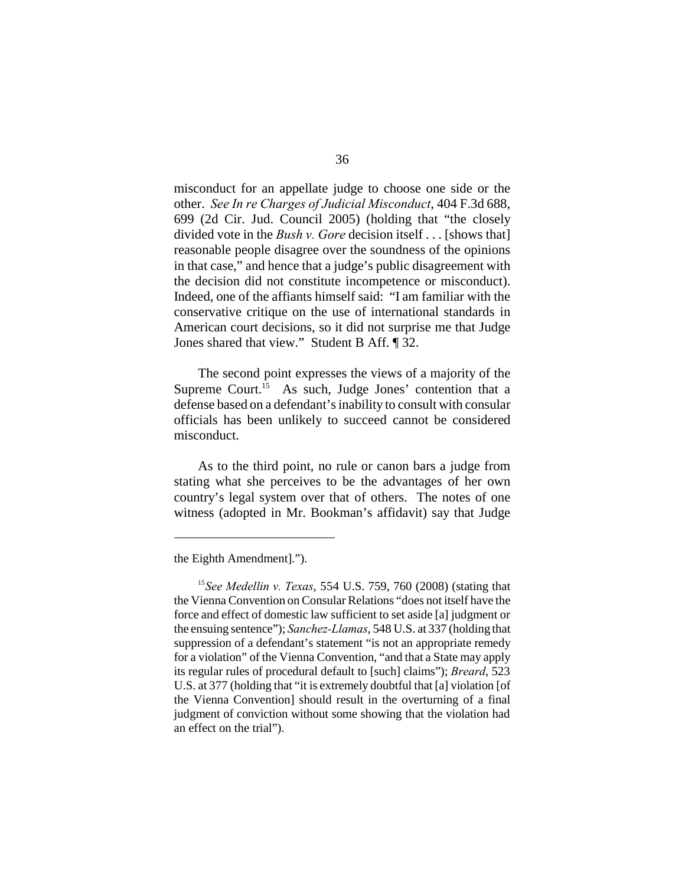misconduct for an appellate judge to choose one side or the other. *See In re Charges of Judicial Misconduct*, 404 F.3d 688, 699 (2d Cir. Jud. Council 2005) (holding that "the closely divided vote in the *Bush v. Gore* decision itself . . . [shows that] reasonable people disagree over the soundness of the opinions in that case," and hence that a judge's public disagreement with the decision did not constitute incompetence or misconduct). Indeed, one of the affiants himself said: "I am familiar with the conservative critique on the use of international standards in American court decisions, so it did not surprise me that Judge Jones shared that view." Student B Aff. ¶ 32.

The second point expresses the views of a majority of the Supreme Court.[15] As such, Judge Jones' contention that a defense based on a defendant's inability to consult with consular officials has been unlikely to succeed cannot be considered misconduct.

As to the third point, no rule or canon bars a judge from stating what she perceives to be the advantages of her own country's legal system over that of others. The notes of one witness (adopted in Mr. Bookman's affidavit) say that Judge

---

the Eighth Amendment].").

[15] *See Medellin v. Texas*, 554 U.S. 759, 760 (2008) (stating that the Vienna Convention on Consular Relations "does not itself have the force and effect of domestic law sufficient to set aside [a] judgment or the ensuing sentence"); *Sanchez-Llamas*, 548 U.S. at 337 (holding that suppression of a defendant's statement "is not an appropriate remedy for a violation" of the Vienna Convention, "and that a State may apply its regular rules of procedural default to [such] claims"); *Breard*, 523 U.S. at 377 (holding that "it is extremely doubtful that [a] violation [of the Vienna Convention] should result in the overturning of a final judgment of conviction without some showing that the violation had an effect on the trial").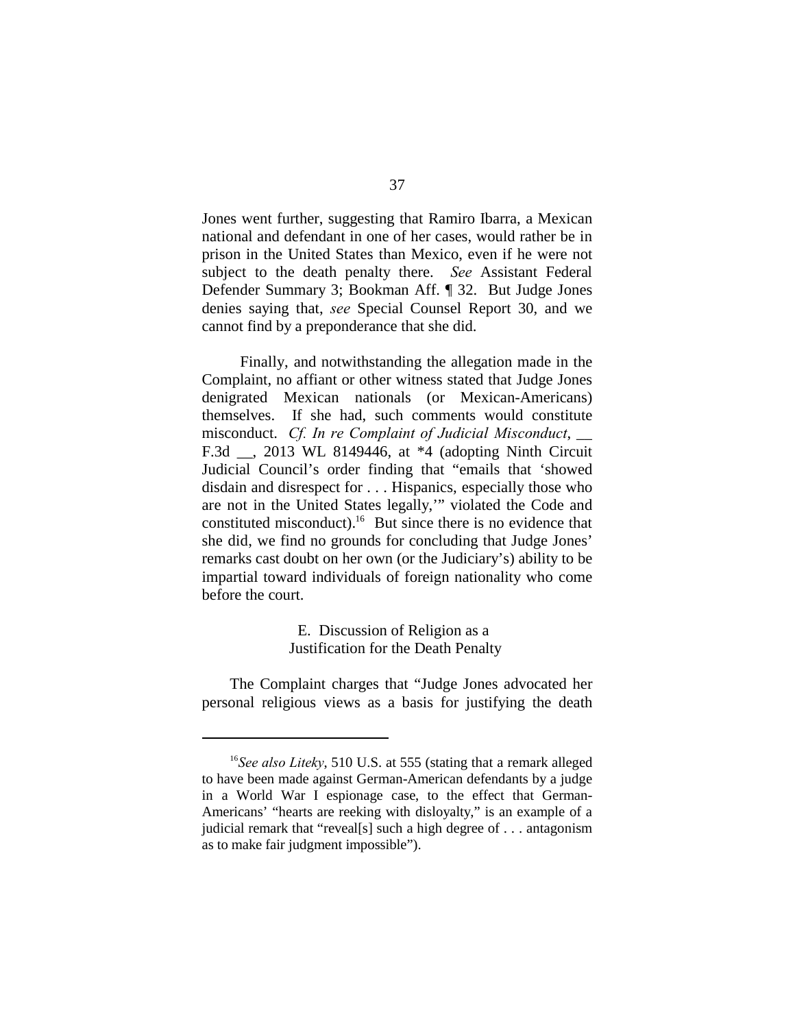Jones went further, suggesting that Ramiro Ibarra, a Mexican national and defendant in one of her cases, would rather be in prison in the United States than Mexico, even if he were not subject to the death penalty there. *See* Assistant Federal Defender Summary 3; Bookman Aff. ¶ 32. But Judge Jones denies saying that, *see* Special Counsel Report 30, and we cannot find by a preponderance that she did.

Finally, and notwithstanding the allegation made in the Complaint, no affiant or other witness stated that Judge Jones denigrated Mexican nationals (or Mexican-Americans) themselves. If she had, such comments would constitute misconduct. *Cf. In re Complaint of Judicial Misconduct*, __ F.3d __, 2013 WL 8149446, at *4 (adopting Ninth Circuit Judicial Council's order finding that "emails that 'showed disdain and disrespect for . . . Hispanics, especially those who are not in the United States legally,'" violated the Code and constituted misconduct).[16] But since there is no evidence that she did, we find no grounds for concluding that Judge Jones' remarks cast doubt on her own (or the Judiciary's) ability to be impartial toward individuals of foreign nationality who come before the court.

## E. Discussion of Religion as a Justification for the Death Penalty

The Complaint charges that "Judge Jones advocated her personal religious views as a basis for justifying the death

---

[16] *See also Liteky*, 510 U.S. at 555 (stating that a remark alleged to have been made against German-American defendants by a judge in a World War I espionage case, to the effect that German-Americans' "hearts are reeking with disloyalty," is an example of a judicial remark that "reveal[s] such a high degree of . . . antagonism as to make fair judgment impossible").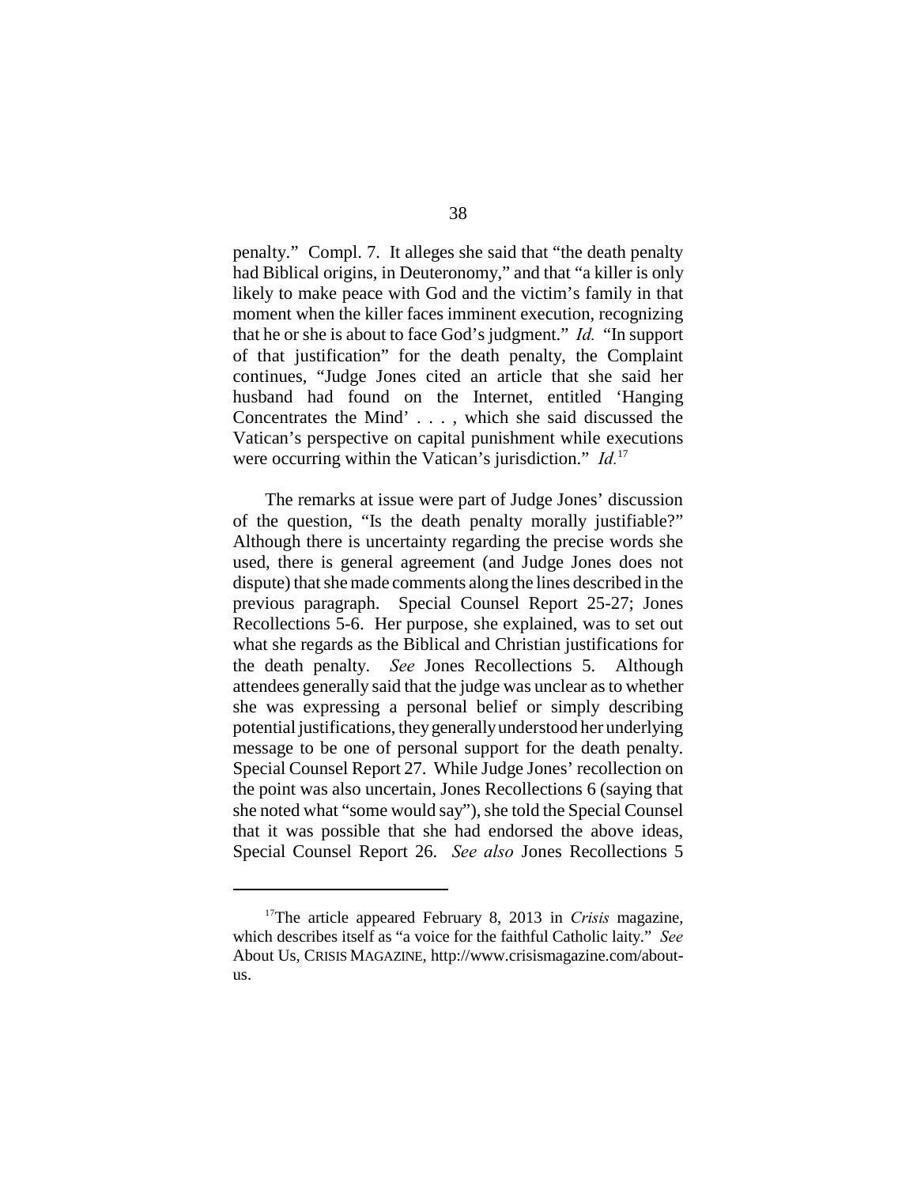penalty." Compl. 7. It alleges she said that "the death penalty had Biblical origins, in Deuteronomy," and that "a killer is only likely to make peace with God and the victim's family in that moment when the killer faces imminent execution, recognizing that he or she is about to face God's judgment." *Id.* "In support of that justification" for the death penalty, the Complaint continues, "Judge Jones cited an article that she said her husband had found on the Internet, entitled 'Hanging Concentrates the Mind' . . . , which she said discussed the Vatican's perspective on capital punishment while executions were occurring within the Vatican's jurisdiction." *Id.*[17]

The remarks at issue were part of Judge Jones' discussion of the question, "Is the death penalty morally justifiable?" Although there is uncertainty regarding the precise words she used, there is general agreement (and Judge Jones does not dispute) that she made comments along the lines described in the previous paragraph. Special Counsel Report 25-27; Jones Recollections 5-6. Her purpose, she explained, was to set out what she regards as the Biblical and Christian justifications for the death penalty. *See* Jones Recollections 5. Although attendees generally said that the judge was unclear as to whether she was expressing a personal belief or simply describing potential justifications, they generally understood her underlying message to be one of personal support for the death penalty. Special Counsel Report 27. While Judge Jones' recollection on the point was also uncertain, Jones Recollections 6 (saying that she noted what "some would say"), she told the Special Counsel that it was possible that she had endorsed the above ideas, Special Counsel Report 26. *See also* Jones Recollections 5

[17]The article appeared February 8, 2013 in *Crisis* magazine, which describes itself as "a voice for the faithful Catholic laity." *See* About Us, CRISIS MAGAZINE, http://www.crisismagazine.com/about-us.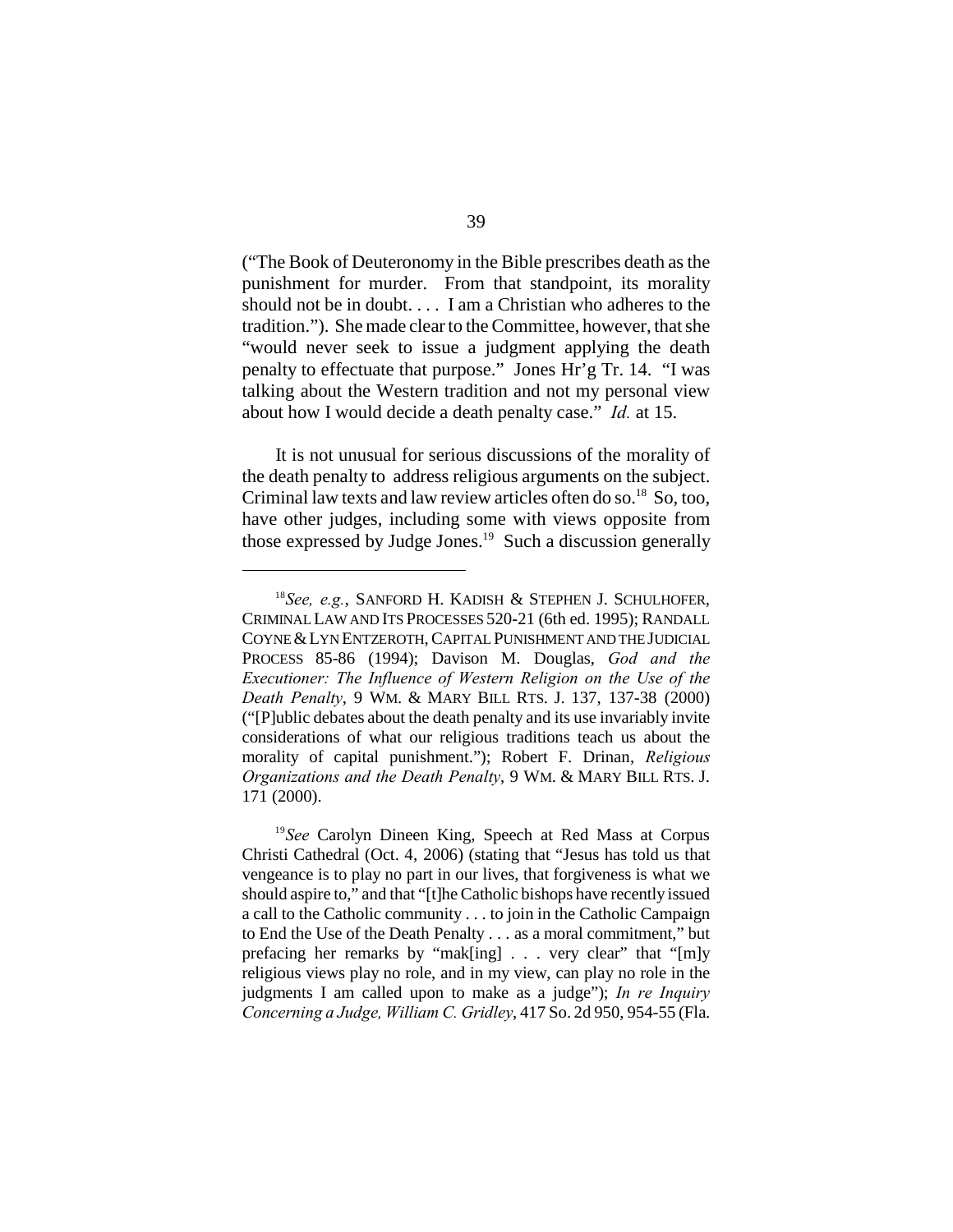("The Book of Deuteronomy in the Bible prescribes death as the punishment for murder. From that standpoint, its morality should not be in doubt. . . . I am a Christian who adheres to the tradition."). She made clear to the Committee, however, that she "would never seek to issue a judgment applying the death penalty to effectuate that purpose." Jones Hr'g Tr. 14. "I was talking about the Western tradition and not my personal view about how I would decide a death penalty case." *Id.* at 15.

It is not unusual for serious discussions of the morality of the death penalty to address religious arguments on the subject. Criminal law texts and law review articles often do so.[18] So, too, have other judges, including some with views opposite from those expressed by Judge Jones.[19] Such a discussion generally

---

[18] *See, e.g.*, SANFORD H. KADISH & STEPHEN J. SCHULHOFER, CRIMINAL LAW AND ITS PROCESSES 520-21 (6th ed. 1995); RANDALL COYNE & LYN ENTZEROTH, CAPITAL PUNISHMENT AND THE JUDICIAL PROCESS 85-86 (1994); Davison M. Douglas, *God and the Executioner: The Influence of Western Religion on the Use of the Death Penalty*, 9 WM. & MARY BILL RTS. J. 137, 137-38 (2000) ("[P]ublic debates about the death penalty and its use invariably invite considerations of what our religious traditions teach us about the morality of capital punishment."); Robert F. Drinan, *Religious Organizations and the Death Penalty*, 9 WM. & MARY BILL RTS. J. 171 (2000).

[19] *See* Carolyn Dineen King, Speech at Red Mass at Corpus Christi Cathedral (Oct. 4, 2006) (stating that "Jesus has told us that vengeance is to play no part in our lives, that forgiveness is what we should aspire to," and that "[t]he Catholic bishops have recently issued a call to the Catholic community . . . to join in the Catholic Campaign to End the Use of the Death Penalty . . . as a moral commitment," but prefacing her remarks by "mak[ing] . . . very clear" that "[m]y religious views play no role, and in my view, can play no role in the judgments I am called upon to make as a judge"); *In re Inquiry Concerning a Judge, William C. Gridley*, 417 So. 2d 950, 954-55 (Fla.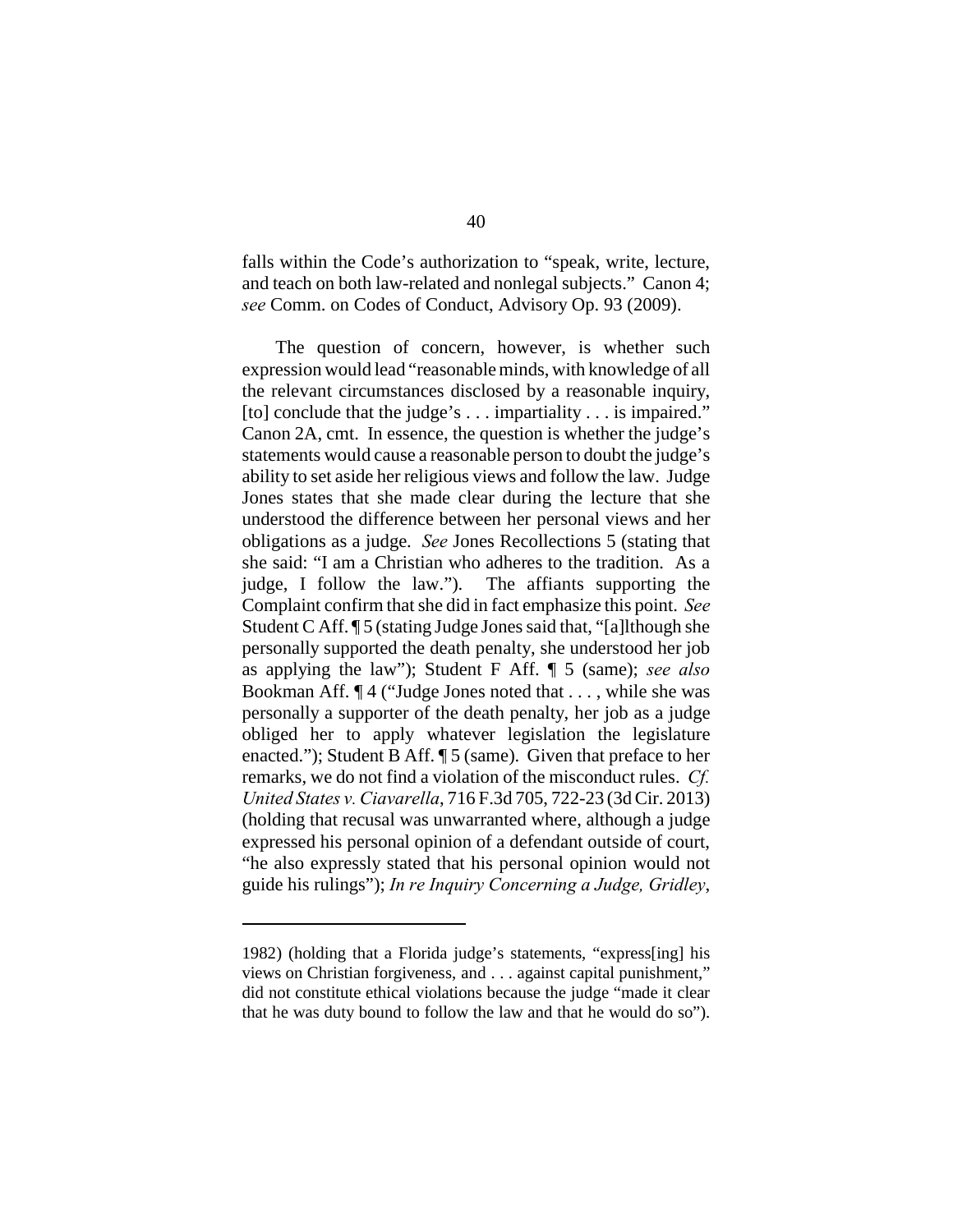falls within the Code's authorization to "speak, write, lecture, and teach on both law-related and nonlegal subjects." Canon 4; *see* Comm. on Codes of Conduct, Advisory Op. 93 (2009).

The question of concern, however, is whether such expression would lead "reasonable minds, with knowledge of all the relevant circumstances disclosed by a reasonable inquiry, [to] conclude that the judge's . . . impartiality . . . is impaired." Canon 2A, cmt. In essence, the question is whether the judge's statements would cause a reasonable person to doubt the judge's ability to set aside her religious views and follow the law. Judge Jones states that she made clear during the lecture that she understood the difference between her personal views and her obligations as a judge. *See* Jones Recollections 5 (stating that she said: "I am a Christian who adheres to the tradition. As a judge, I follow the law."). The affiants supporting the Complaint confirm that she did in fact emphasize this point. *See* Student C Aff. ¶ 5 (stating Judge Jones said that, "[a]lthough she personally supported the death penalty, she understood her job as applying the law"); Student F Aff. ¶ 5 (same); *see also* Bookman Aff. ¶ 4 ("Judge Jones noted that . . . , while she was personally a supporter of the death penalty, her job as a judge obliged her to apply whatever legislation the legislature enacted."); Student B Aff. ¶ 5 (same). Given that preface to her remarks, we do not find a violation of the misconduct rules. *Cf. United States v. Ciavarella*, 716 F.3d 705, 722-23 (3d Cir. 2013) (holding that recusal was unwarranted where, although a judge expressed his personal opinion of a defendant outside of court, "he also expressly stated that his personal opinion would not guide his rulings"); *In re Inquiry Concerning a Judge, Gridley*,

---

1982) (holding that a Florida judge's statements, "express[ing] his views on Christian forgiveness, and . . . against capital punishment," did not constitute ethical violations because the judge "made it clear that he was duty bound to follow the law and that he would do so").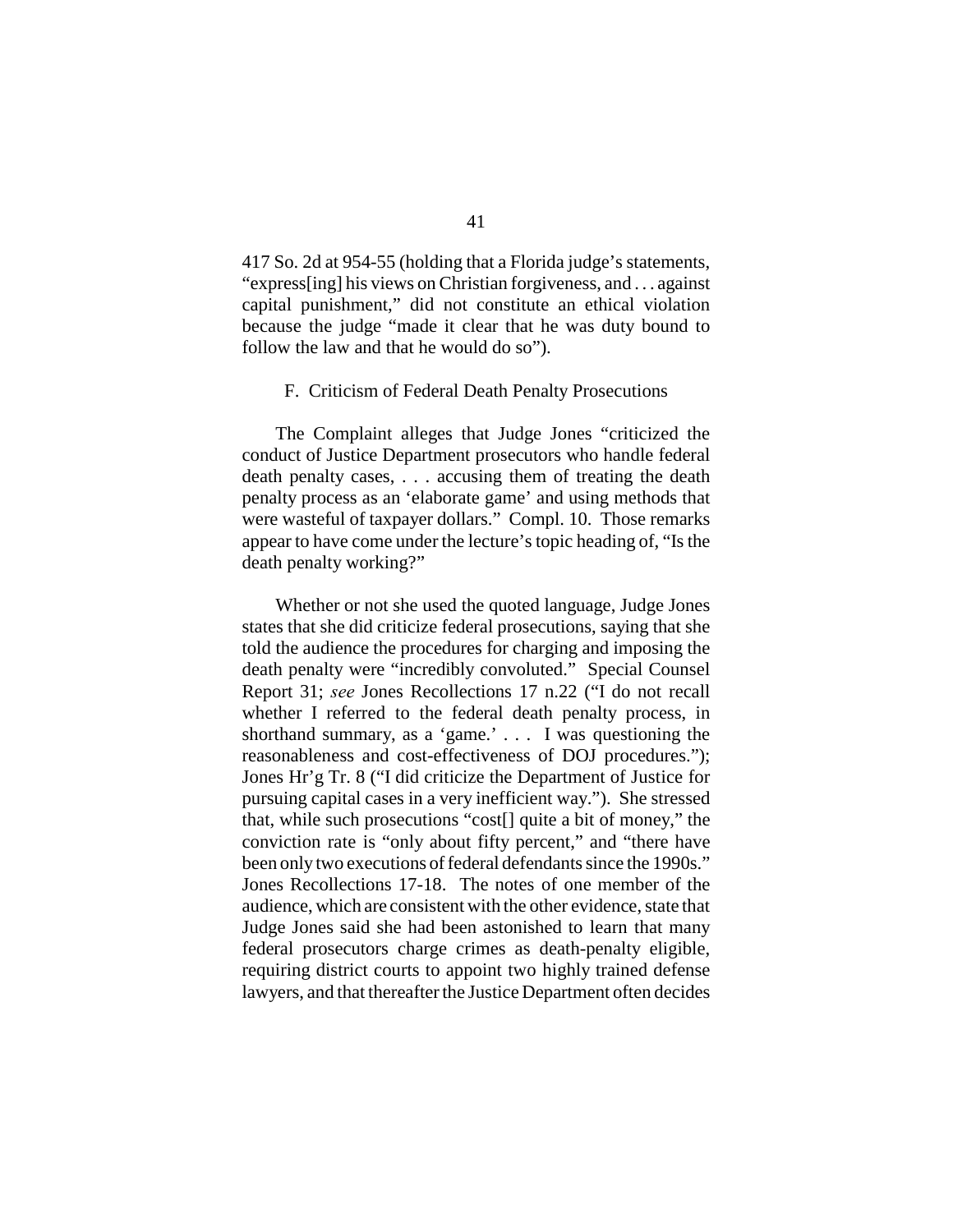417 So. 2d at 954-55 (holding that a Florida judge's statements, "express[ing] his views on Christian forgiveness, and . . . against capital punishment," did not constitute an ethical violation because the judge "made it clear that he was duty bound to follow the law and that he would do so").

### F. Criticism of Federal Death Penalty Prosecutions

The Complaint alleges that Judge Jones "criticized the conduct of Justice Department prosecutors who handle federal death penalty cases, . . . accusing them of treating the death penalty process as an 'elaborate game' and using methods that were wasteful of taxpayer dollars." Compl. 10. Those remarks appear to have come under the lecture's topic heading of, "Is the death penalty working?"

Whether or not she used the quoted language, Judge Jones states that she did criticize federal prosecutions, saying that she told the audience the procedures for charging and imposing the death penalty were "incredibly convoluted." Special Counsel Report 31; *see* Jones Recollections 17 n.22 ("I do not recall whether I referred to the federal death penalty process, in shorthand summary, as a 'game.' . . . I was questioning the reasonableness and cost-effectiveness of DOJ procedures."); Jones Hr'g Tr. 8 ("I did criticize the Department of Justice for pursuing capital cases in a very inefficient way."). She stressed that, while such prosecutions "cost[] quite a bit of money," the conviction rate is "only about fifty percent," and "there have been only two executions of federal defendants since the 1990s." Jones Recollections 17-18. The notes of one member of the audience, which are consistent with the other evidence, state that Judge Jones said she had been astonished to learn that many federal prosecutors charge crimes as death-penalty eligible, requiring district courts to appoint two highly trained defense lawyers, and that thereafter the Justice Department often decides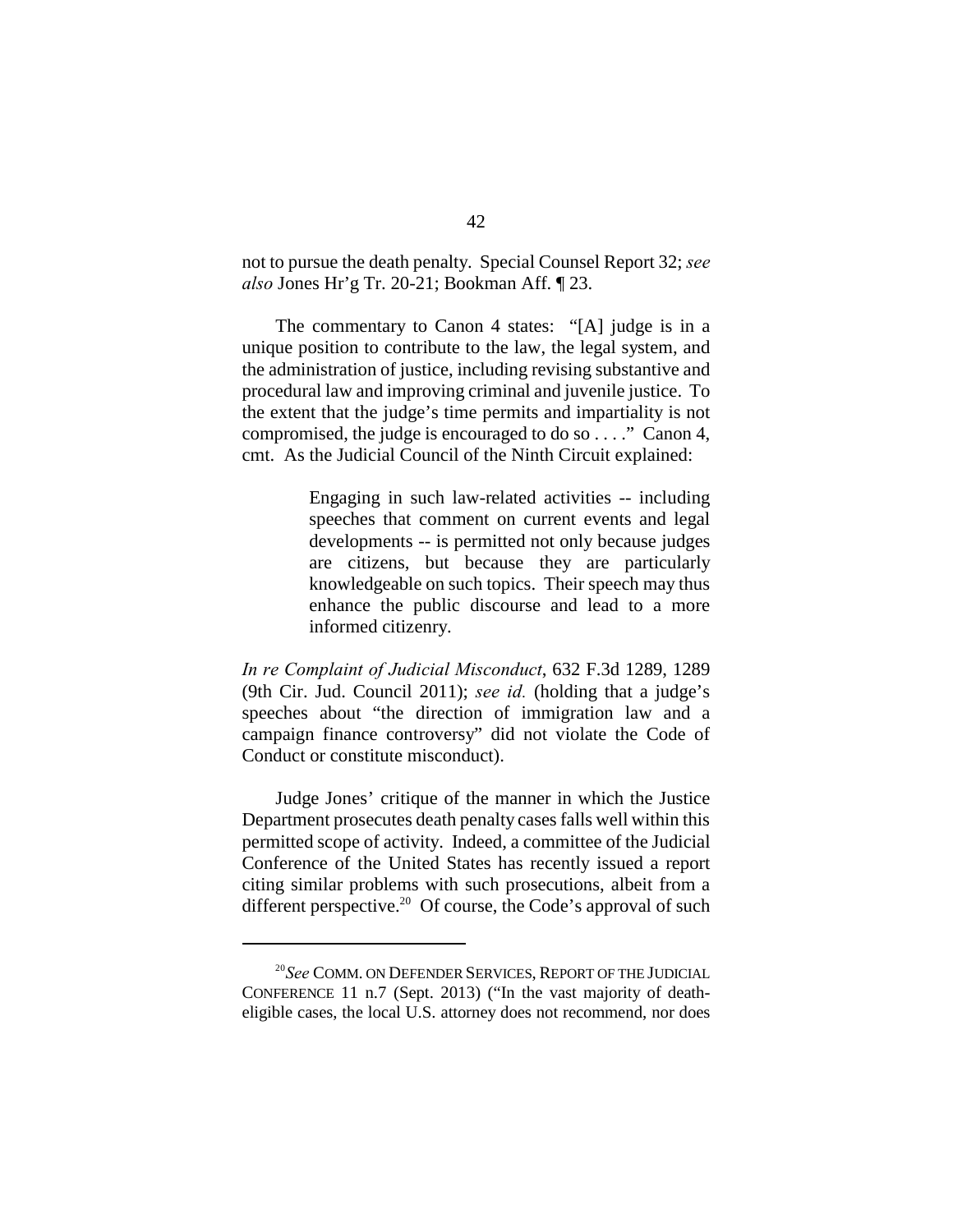not to pursue the death penalty. Special Counsel Report 32; *see also* Jones Hr'g Tr. 20-21; Bookman Aff. ¶ 23.

The commentary to Canon 4 states: "[A] judge is in a unique position to contribute to the law, the legal system, and the administration of justice, including revising substantive and procedural law and improving criminal and juvenile justice. To the extent that the judge's time permits and impartiality is not compromised, the judge is encouraged to do so . . . ." Canon 4, cmt. As the Judicial Council of the Ninth Circuit explained:

> Engaging in such law-related activities -- including speeches that comment on current events and legal developments -- is permitted not only because judges are citizens, but because they are particularly knowledgeable on such topics. Their speech may thus enhance the public discourse and lead to a more informed citizenry.

*In re Complaint of Judicial Misconduct*, 632 F.3d 1289, 1289 (9th Cir. Jud. Council 2011); *see id.* (holding that a judge's speeches about "the direction of immigration law and a campaign finance controversy" did not violate the Code of Conduct or constitute misconduct).

Judge Jones' critique of the manner in which the Justice Department prosecutes death penalty cases falls well within this permitted scope of activity. Indeed, a committee of the Judicial Conference of the United States has recently issued a report citing similar problems with such prosecutions, albeit from a different perspective.[20] Of course, the Code's approval of such

---

[20] *See* COMM. ON DEFENDER SERVICES, REPORT OF THE JUDICIAL CONFERENCE 11 n.7 (Sept. 2013) ("In the vast majority of death-eligible cases, the local U.S. attorney does not recommend, nor does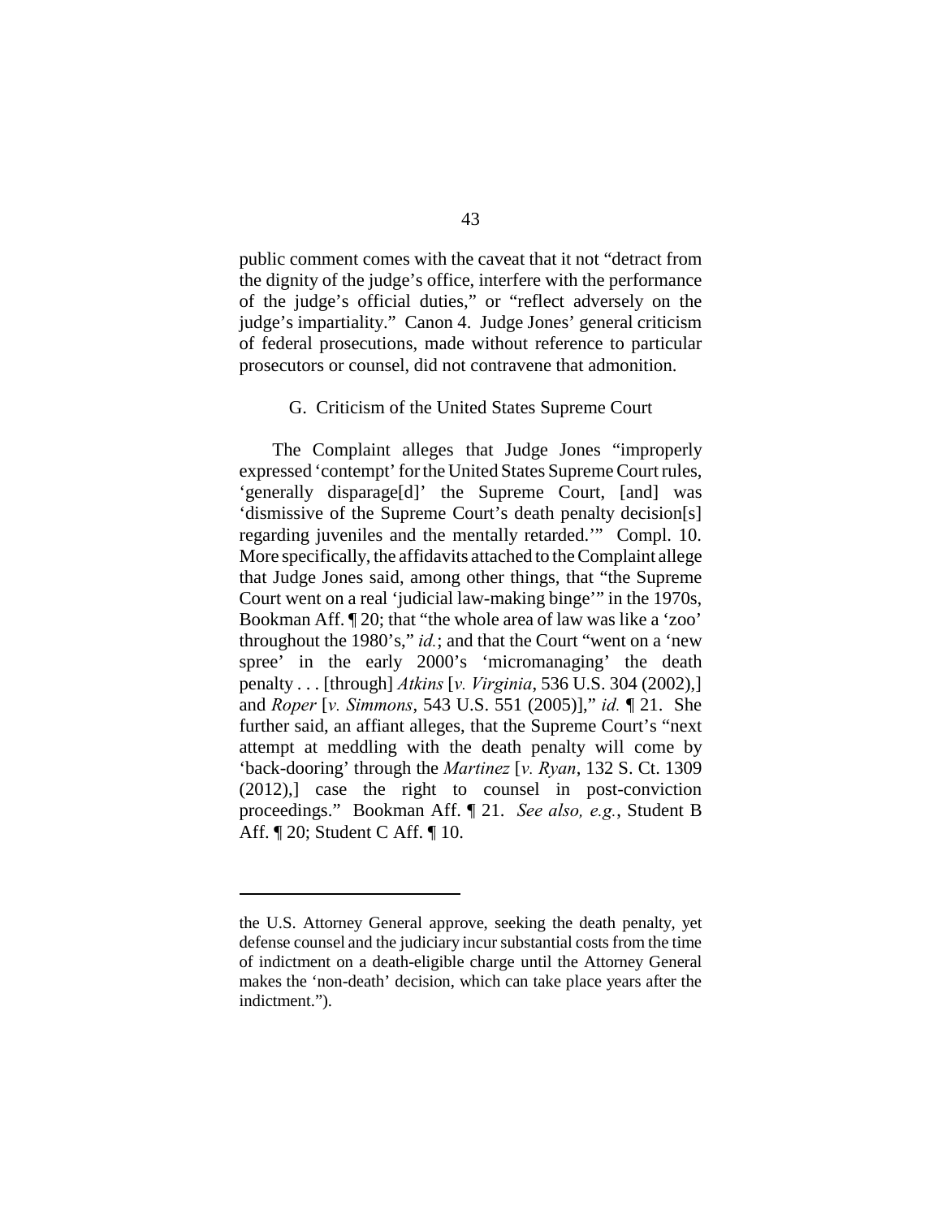public comment comes with the caveat that it not "detract from the dignity of the judge's office, interfere with the performance of the judge's official duties," or "reflect adversely on the judge's impartiality." Canon 4. Judge Jones' general criticism of federal prosecutions, made without reference to particular prosecutors or counsel, did not contravene that admonition.

G. Criticism of the United States Supreme Court

The Complaint alleges that Judge Jones "improperly expressed 'contempt' for the United States Supreme Court rules, 'generally disparage[d]' the Supreme Court, [and] was 'dismissive of the Supreme Court's death penalty decision[s] regarding juveniles and the mentally retarded.'" Compl. 10. More specifically, the affidavits attached to the Complaint allege that Judge Jones said, among other things, that "the Supreme Court went on a real 'judicial law-making binge'" in the 1970s, Bookman Aff. ¶ 20; that "the whole area of law was like a 'zoo' throughout the 1980's," *id.*; and that the Court "went on a 'new spree' in the early 2000's 'micromanaging' the death penalty . . . [through] *Atkins* [*v. Virginia*, 536 U.S. 304 (2002),] and *Roper* [*v. Simmons*, 543 U.S. 551 (2005)]," *id.* ¶ 21. She further said, an affiant alleges, that the Supreme Court's "next attempt at meddling with the death penalty will come by 'back-dooring' through the *Martinez* [*v. Ryan*, 132 S. Ct. 1309 (2012),] case the right to counsel in post-conviction proceedings." Bookman Aff. ¶ 21. *See also, e.g.*, Student B Aff. ¶ 20; Student C Aff. ¶ 10.

---

the U.S. Attorney General approve, seeking the death penalty, yet defense counsel and the judiciary incur substantial costs from the time of indictment on a death-eligible charge until the Attorney General makes the 'non-death' decision, which can take place years after the indictment.").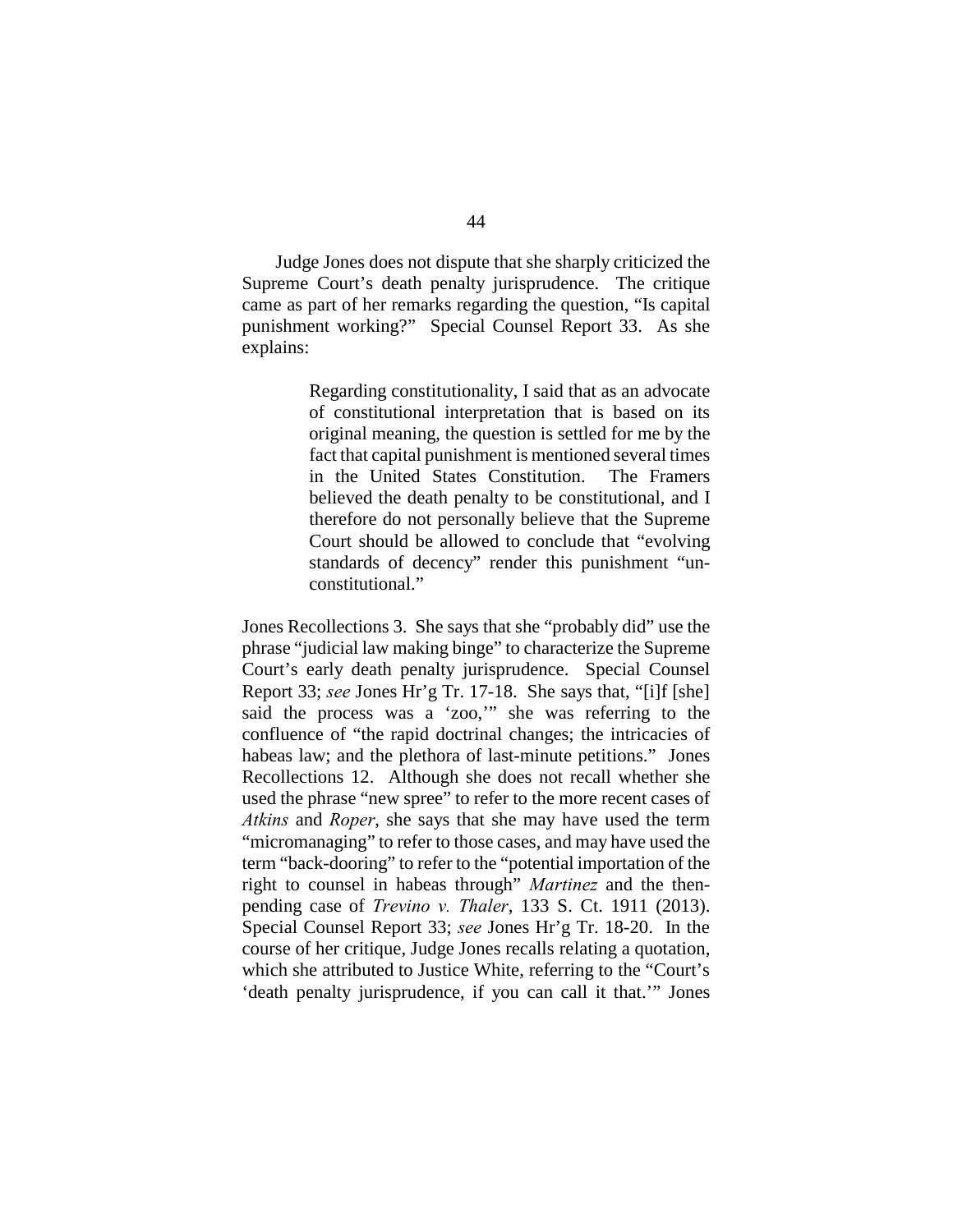Judge Jones does not dispute that she sharply criticized the Supreme Court's death penalty jurisprudence. The critique came as part of her remarks regarding the question, "Is capital punishment working?" Special Counsel Report 33. As she explains:

> Regarding constitutionality, I said that as an advocate of constitutional interpretation that is based on its original meaning, the question is settled for me by the fact that capital punishment is mentioned several times in the United States Constitution. The Framers believed the death penalty to be constitutional, and I therefore do not personally believe that the Supreme Court should be allowed to conclude that "evolving standards of decency" render this punishment "un-constitutional."

Jones Recollections 3. She says that she "probably did" use the phrase "judicial law making binge" to characterize the Supreme Court's early death penalty jurisprudence. Special Counsel Report 33; *see* Jones Hr'g Tr. 17-18. She says that, "[i]f [she] said the process was a 'zoo,'" she was referring to the confluence of "the rapid doctrinal changes; the intricacies of habeas law; and the plethora of last-minute petitions." Jones Recollections 12. Although she does not recall whether she used the phrase "new spree" to refer to the more recent cases of *Atkins* and *Roper*, she says that she may have used the term "micromanaging" to refer to those cases, and may have used the term "back-dooring" to refer to the "potential importation of the right to counsel in habeas through" *Martinez* and the then-pending case of *Trevino v. Thaler*, 133 S. Ct. 1911 (2013). Special Counsel Report 33; *see* Jones Hr'g Tr. 18-20. In the course of her critique, Judge Jones recalls relating a quotation, which she attributed to Justice White, referring to the "Court's 'death penalty jurisprudence, if you can call it that.'" Jones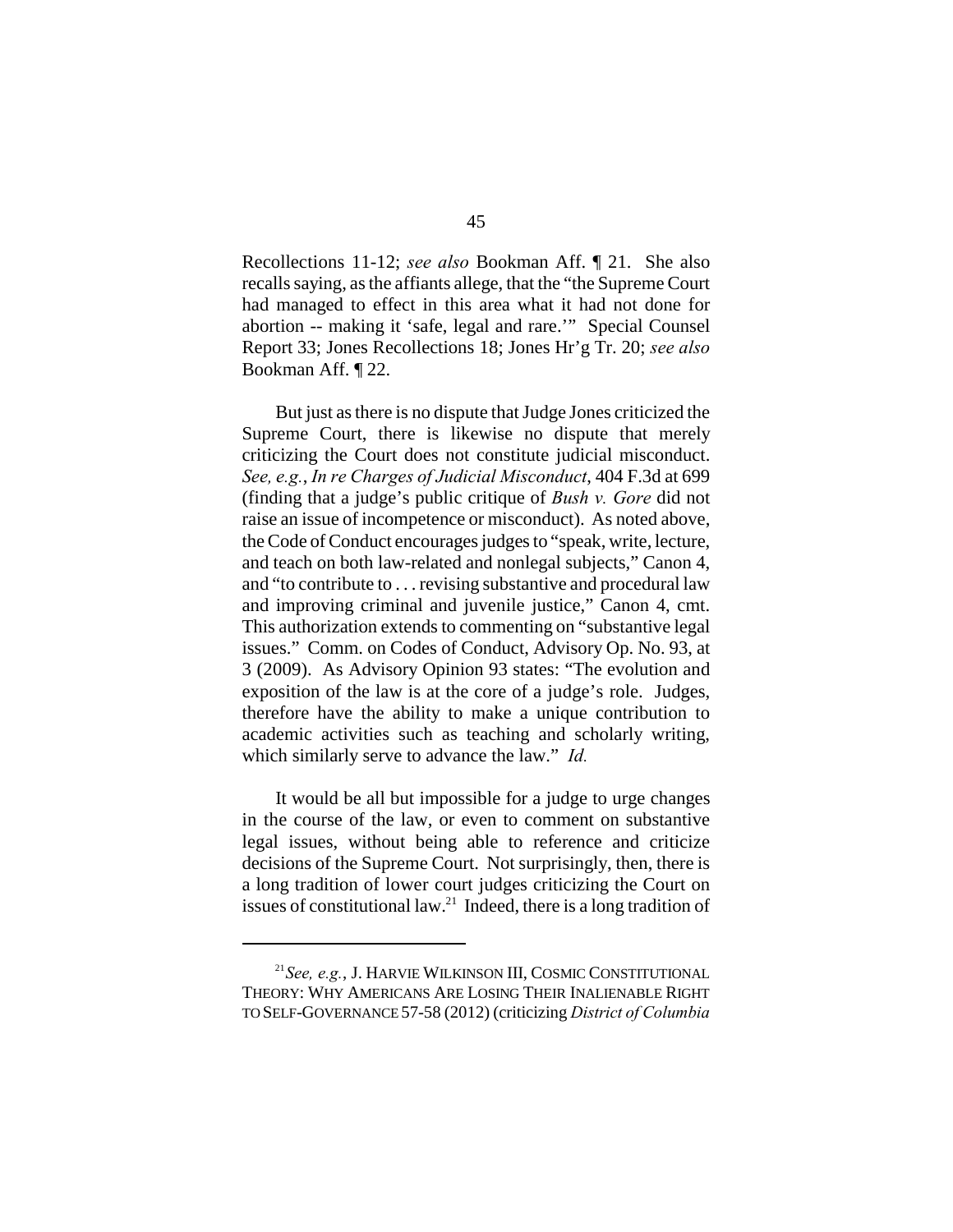Recollections 11-12; *see also* Bookman Aff. ¶ 21. She also recalls saying, as the affiants allege, that the "the Supreme Court had managed to effect in this area what it had not done for abortion -- making it 'safe, legal and rare.'" Special Counsel Report 33; Jones Recollections 18; Jones Hr'g Tr. 20; *see also* Bookman Aff. ¶ 22.

But just as there is no dispute that Judge Jones criticized the Supreme Court, there is likewise no dispute that merely criticizing the Court does not constitute judicial misconduct. *See, e.g.*, *In re Charges of Judicial Misconduct*, 404 F.3d at 699 (finding that a judge's public critique of *Bush v. Gore* did not raise an issue of incompetence or misconduct). As noted above, the Code of Conduct encourages judges to "speak, write, lecture, and teach on both law-related and nonlegal subjects," Canon 4, and "to contribute to . . . revising substantive and procedural law and improving criminal and juvenile justice," Canon 4, cmt. This authorization extends to commenting on "substantive legal issues." Comm. on Codes of Conduct, Advisory Op. No. 93, at 3 (2009). As Advisory Opinion 93 states: "The evolution and exposition of the law is at the core of a judge's role. Judges, therefore have the ability to make a unique contribution to academic activities such as teaching and scholarly writing, which similarly serve to advance the law." *Id.*

It would be all but impossible for a judge to urge changes in the course of the law, or even to comment on substantive legal issues, without being able to reference and criticize decisions of the Supreme Court. Not surprisingly, then, there is a long tradition of lower court judges criticizing the Court on issues of constitutional law.[21] Indeed, there is a long tradition of

[21] *See, e.g.*, J. HARVIE WILKINSON III, COSMIC CONSTITUTIONAL THEORY: WHY AMERICANS ARE LOSING THEIR INALIENABLE RIGHT TO SELF-GOVERNANCE 57-58 (2012) (criticizing *District of Columbia*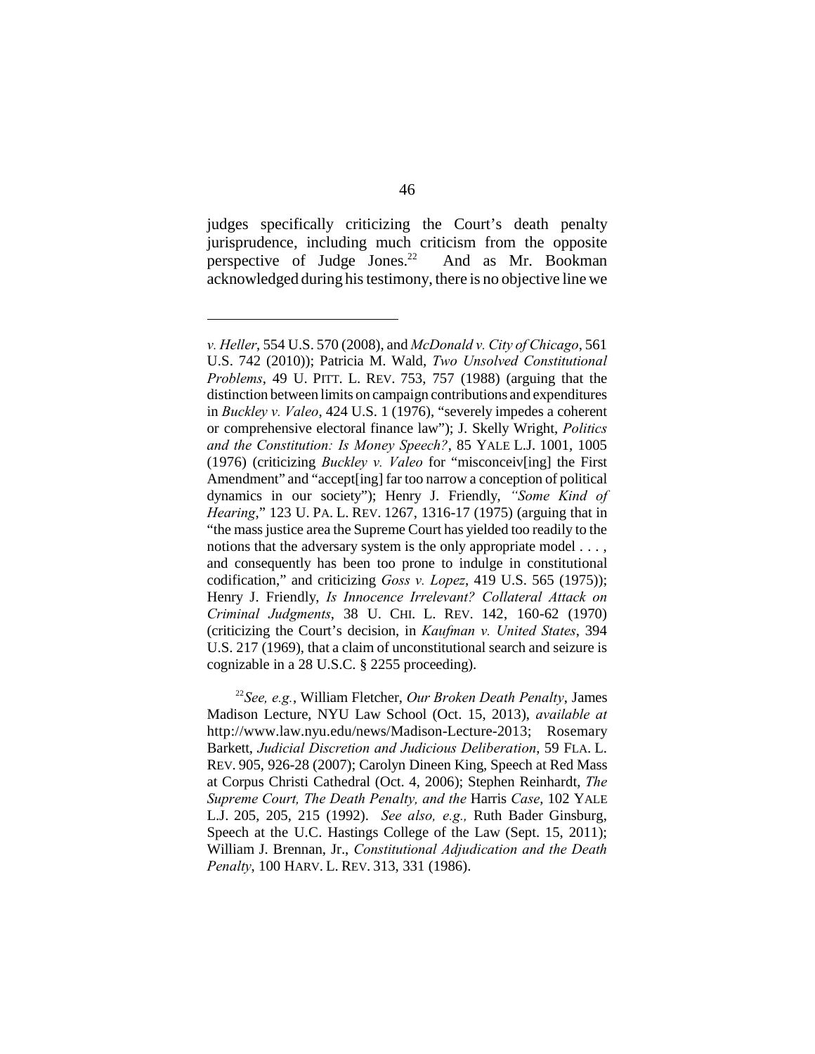judges specifically criticizing the Court's death penalty jurisprudence, including much criticism from the opposite perspective of Judge Jones.[22] And as Mr. Bookman acknowledged during his testimony, there is no objective line we

---

*v. Heller*, 554 U.S. 570 (2008), and *McDonald v. City of Chicago*, 561 U.S. 742 (2010)); Patricia M. Wald, *Two Unsolved Constitutional Problems*, 49 U. PITT. L. REV. 753, 757 (1988) (arguing that the distinction between limits on campaign contributions and expenditures in *Buckley v. Valeo*, 424 U.S. 1 (1976), "severely impedes a coherent or comprehensive electoral finance law"); J. Skelly Wright, *Politics and the Constitution: Is Money Speech?*, 85 YALE L.J. 1001, 1005 (1976) (criticizing *Buckley v. Valeo* for "misconceiv[ing] the First Amendment" and "accept[ing] far too narrow a conception of political dynamics in our society"); Henry J. Friendly, *"Some Kind of Hearing*," 123 U. PA. L. REV. 1267, 1316-17 (1975) (arguing that in "the mass justice area the Supreme Court has yielded too readily to the notions that the adversary system is the only appropriate model . . . , and consequently has been too prone to indulge in constitutional codification," and criticizing *Goss v. Lopez*, 419 U.S. 565 (1975)); Henry J. Friendly, *Is Innocence Irrelevant? Collateral Attack on Criminal Judgments*, 38 U. CHI. L. REV. 142, 160-62 (1970) (criticizing the Court's decision, in *Kaufman v. United States*, 394 U.S. 217 (1969), that a claim of unconstitutional search and seizure is cognizable in a 28 U.S.C. § 2255 proceeding).

[22] *See, e.g.*, William Fletcher, *Our Broken Death Penalty*, James Madison Lecture, NYU Law School (Oct. 15, 2013), *available at* http://www.law.nyu.edu/news/Madison-Lecture-2013; Rosemary Barkett, *Judicial Discretion and Judicious Deliberation*, 59 FLA. L. REV. 905, 926-28 (2007); Carolyn Dineen King, Speech at Red Mass at Corpus Christi Cathedral (Oct. 4, 2006); Stephen Reinhardt, *The Supreme Court, The Death Penalty, and the* Harris *Case*, 102 YALE L.J. 205, 205, 215 (1992). *See also, e.g.,* Ruth Bader Ginsburg, Speech at the U.C. Hastings College of the Law (Sept. 15, 2011); William J. Brennan, Jr., *Constitutional Adjudication and the Death Penalty*, 100 HARV. L. REV. 313, 331 (1986).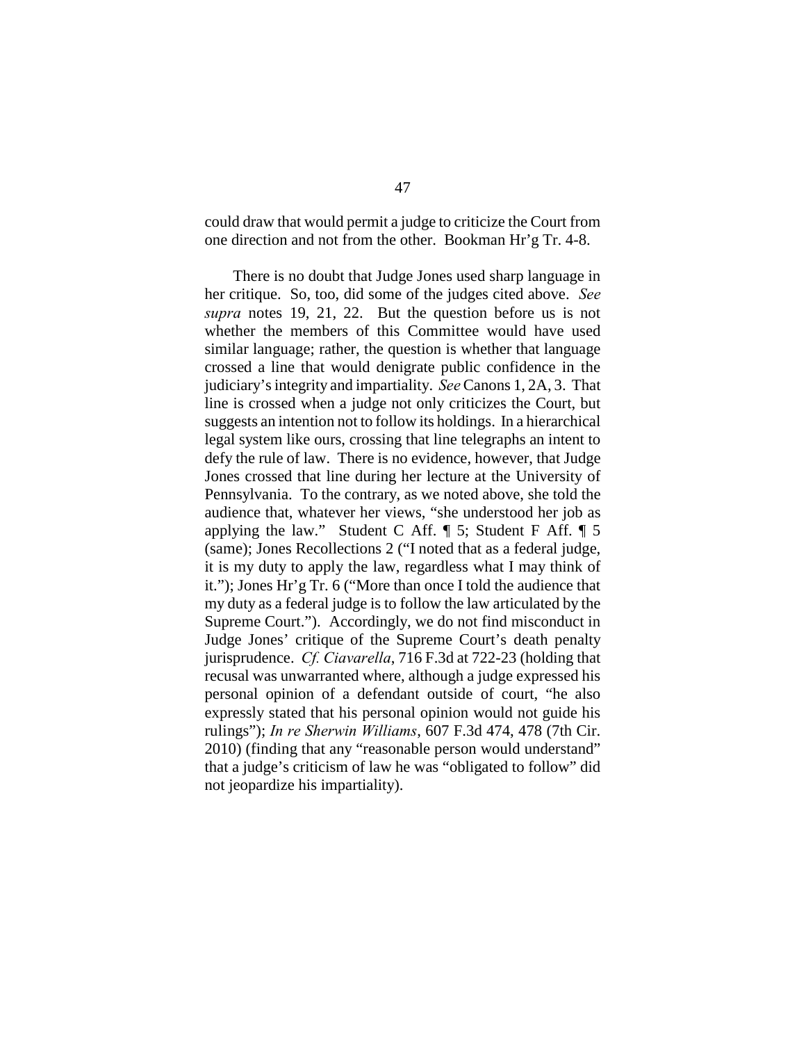could draw that would permit a judge to criticize the Court from one direction and not from the other. Bookman Hr'g Tr. 4-8.

There is no doubt that Judge Jones used sharp language in her critique. So, too, did some of the judges cited above. *See supra* notes 19, 21, 22. But the question before us is not whether the members of this Committee would have used similar language; rather, the question is whether that language crossed a line that would denigrate public confidence in the judiciary's integrity and impartiality. *See* Canons 1, 2A, 3. That line is crossed when a judge not only criticizes the Court, but suggests an intention not to follow its holdings. In a hierarchical legal system like ours, crossing that line telegraphs an intent to defy the rule of law. There is no evidence, however, that Judge Jones crossed that line during her lecture at the University of Pennsylvania. To the contrary, as we noted above, she told the audience that, whatever her views, "she understood her job as applying the law." Student C Aff. ¶ 5; Student F Aff. ¶ 5 (same); Jones Recollections 2 ("I noted that as a federal judge, it is my duty to apply the law, regardless what I may think of it."); Jones Hr'g Tr. 6 ("More than once I told the audience that my duty as a federal judge is to follow the law articulated by the Supreme Court."). Accordingly, we do not find misconduct in Judge Jones' critique of the Supreme Court's death penalty jurisprudence. *Cf. Ciavarella*, 716 F.3d at 722-23 (holding that recusal was unwarranted where, although a judge expressed his personal opinion of a defendant outside of court, "he also expressly stated that his personal opinion would not guide his rulings"); *In re Sherwin Williams*, 607 F.3d 474, 478 (7th Cir. 2010) (finding that any "reasonable person would understand" that a judge's criticism of law he was "obligated to follow" did not jeopardize his impartiality).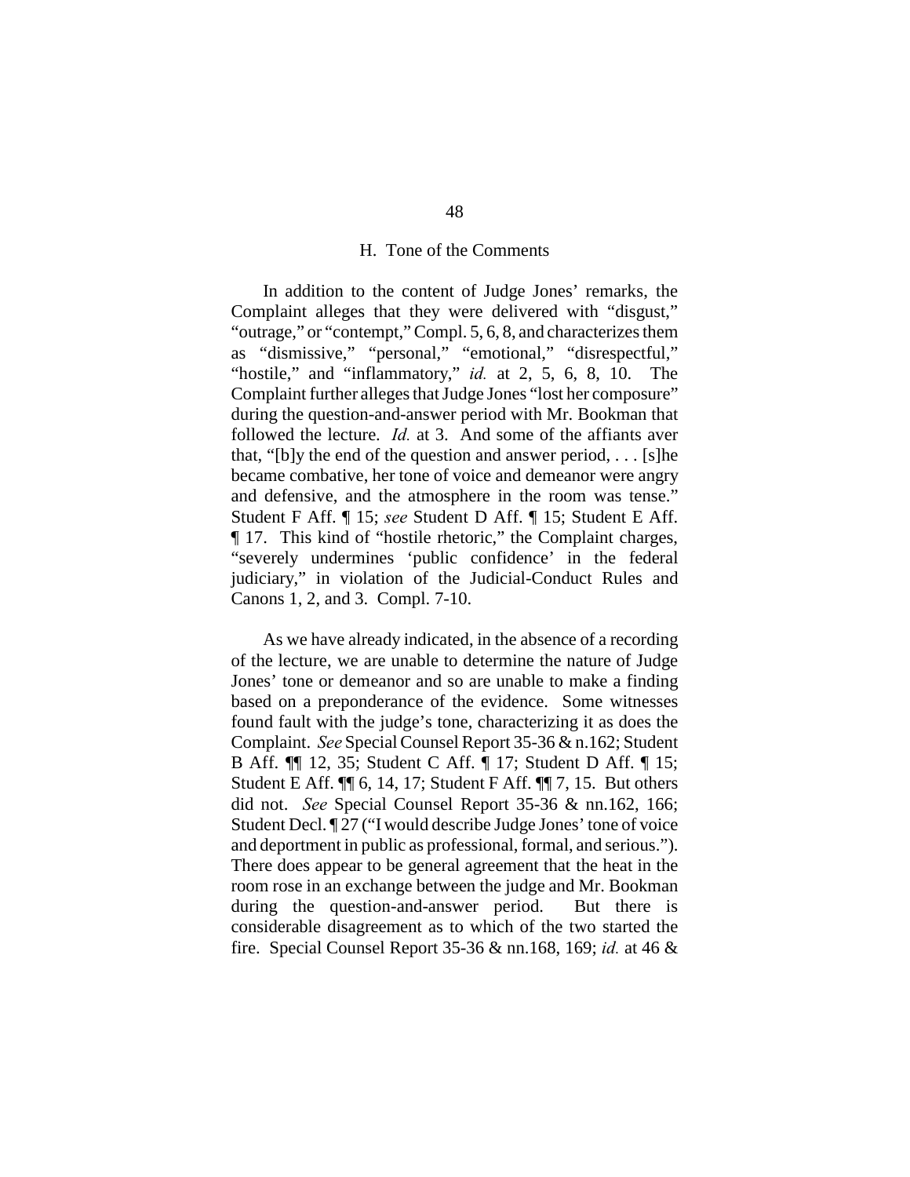### H. Tone of the Comments

In addition to the content of Judge Jones' remarks, the Complaint alleges that they were delivered with "disgust," "outrage," or "contempt," Compl. 5, 6, 8, and characterizes them as "dismissive," "personal," "emotional," "disrespectful," "hostile," and "inflammatory," *id.* at 2, 5, 6, 8, 10. The Complaint further alleges that Judge Jones "lost her composure" during the question-and-answer period with Mr. Bookman that followed the lecture. *Id.* at 3. And some of the affiants aver that, "[b]y the end of the question and answer period, . . . [s]he became combative, her tone of voice and demeanor were angry and defensive, and the atmosphere in the room was tense." Student F Aff. ¶ 15; *see* Student D Aff. ¶ 15; Student E Aff. ¶ 17. This kind of "hostile rhetoric," the Complaint charges, "severely undermines 'public confidence' in the federal judiciary," in violation of the Judicial-Conduct Rules and Canons 1, 2, and 3. Compl. 7-10.

As we have already indicated, in the absence of a recording of the lecture, we are unable to determine the nature of Judge Jones' tone or demeanor and so are unable to make a finding based on a preponderance of the evidence. Some witnesses found fault with the judge's tone, characterizing it as does the Complaint. *See* Special Counsel Report 35-36 & n.162; Student B Aff. ¶¶ 12, 35; Student C Aff. ¶ 17; Student D Aff. ¶ 15; Student E Aff. ¶¶ 6, 14, 17; Student F Aff. ¶¶ 7, 15. But others did not. *See* Special Counsel Report 35-36 & nn.162, 166; Student Decl. ¶ 27 ("I would describe Judge Jones' tone of voice and deportment in public as professional, formal, and serious."). There does appear to be general agreement that the heat in the room rose in an exchange between the judge and Mr. Bookman during the question-and-answer period. But there is considerable disagreement as to which of the two started the fire. Special Counsel Report 35-36 & nn.168, 169; *id.* at 46 &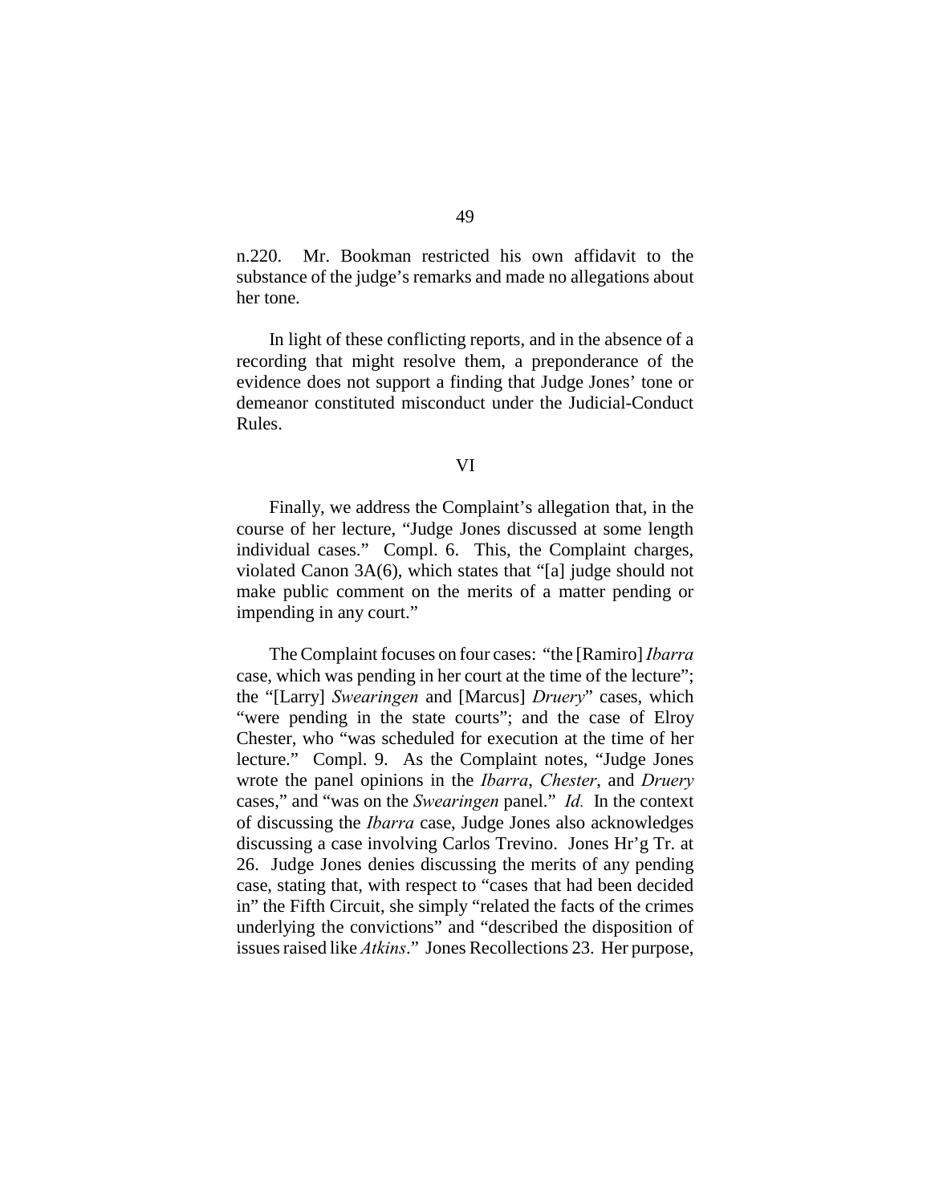n.220. Mr. Bookman restricted his own affidavit to the substance of the judge's remarks and made no allegations about her tone.

In light of these conflicting reports, and in the absence of a recording that might resolve them, a preponderance of the evidence does not support a finding that Judge Jones' tone or demeanor constituted misconduct under the Judicial-Conduct Rules.

## VI

Finally, we address the Complaint's allegation that, in the course of her lecture, "Judge Jones discussed at some length individual cases." Compl. 6. This, the Complaint charges, violated Canon 3A(6), which states that "[a] judge should not make public comment on the merits of a matter pending or impending in any court."

The Complaint focuses on four cases: "the [Ramiro] *Ibarra* case, which was pending in her court at the time of the lecture"; the "[Larry] *Swearingen* and [Marcus] *Druery*" cases, which "were pending in the state courts"; and the case of Elroy Chester, who "was scheduled for execution at the time of her lecture." Compl. 9. As the Complaint notes, "Judge Jones wrote the panel opinions in the *Ibarra*, *Chester*, and *Druery* cases," and "was on the *Swearingen* panel." *Id.* In the context of discussing the *Ibarra* case, Judge Jones also acknowledges discussing a case involving Carlos Trevino. Jones Hr'g Tr. at 26. Judge Jones denies discussing the merits of any pending case, stating that, with respect to "cases that had been decided in" the Fifth Circuit, she simply "related the facts of the crimes underlying the convictions" and "described the disposition of issues raised like *Atkins*." Jones Recollections 23. Her purpose,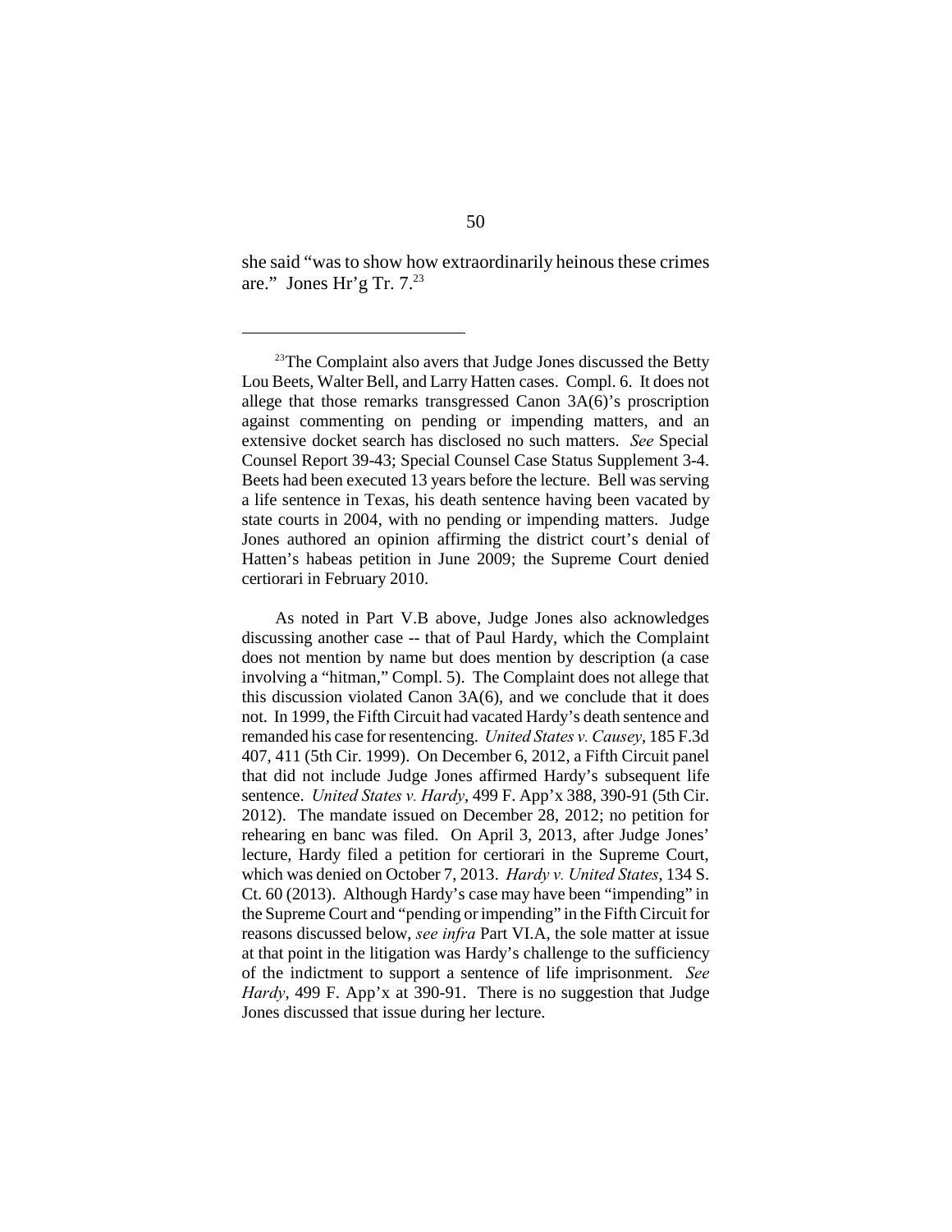she said "was to show how extraordinarily heinous these crimes are." Jones Hr'g Tr. 7.[23]

---

[23]The Complaint also avers that Judge Jones discussed the Betty Lou Beets, Walter Bell, and Larry Hatten cases. Compl. 6. It does not allege that those remarks transgressed Canon 3A(6)'s proscription against commenting on pending or impending matters, and an extensive docket search has disclosed no such matters. *See* Special Counsel Report 39-43; Special Counsel Case Status Supplement 3-4. Beets had been executed 13 years before the lecture. Bell was serving a life sentence in Texas, his death sentence having been vacated by state courts in 2004, with no pending or impending matters. Judge Jones authored an opinion affirming the district court's denial of Hatten's habeas petition in June 2009; the Supreme Court denied certiorari in February 2010.

As noted in Part V.B above, Judge Jones also acknowledges discussing another case -- that of Paul Hardy, which the Complaint does not mention by name but does mention by description (a case involving a "hitman," Compl. 5). The Complaint does not allege that this discussion violated Canon 3A(6), and we conclude that it does not. In 1999, the Fifth Circuit had vacated Hardy's death sentence and remanded his case for resentencing. *United States v. Causey*, 185 F.3d 407, 411 (5th Cir. 1999). On December 6, 2012, a Fifth Circuit panel that did not include Judge Jones affirmed Hardy's subsequent life sentence. *United States v. Hardy*, 499 F. App'x 388, 390-91 (5th Cir. 2012). The mandate issued on December 28, 2012; no petition for rehearing en banc was filed. On April 3, 2013, after Judge Jones' lecture, Hardy filed a petition for certiorari in the Supreme Court, which was denied on October 7, 2013. *Hardy v. United States*, 134 S. Ct. 60 (2013). Although Hardy's case may have been "impending" in the Supreme Court and "pending or impending" in the Fifth Circuit for reasons discussed below, *see infra* Part VI.A, the sole matter at issue at that point in the litigation was Hardy's challenge to the sufficiency of the indictment to support a sentence of life imprisonment. *See Hardy*, 499 F. App'x at 390-91. There is no suggestion that Judge Jones discussed that issue during her lecture.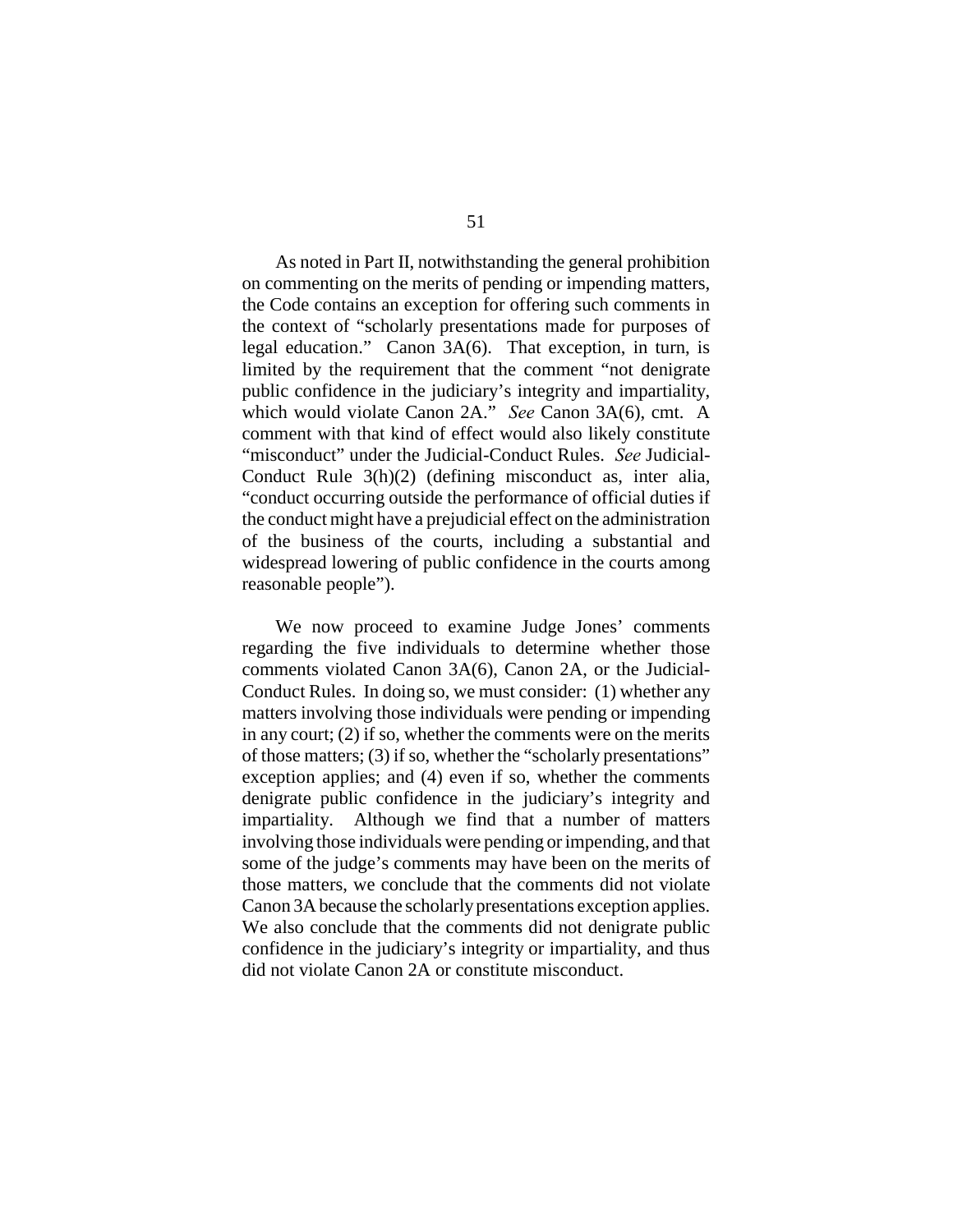As noted in Part II, notwithstanding the general prohibition on commenting on the merits of pending or impending matters, the Code contains an exception for offering such comments in the context of "scholarly presentations made for purposes of legal education." Canon 3A(6). That exception, in turn, is limited by the requirement that the comment "not denigrate public confidence in the judiciary's integrity and impartiality, which would violate Canon 2A." *See* Canon 3A(6), cmt. A comment with that kind of effect would also likely constitute "misconduct" under the Judicial-Conduct Rules. *See* Judicial-Conduct Rule 3(h)(2) (defining misconduct as, inter alia, "conduct occurring outside the performance of official duties if the conduct might have a prejudicial effect on the administration of the business of the courts, including a substantial and widespread lowering of public confidence in the courts among reasonable people").

We now proceed to examine Judge Jones' comments regarding the five individuals to determine whether those comments violated Canon 3A(6), Canon 2A, or the Judicial-Conduct Rules. In doing so, we must consider: (1) whether any matters involving those individuals were pending or impending in any court; (2) if so, whether the comments were on the merits of those matters; (3) if so, whether the "scholarly presentations" exception applies; and (4) even if so, whether the comments denigrate public confidence in the judiciary's integrity and impartiality. Although we find that a number of matters involving those individuals were pending or impending, and that some of the judge's comments may have been on the merits of those matters, we conclude that the comments did not violate Canon 3A because the scholarly presentations exception applies. We also conclude that the comments did not denigrate public confidence in the judiciary's integrity or impartiality, and thus did not violate Canon 2A or constitute misconduct.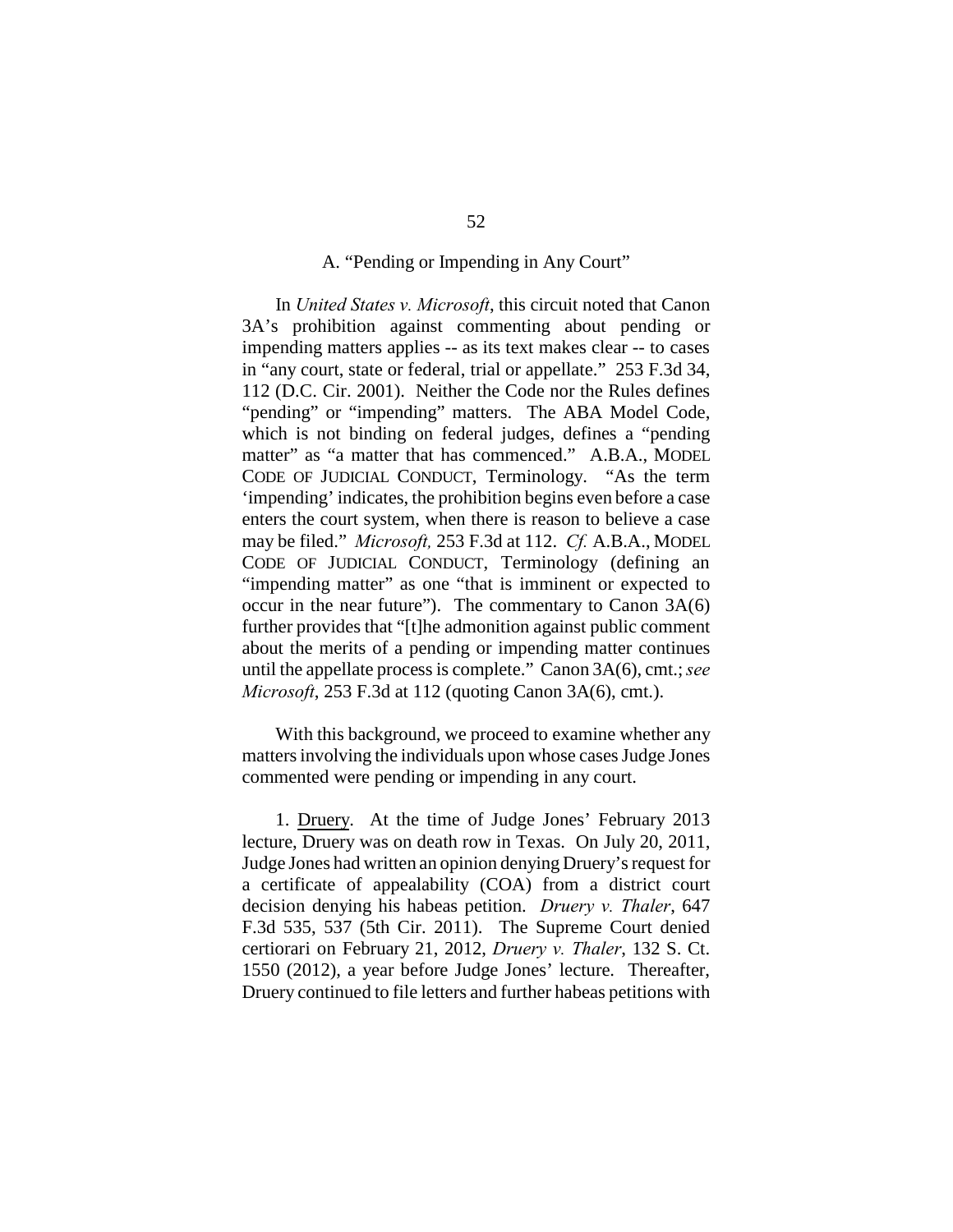### A. "Pending or Impending in Any Court"

In *United States v. Microsoft*, this circuit noted that Canon 3A's prohibition against commenting about pending or impending matters applies -- as its text makes clear -- to cases in "any court, state or federal, trial or appellate." 253 F.3d 34, 112 (D.C. Cir. 2001). Neither the Code nor the Rules defines "pending" or "impending" matters. The ABA Model Code, which is not binding on federal judges, defines a "pending matter" as "a matter that has commenced." A.B.A., MODEL CODE OF JUDICIAL CONDUCT, Terminology. "As the term 'impending' indicates, the prohibition begins even before a case enters the court system, when there is reason to believe a case may be filed." *Microsoft,* 253 F.3d at 112. *Cf.* A.B.A., MODEL CODE OF JUDICIAL CONDUCT, Terminology (defining an "impending matter" as one "that is imminent or expected to occur in the near future"). The commentary to Canon 3A(6) further provides that "[t]he admonition against public comment about the merits of a pending or impending matter continues until the appellate process is complete." Canon 3A(6), cmt.; *see Microsoft*, 253 F.3d at 112 (quoting Canon 3A(6), cmt.).

With this background, we proceed to examine whether any matters involving the individuals upon whose cases Judge Jones commented were pending or impending in any court.

1. Druery. At the time of Judge Jones' February 2013 lecture, Druery was on death row in Texas. On July 20, 2011, Judge Jones had written an opinion denying Druery's request for a certificate of appealability (COA) from a district court decision denying his habeas petition. *Druery v. Thaler*, 647 F.3d 535, 537 (5th Cir. 2011). The Supreme Court denied certiorari on February 21, 2012, *Druery v. Thaler*, 132 S. Ct. 1550 (2012), a year before Judge Jones' lecture. Thereafter, Druery continued to file letters and further habeas petitions with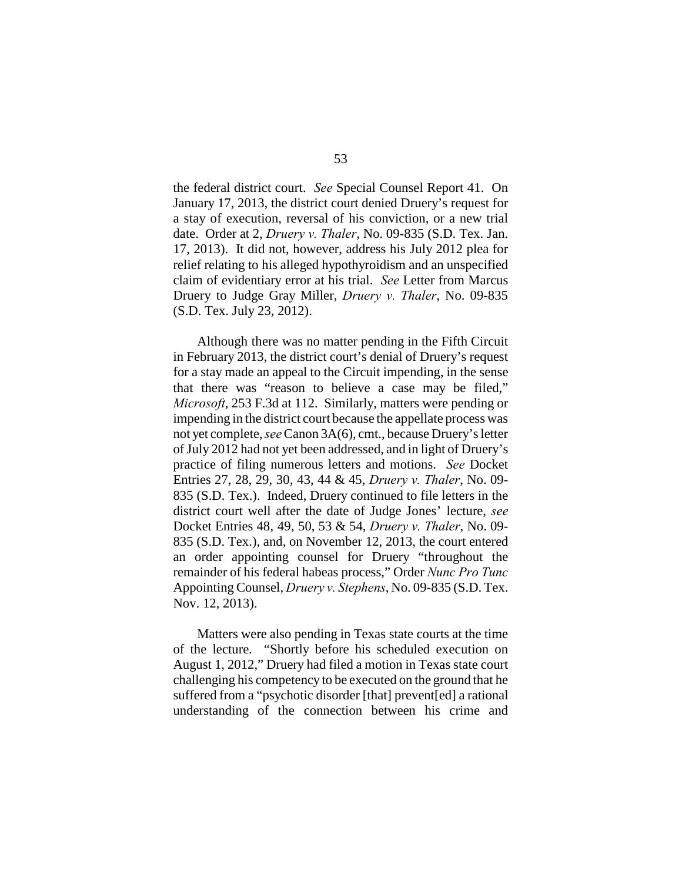the federal district court. *See* Special Counsel Report 41. On January 17, 2013, the district court denied Druery's request for a stay of execution, reversal of his conviction, or a new trial date. Order at 2, *Druery v. Thaler*, No. 09-835 (S.D. Tex. Jan. 17, 2013). It did not, however, address his July 2012 plea for relief relating to his alleged hypothyroidism and an unspecified claim of evidentiary error at his trial. *See* Letter from Marcus Druery to Judge Gray Miller, *Druery v. Thaler*, No. 09-835 (S.D. Tex. July 23, 2012).

Although there was no matter pending in the Fifth Circuit in February 2013, the district court's denial of Druery's request for a stay made an appeal to the Circuit impending, in the sense that there was "reason to believe a case may be filed," *Microsoft*, 253 F.3d at 112. Similarly, matters were pending or impending in the district court because the appellate process was not yet complete, *see* Canon 3A(6), cmt., because Druery's letter of July 2012 had not yet been addressed, and in light of Druery's practice of filing numerous letters and motions. *See* Docket Entries 27, 28, 29, 30, 43, 44 & 45, *Druery v. Thaler*, No. 09-835 (S.D. Tex.). Indeed, Druery continued to file letters in the district court well after the date of Judge Jones' lecture, *see* Docket Entries 48, 49, 50, 53 & 54, *Druery v. Thaler*, No. 09-835 (S.D. Tex.), and, on November 12, 2013, the court entered an order appointing counsel for Druery "throughout the remainder of his federal habeas process," Order *Nunc Pro Tunc* Appointing Counsel, *Druery v. Stephens*, No. 09-835 (S.D. Tex. Nov. 12, 2013).

Matters were also pending in Texas state courts at the time of the lecture. "Shortly before his scheduled execution on August 1, 2012," Druery had filed a motion in Texas state court challenging his competency to be executed on the ground that he suffered from a "psychotic disorder [that] prevent[ed] a rational understanding of the connection between his crime and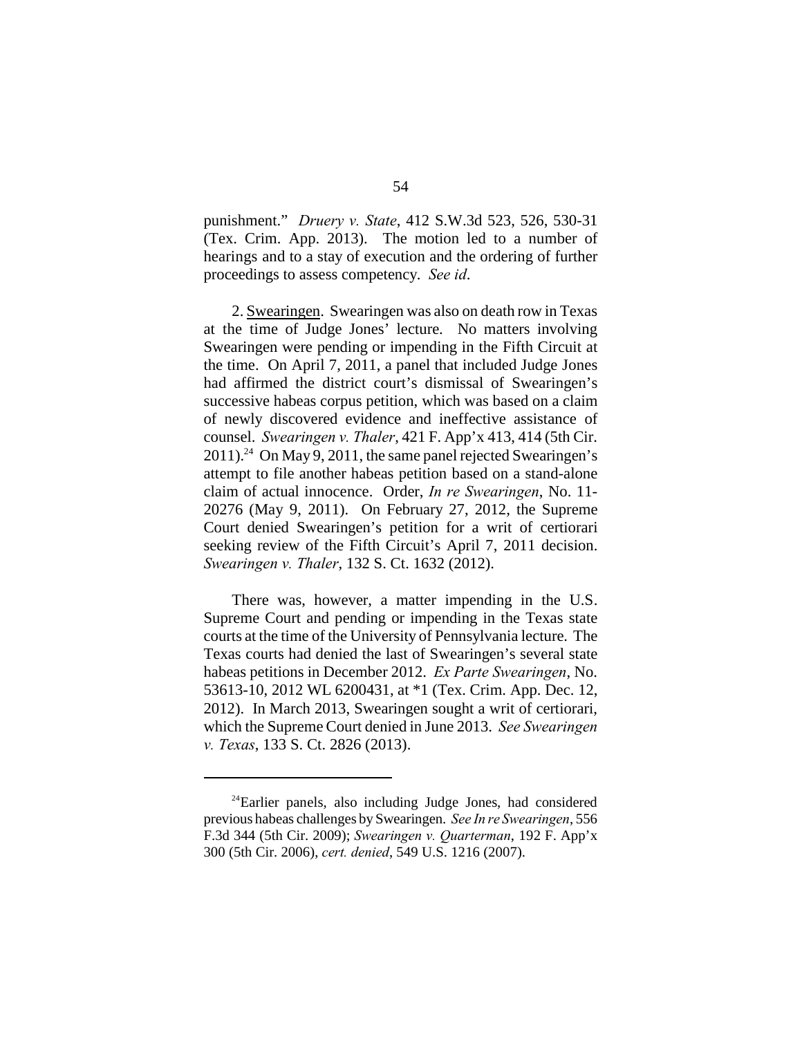punishment." *Druery v. State*, 412 S.W.3d 523, 526, 530-31 (Tex. Crim. App. 2013). The motion led to a number of hearings and to a stay of execution and the ordering of further proceedings to assess competency. *See id*.

2. Swearingen. Swearingen was also on death row in Texas at the time of Judge Jones' lecture. No matters involving Swearingen were pending or impending in the Fifth Circuit at the time. On April 7, 2011, a panel that included Judge Jones had affirmed the district court's dismissal of Swearingen's successive habeas corpus petition, which was based on a claim of newly discovered evidence and ineffective assistance of counsel. *Swearingen v. Thaler*, 421 F. App'x 413, 414 (5th Cir. 2011).[24] On May 9, 2011, the same panel rejected Swearingen's attempt to file another habeas petition based on a stand-alone claim of actual innocence. Order, *In re Swearingen*, No. 11-20276 (May 9, 2011). On February 27, 2012, the Supreme Court denied Swearingen's petition for a writ of certiorari seeking review of the Fifth Circuit's April 7, 2011 decision. *Swearingen v. Thaler*, 132 S. Ct. 1632 (2012).

There was, however, a matter impending in the U.S. Supreme Court and pending or impending in the Texas state courts at the time of the University of Pennsylvania lecture. The Texas courts had denied the last of Swearingen's several state habeas petitions in December 2012. *Ex Parte Swearingen*, No. 53613-10, 2012 WL 6200431, at *1 (Tex. Crim. App. Dec. 12, 2012). In March 2013, Swearingen sought a writ of certiorari, which the Supreme Court denied in June 2013. *See Swearingen v. Texas*, 133 S. Ct. 2826 (2013).

---

[24] Earlier panels, also including Judge Jones, had considered previous habeas challenges by Swearingen. *See In re Swearingen*, 556 F.3d 344 (5th Cir. 2009); *Swearingen v. Quarterman*, 192 F. App'x 300 (5th Cir. 2006), *cert. denied*, 549 U.S. 1216 (2007).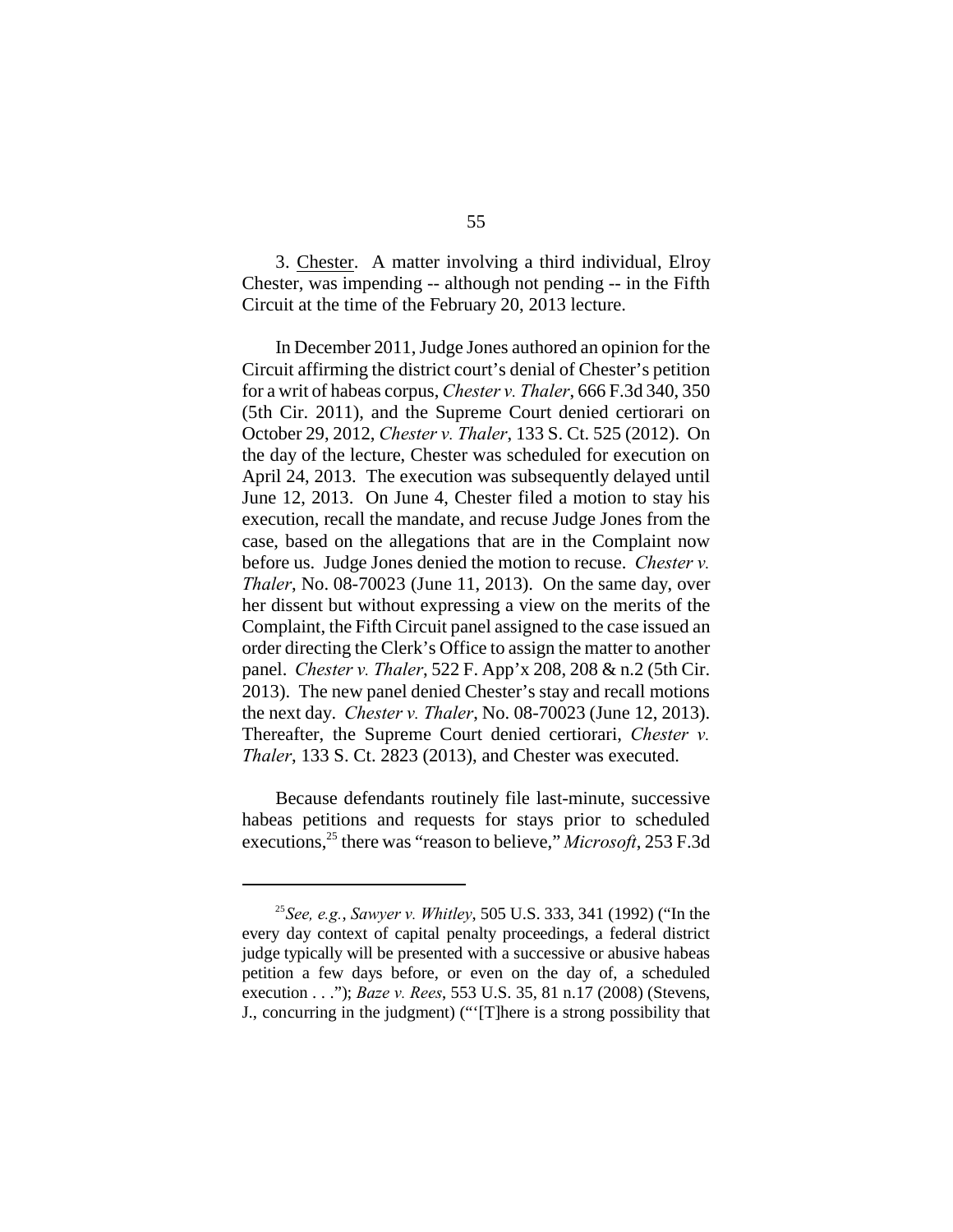3. Chester. A matter involving a third individual, Elroy Chester, was impending -- although not pending -- in the Fifth Circuit at the time of the February 20, 2013 lecture.

In December 2011, Judge Jones authored an opinion for the Circuit affirming the district court's denial of Chester's petition for a writ of habeas corpus, *Chester v. Thaler*, 666 F.3d 340, 350 (5th Cir. 2011), and the Supreme Court denied certiorari on October 29, 2012, *Chester v. Thaler*, 133 S. Ct. 525 (2012). On the day of the lecture, Chester was scheduled for execution on April 24, 2013. The execution was subsequently delayed until June 12, 2013. On June 4, Chester filed a motion to stay his execution, recall the mandate, and recuse Judge Jones from the case, based on the allegations that are in the Complaint now before us. Judge Jones denied the motion to recuse. *Chester v. Thaler*, No. 08-70023 (June 11, 2013). On the same day, over her dissent but without expressing a view on the merits of the Complaint, the Fifth Circuit panel assigned to the case issued an order directing the Clerk's Office to assign the matter to another panel. *Chester v. Thaler*, 522 F. App'x 208, 208 & n.2 (5th Cir. 2013). The new panel denied Chester's stay and recall motions the next day. *Chester v. Thaler*, No. 08-70023 (June 12, 2013). Thereafter, the Supreme Court denied certiorari, *Chester v. Thaler*, 133 S. Ct. 2823 (2013), and Chester was executed.

Because defendants routinely file last-minute, successive habeas petitions and requests for stays prior to scheduled executions,[25] there was "reason to believe," *Microsoft*, 253 F.3d

---

[25] *See, e.g.*, *Sawyer v. Whitley*, 505 U.S. 333, 341 (1992) ("In the every day context of capital penalty proceedings, a federal district judge typically will be presented with a successive or abusive habeas petition a few days before, or even on the day of, a scheduled execution . . ."); *Baze v. Rees*, 553 U.S. 35, 81 n.17 (2008) (Stevens, J., concurring in the judgment) ("'[T]here is a strong possibility that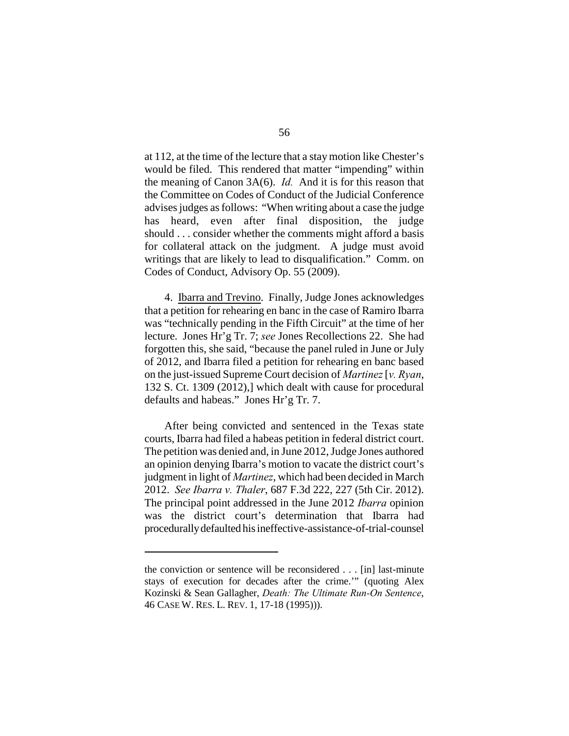at 112, at the time of the lecture that a stay motion like Chester's would be filed. This rendered that matter "impending" within the meaning of Canon 3A(6). *Id.* And it is for this reason that the Committee on Codes of Conduct of the Judicial Conference advises judges as follows: "When writing about a case the judge has heard, even after final disposition, the judge should . . . consider whether the comments might afford a basis for collateral attack on the judgment. A judge must avoid writings that are likely to lead to disqualification." Comm. on Codes of Conduct, Advisory Op. 55 (2009).

4. Ibarra and Trevino. Finally, Judge Jones acknowledges that a petition for rehearing en banc in the case of Ramiro Ibarra was "technically pending in the Fifth Circuit" at the time of her lecture. Jones Hr'g Tr. 7; *see* Jones Recollections 22. She had forgotten this, she said, "because the panel ruled in June or July of 2012, and Ibarra filed a petition for rehearing en banc based on the just-issued Supreme Court decision of *Martinez* [*v. Ryan*, 132 S. Ct. 1309 (2012),] which dealt with cause for procedural defaults and habeas." Jones Hr'g Tr. 7.

After being convicted and sentenced in the Texas state courts, Ibarra had filed a habeas petition in federal district court. The petition was denied and, in June 2012, Judge Jones authored an opinion denying Ibarra's motion to vacate the district court's judgment in light of *Martinez*, which had been decided in March 2012. *See Ibarra v. Thaler*, 687 F.3d 222, 227 (5th Cir. 2012). The principal point addressed in the June 2012 *Ibarra* opinion was the district court's determination that Ibarra had procedurally defaulted his ineffective-assistance-of-trial-counsel

---

the conviction or sentence will be reconsidered . . . [in] last-minute stays of execution for decades after the crime.'" (quoting Alex Kozinski & Sean Gallagher, *Death: The Ultimate Run-On Sentence*, 46 CASE W. RES. L. REV. 1, 17-18 (1995))).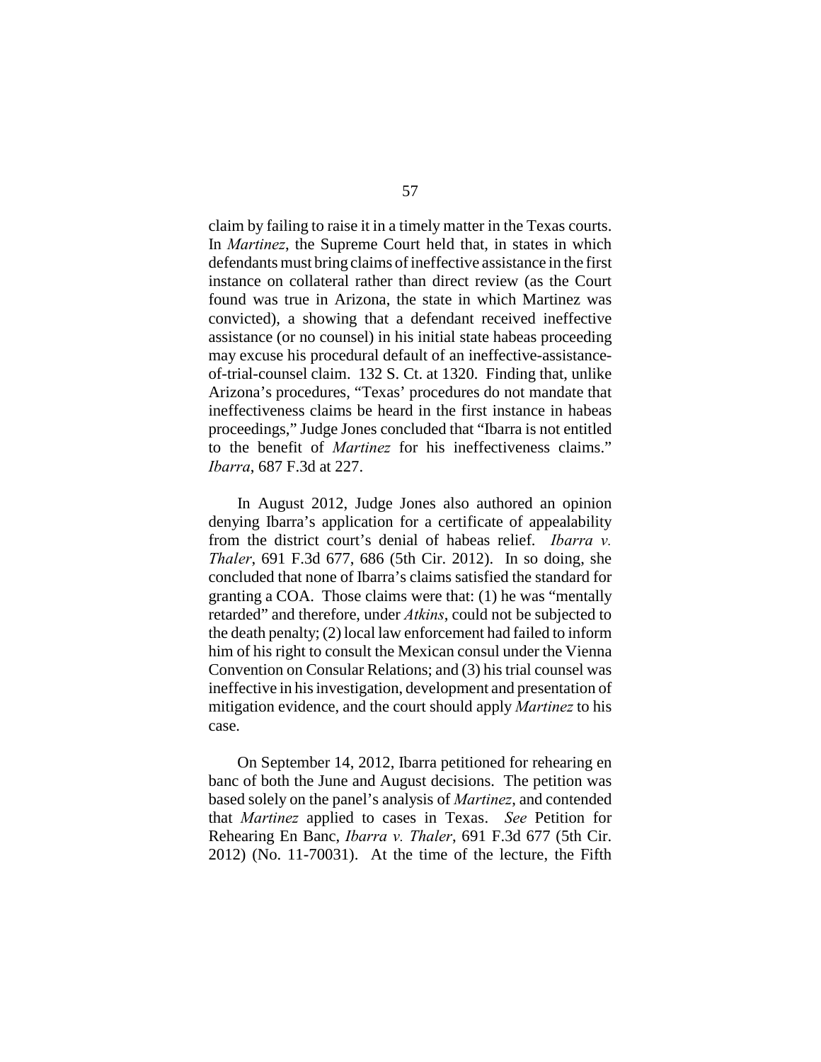claim by failing to raise it in a timely matter in the Texas courts. In *Martinez*, the Supreme Court held that, in states in which defendants must bring claims of ineffective assistance in the first instance on collateral rather than direct review (as the Court found was true in Arizona, the state in which Martinez was convicted), a showing that a defendant received ineffective assistance (or no counsel) in his initial state habeas proceeding may excuse his procedural default of an ineffective-assistance-of-trial-counsel claim. 132 S. Ct. at 1320. Finding that, unlike Arizona's procedures, "Texas' procedures do not mandate that ineffectiveness claims be heard in the first instance in habeas proceedings," Judge Jones concluded that "Ibarra is not entitled to the benefit of *Martinez* for his ineffectiveness claims." *Ibarra*, 687 F.3d at 227.

In August 2012, Judge Jones also authored an opinion denying Ibarra's application for a certificate of appealability from the district court's denial of habeas relief. *Ibarra v. Thaler*, 691 F.3d 677, 686 (5th Cir. 2012). In so doing, she concluded that none of Ibarra's claims satisfied the standard for granting a COA. Those claims were that: (1) he was "mentally retarded" and therefore, under *Atkins*, could not be subjected to the death penalty; (2) local law enforcement had failed to inform him of his right to consult the Mexican consul under the Vienna Convention on Consular Relations; and (3) his trial counsel was ineffective in his investigation, development and presentation of mitigation evidence, and the court should apply *Martinez* to his case.

On September 14, 2012, Ibarra petitioned for rehearing en banc of both the June and August decisions. The petition was based solely on the panel's analysis of *Martinez*, and contended that *Martinez* applied to cases in Texas. *See* Petition for Rehearing En Banc, *Ibarra v. Thaler*, 691 F.3d 677 (5th Cir. 2012) (No. 11-70031). At the time of the lecture, the Fifth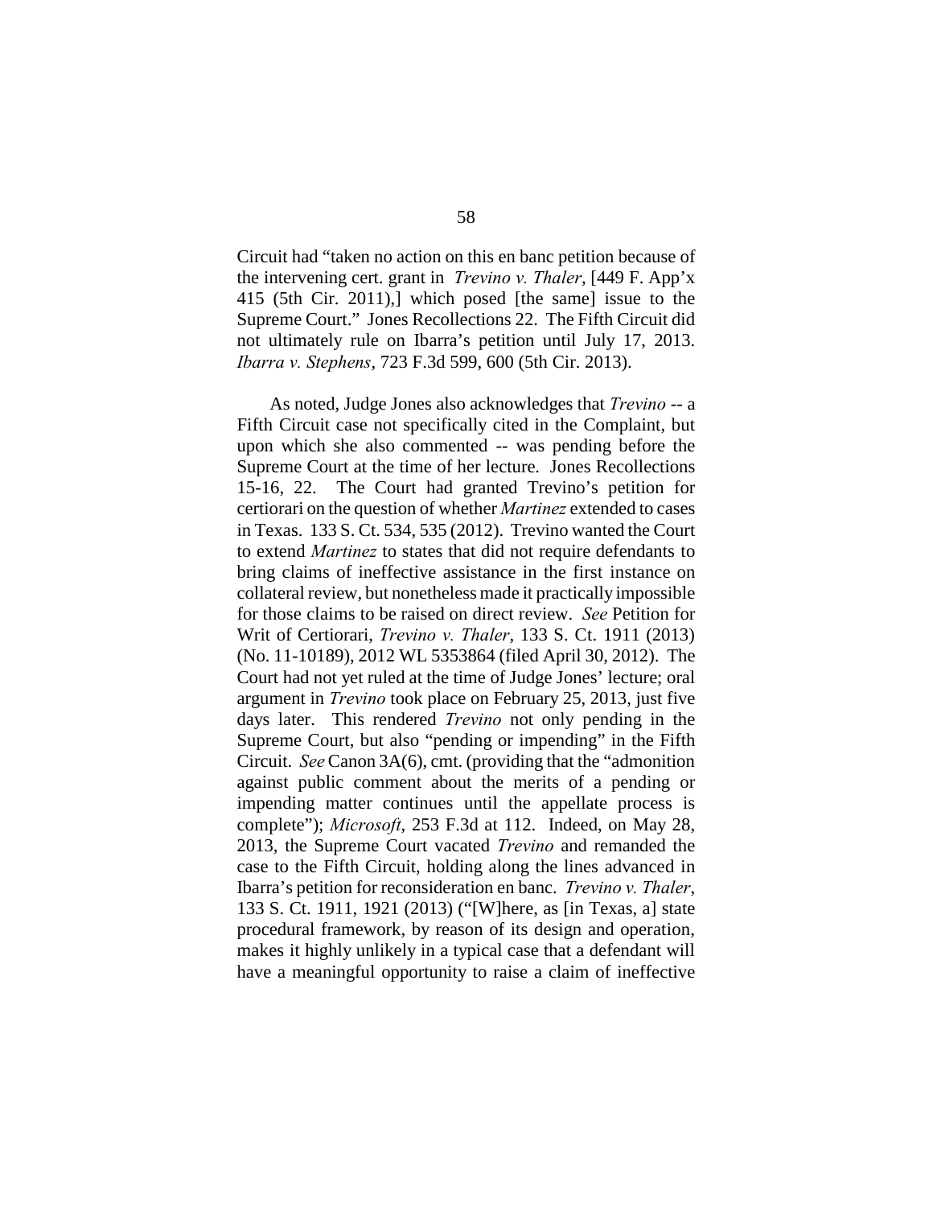Circuit had "taken no action on this en banc petition because of the intervening cert. grant in *Trevino v. Thaler*, [449 F. App'x 415 (5th Cir. 2011),] which posed [the same] issue to the Supreme Court." Jones Recollections 22. The Fifth Circuit did not ultimately rule on Ibarra's petition until July 17, 2013. *Ibarra v. Stephens*, 723 F.3d 599, 600 (5th Cir. 2013).

As noted, Judge Jones also acknowledges that *Trevino* -- a Fifth Circuit case not specifically cited in the Complaint, but upon which she also commented -- was pending before the Supreme Court at the time of her lecture. Jones Recollections 15-16, 22. The Court had granted Trevino's petition for certiorari on the question of whether *Martinez* extended to cases in Texas. 133 S. Ct. 534, 535 (2012). Trevino wanted the Court to extend *Martinez* to states that did not require defendants to bring claims of ineffective assistance in the first instance on collateral review, but nonetheless made it practically impossible for those claims to be raised on direct review. *See* Petition for Writ of Certiorari, *Trevino v. Thaler*, 133 S. Ct. 1911 (2013) (No. 11-10189), 2012 WL 5353864 (filed April 30, 2012). The Court had not yet ruled at the time of Judge Jones' lecture; oral argument in *Trevino* took place on February 25, 2013, just five days later. This rendered *Trevino* not only pending in the Supreme Court, but also "pending or impending" in the Fifth Circuit. *See* Canon 3A(6), cmt. (providing that the "admonition against public comment about the merits of a pending or impending matter continues until the appellate process is complete"); *Microsoft*, 253 F.3d at 112. Indeed, on May 28, 2013, the Supreme Court vacated *Trevino* and remanded the case to the Fifth Circuit, holding along the lines advanced in Ibarra's petition for reconsideration en banc. *Trevino v. Thaler*, 133 S. Ct. 1911, 1921 (2013) ("[W]here, as [in Texas, a] state procedural framework, by reason of its design and operation, makes it highly unlikely in a typical case that a defendant will have a meaningful opportunity to raise a claim of ineffective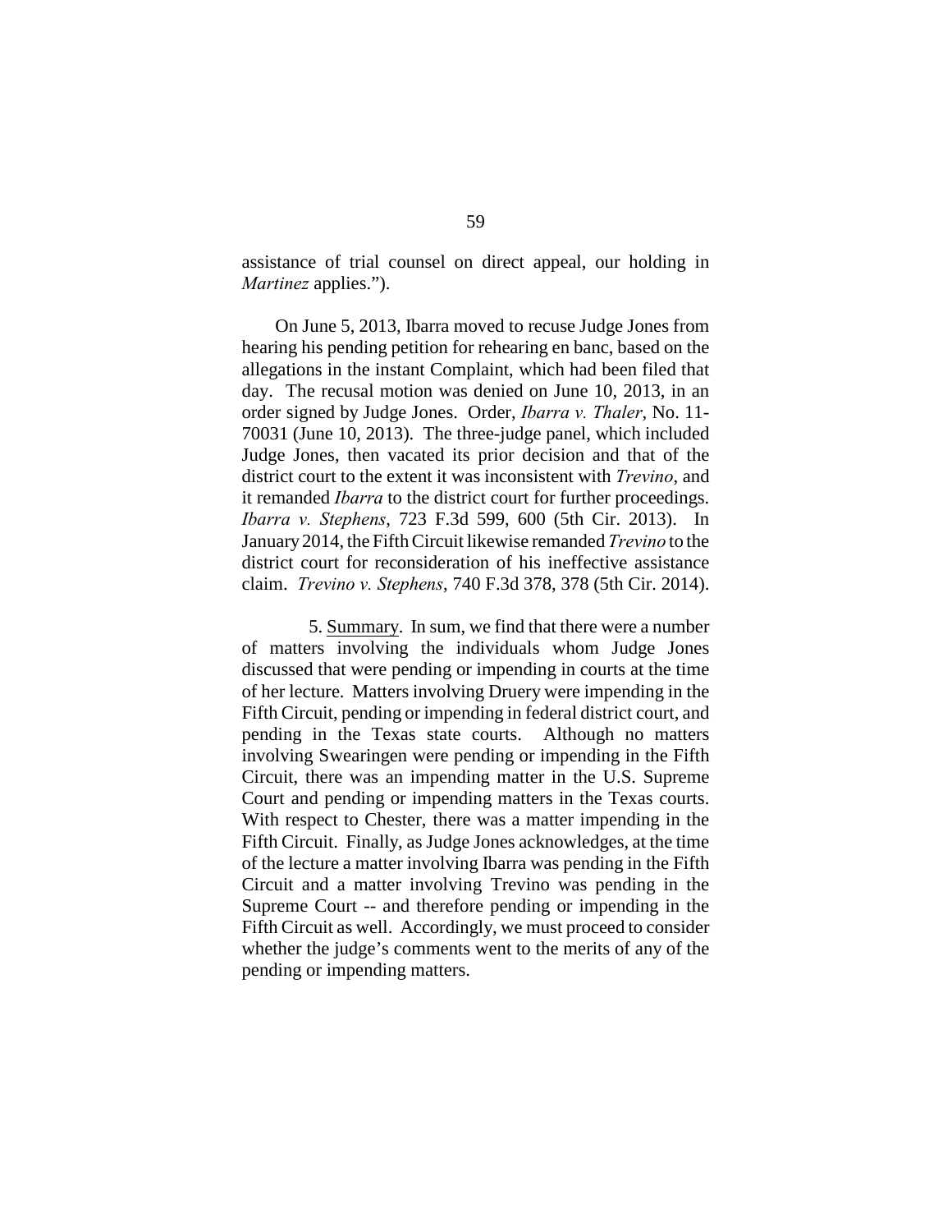assistance of trial counsel on direct appeal, our holding in *Martinez* applies.").

On June 5, 2013, Ibarra moved to recuse Judge Jones from hearing his pending petition for rehearing en banc, based on the allegations in the instant Complaint, which had been filed that day. The recusal motion was denied on June 10, 2013, in an order signed by Judge Jones. Order, *Ibarra v. Thaler*, No. 11-70031 (June 10, 2013). The three-judge panel, which included Judge Jones, then vacated its prior decision and that of the district court to the extent it was inconsistent with *Trevino*, and it remanded *Ibarra* to the district court for further proceedings. *Ibarra v. Stephens*, 723 F.3d 599, 600 (5th Cir. 2013). In January 2014, the Fifth Circuit likewise remanded *Trevino* to the district court for reconsideration of his ineffective assistance claim. *Trevino v. Stephens*, 740 F.3d 378, 378 (5th Cir. 2014).

5. Summary. In sum, we find that there were a number of matters involving the individuals whom Judge Jones discussed that were pending or impending in courts at the time of her lecture. Matters involving Druery were impending in the Fifth Circuit, pending or impending in federal district court, and pending in the Texas state courts. Although no matters involving Swearingen were pending or impending in the Fifth Circuit, there was an impending matter in the U.S. Supreme Court and pending or impending matters in the Texas courts. With respect to Chester, there was a matter impending in the Fifth Circuit. Finally, as Judge Jones acknowledges, at the time of the lecture a matter involving Ibarra was pending in the Fifth Circuit and a matter involving Trevino was pending in the Supreme Court -- and therefore pending or impending in the Fifth Circuit as well. Accordingly, we must proceed to consider whether the judge's comments went to the merits of any of the pending or impending matters.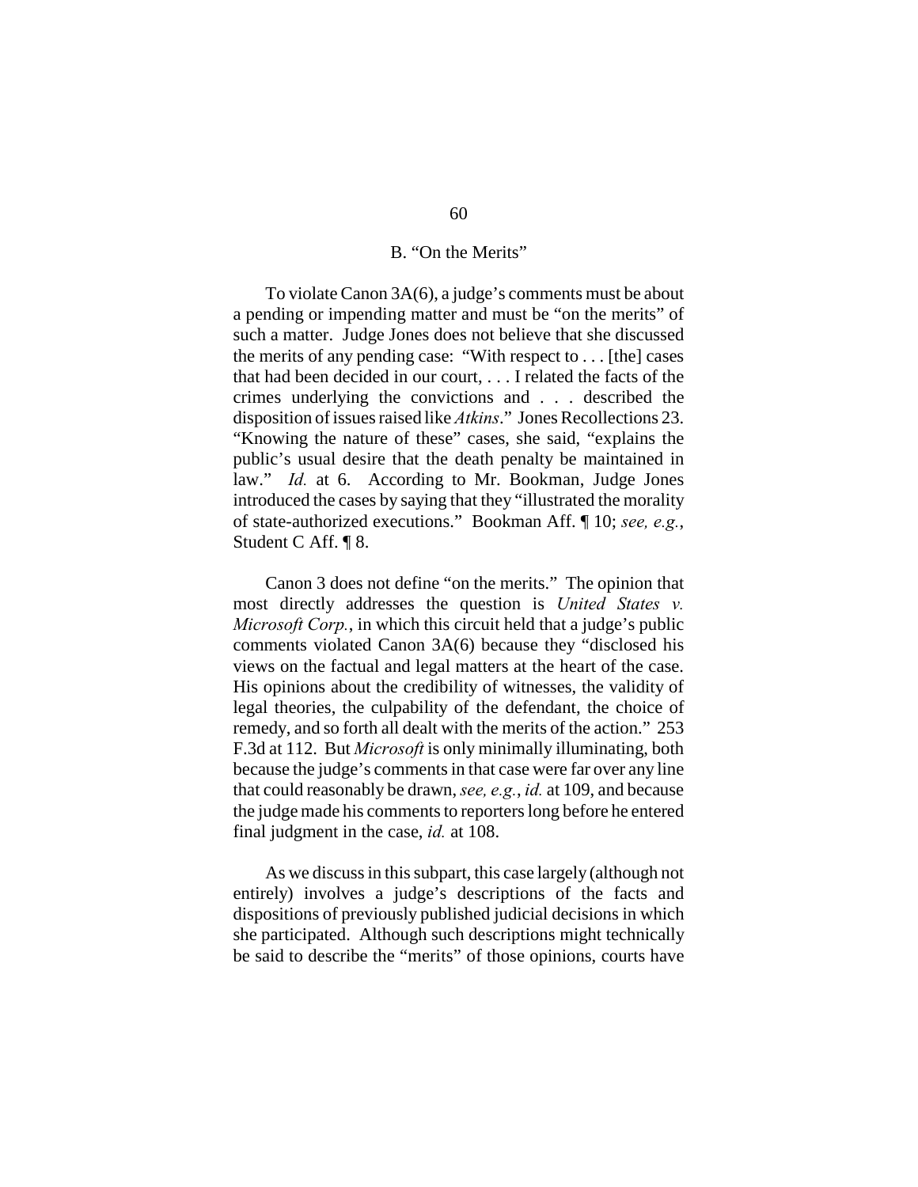### B. "On the Merits"

To violate Canon 3A(6), a judge's comments must be about a pending or impending matter and must be "on the merits" of such a matter. Judge Jones does not believe that she discussed the merits of any pending case: "With respect to . . . [the] cases that had been decided in our court, . . . I related the facts of the crimes underlying the convictions and . . . described the disposition of issues raised like *Atkins*." Jones Recollections 23. "Knowing the nature of these" cases, she said, "explains the public's usual desire that the death penalty be maintained in law." *Id.* at 6. According to Mr. Bookman, Judge Jones introduced the cases by saying that they "illustrated the morality of state-authorized executions." Bookman Aff. ¶ 10; *see, e.g.*, Student C Aff. ¶ 8.

Canon 3 does not define "on the merits." The opinion that most directly addresses the question is *United States v. Microsoft Corp.*, in which this circuit held that a judge's public comments violated Canon 3A(6) because they "disclosed his views on the factual and legal matters at the heart of the case. His opinions about the credibility of witnesses, the validity of legal theories, the culpability of the defendant, the choice of remedy, and so forth all dealt with the merits of the action." 253 F.3d at 112. But *Microsoft* is only minimally illuminating, both because the judge's comments in that case were far over any line that could reasonably be drawn, *see, e.g.*, *id.* at 109, and because the judge made his comments to reporters long before he entered final judgment in the case, *id.* at 108.

As we discuss in this subpart, this case largely (although not entirely) involves a judge's descriptions of the facts and dispositions of previously published judicial decisions in which she participated. Although such descriptions might technically be said to describe the "merits" of those opinions, courts have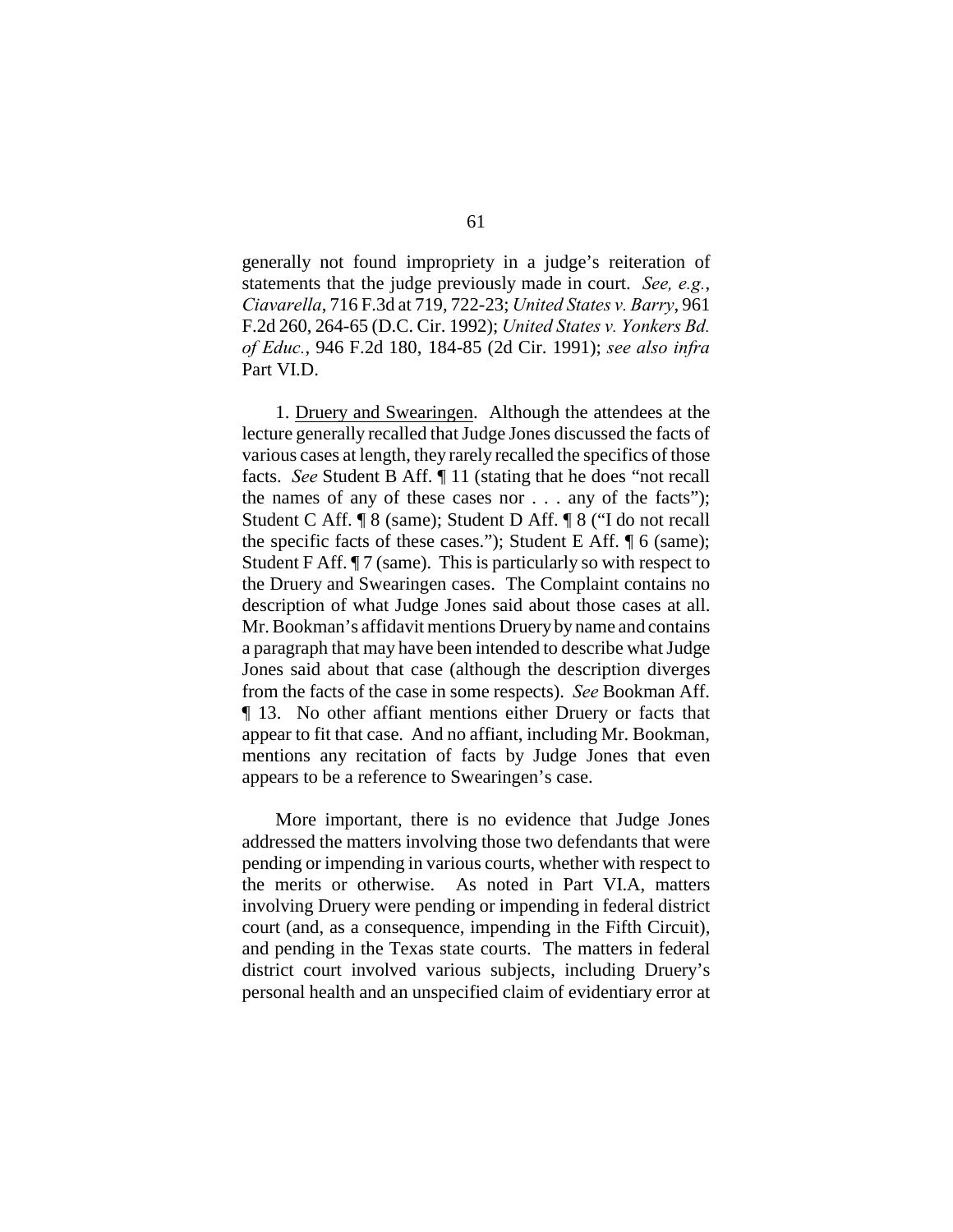generally not found impropriety in a judge's reiteration of statements that the judge previously made in court. *See, e.g.*, *Ciavarella*, 716 F.3d at 719, 722-23; *United States v. Barry*, 961 F.2d 260, 264-65 (D.C. Cir. 1992); *United States v. Yonkers Bd. of Educ.*, 946 F.2d 180, 184-85 (2d Cir. 1991); *see also infra* Part VI.D.

1. Druery and Swearingen. Although the attendees at the lecture generally recalled that Judge Jones discussed the facts of various cases at length, they rarely recalled the specifics of those facts. *See* Student B Aff. ¶ 11 (stating that he does "not recall the names of any of these cases nor . . . any of the facts"); Student C Aff. ¶ 8 (same); Student D Aff. ¶ 8 ("I do not recall the specific facts of these cases."); Student E Aff. ¶ 6 (same); Student F Aff. ¶ 7 (same). This is particularly so with respect to the Druery and Swearingen cases. The Complaint contains no description of what Judge Jones said about those cases at all. Mr. Bookman's affidavit mentions Druery by name and contains a paragraph that may have been intended to describe what Judge Jones said about that case (although the description diverges from the facts of the case in some respects). *See* Bookman Aff. ¶ 13. No other affiant mentions either Druery or facts that appear to fit that case. And no affiant, including Mr. Bookman, mentions any recitation of facts by Judge Jones that even appears to be a reference to Swearingen's case.

More important, there is no evidence that Judge Jones addressed the matters involving those two defendants that were pending or impending in various courts, whether with respect to the merits or otherwise. As noted in Part VI.A, matters involving Druery were pending or impending in federal district court (and, as a consequence, impending in the Fifth Circuit), and pending in the Texas state courts. The matters in federal district court involved various subjects, including Druery's personal health and an unspecified claim of evidentiary error at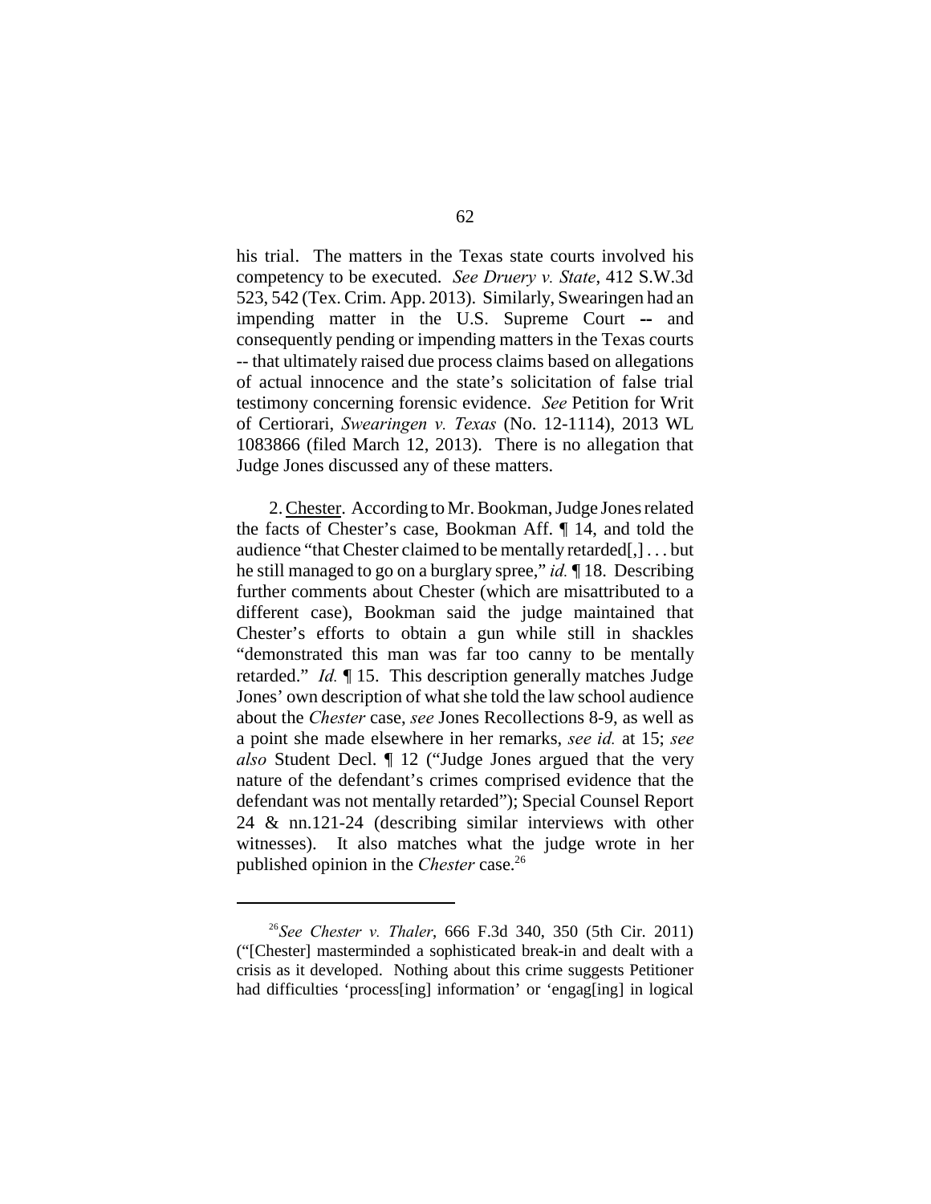his trial. The matters in the Texas state courts involved his competency to be executed. *See Druery v. State*, 412 S.W.3d 523, 542 (Tex. Crim. App. 2013). Similarly, Swearingen had an impending matter in the U.S. Supreme Court -- and consequently pending or impending matters in the Texas courts -- that ultimately raised due process claims based on allegations of actual innocence and the state's solicitation of false trial testimony concerning forensic evidence. *See* Petition for Writ of Certiorari, *Swearingen v. Texas* (No. 12-1114), 2013 WL 1083866 (filed March 12, 2013). There is no allegation that Judge Jones discussed any of these matters.

2. Chester. According to Mr. Bookman, Judge Jones related the facts of Chester's case, Bookman Aff. ¶ 14, and told the audience "that Chester claimed to be mentally retarded[,] . . . but he still managed to go on a burglary spree," *id.* ¶ 18. Describing further comments about Chester (which are misattributed to a different case), Bookman said the judge maintained that Chester's efforts to obtain a gun while still in shackles "demonstrated this man was far too canny to be mentally retarded." *Id.* ¶ 15. This description generally matches Judge Jones' own description of what she told the law school audience about the *Chester* case, *see* Jones Recollections 8-9, as well as a point she made elsewhere in her remarks, *see id.* at 15; *see also* Student Decl. ¶ 12 ("Judge Jones argued that the very nature of the defendant's crimes comprised evidence that the defendant was not mentally retarded"); Special Counsel Report 24 & nn.121-24 (describing similar interviews with other witnesses). It also matches what the judge wrote in her published opinion in the *Chester* case.[26]

---

[26] *See Chester v. Thaler*, 666 F.3d 340, 350 (5th Cir. 2011) ("[Chester] masterminded a sophisticated break-in and dealt with a crisis as it developed. Nothing about this crime suggests Petitioner had difficulties 'process[ing] information' or 'engag[ing] in logical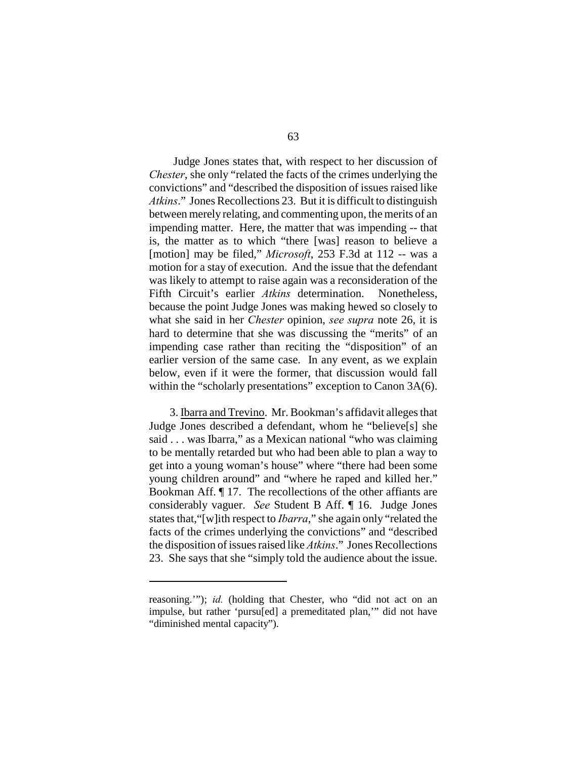Judge Jones states that, with respect to her discussion of *Chester*, she only "related the facts of the crimes underlying the convictions" and "described the disposition of issues raised like *Atkins*." Jones Recollections 23. But it is difficult to distinguish between merely relating, and commenting upon, the merits of an impending matter. Here, the matter that was impending -- that is, the matter as to which "there [was] reason to believe a [motion] may be filed," *Microsoft*, 253 F.3d at 112 -- was a motion for a stay of execution. And the issue that the defendant was likely to attempt to raise again was a reconsideration of the Fifth Circuit's earlier *Atkins* determination. Nonetheless, because the point Judge Jones was making hewed so closely to what she said in her *Chester* opinion, *see supra* note 26, it is hard to determine that she was discussing the "merits" of an impending case rather than reciting the "disposition" of an earlier version of the same case. In any event, as we explain below, even if it were the former, that discussion would fall within the "scholarly presentations" exception to Canon 3A(6).

3. Ibarra and Trevino. Mr. Bookman's affidavit alleges that Judge Jones described a defendant, whom he "believe[s] she said . . . was Ibarra," as a Mexican national "who was claiming to be mentally retarded but who had been able to plan a way to get into a young woman's house" where "there had been some young children around" and "where he raped and killed her." Bookman Aff. ¶ 17. The recollections of the other affiants are considerably vaguer. *See* Student B Aff. ¶ 16. Judge Jones states that, "[w]ith respect to *Ibarra*," she again only "related the facts of the crimes underlying the convictions" and "described the disposition of issues raised like *Atkins*." Jones Recollections 23. She says that she "simply told the audience about the issue.

---

reasoning.'"); *id.* (holding that Chester, who "did not act on an impulse, but rather 'pursu[ed] a premeditated plan,'" did not have "diminished mental capacity").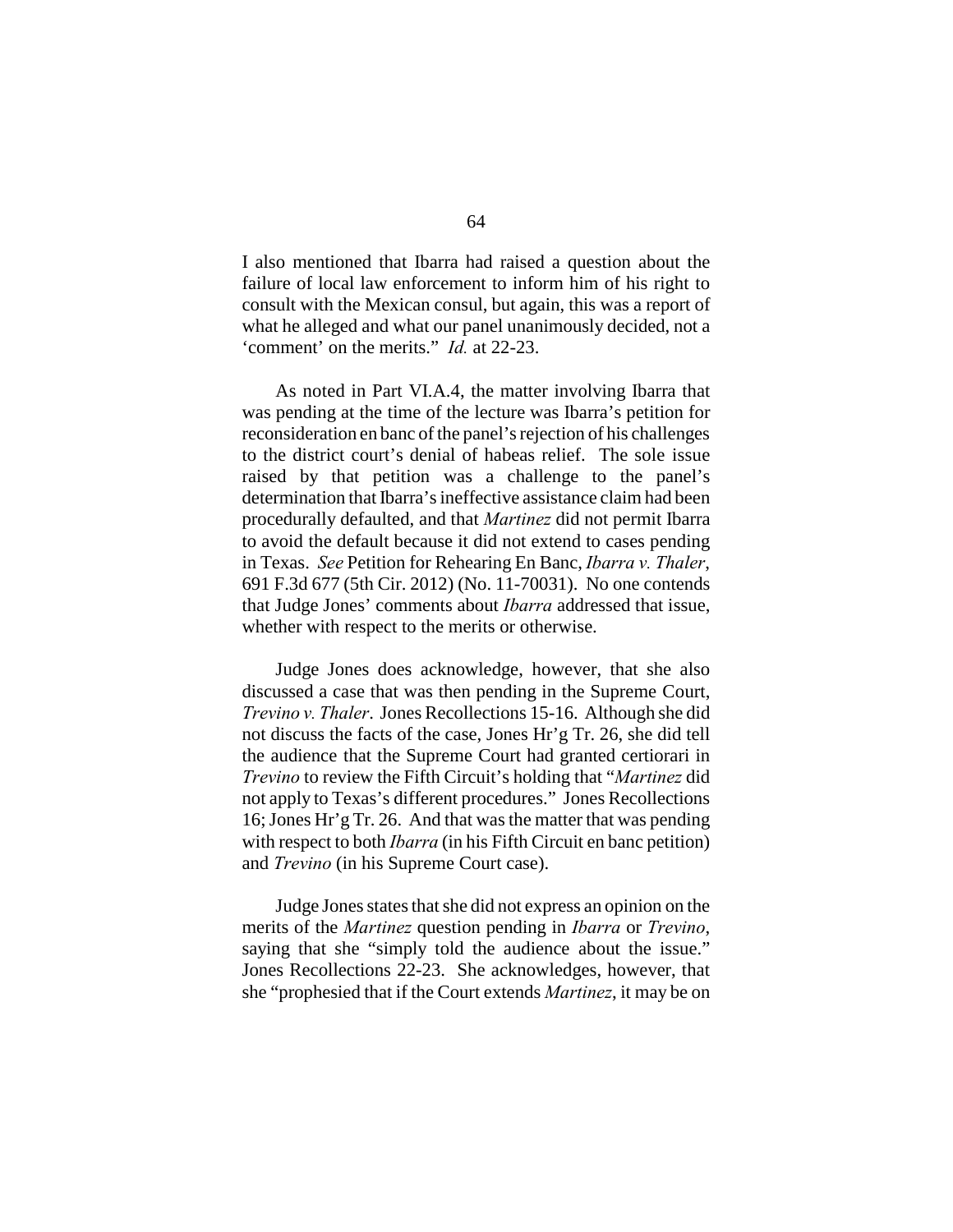I also mentioned that Ibarra had raised a question about the failure of local law enforcement to inform him of his right to consult with the Mexican consul, but again, this was a report of what he alleged and what our panel unanimously decided, not a 'comment' on the merits." *Id.* at 22-23.

As noted in Part VI.A.4, the matter involving Ibarra that was pending at the time of the lecture was Ibarra's petition for reconsideration en banc of the panel's rejection of his challenges to the district court's denial of habeas relief. The sole issue raised by that petition was a challenge to the panel's determination that Ibarra's ineffective assistance claim had been procedurally defaulted, and that *Martinez* did not permit Ibarra to avoid the default because it did not extend to cases pending in Texas. *See* Petition for Rehearing En Banc, *Ibarra v. Thaler*, 691 F.3d 677 (5th Cir. 2012) (No. 11-70031). No one contends that Judge Jones' comments about *Ibarra* addressed that issue, whether with respect to the merits or otherwise.

Judge Jones does acknowledge, however, that she also discussed a case that was then pending in the Supreme Court, *Trevino v. Thaler*. Jones Recollections 15-16. Although she did not discuss the facts of the case, Jones Hr'g Tr. 26, she did tell the audience that the Supreme Court had granted certiorari in *Trevino* to review the Fifth Circuit's holding that "*Martinez* did not apply to Texas's different procedures." Jones Recollections 16; Jones Hr'g Tr. 26. And that was the matter that was pending with respect to both *Ibarra* (in his Fifth Circuit en banc petition) and *Trevino* (in his Supreme Court case).

Judge Jones states that she did not express an opinion on the merits of the *Martinez* question pending in *Ibarra* or *Trevino*, saying that she "simply told the audience about the issue." Jones Recollections 22-23. She acknowledges, however, that she "prophesied that if the Court extends *Martinez*, it may be on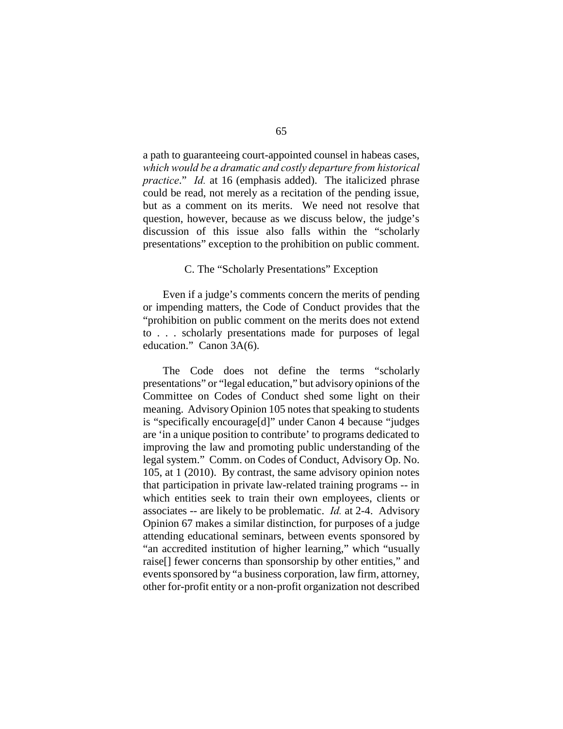a path to guaranteeing court-appointed counsel in habeas cases, *which would be a dramatic and costly departure from historical practice*." *Id.* at 16 (emphasis added). The italicized phrase could be read, not merely as a recitation of the pending issue, but as a comment on its merits. We need not resolve that question, however, because as we discuss below, the judge's discussion of this issue also falls within the "scholarly presentations" exception to the prohibition on public comment.

### C. The "Scholarly Presentations" Exception

Even if a judge's comments concern the merits of pending or impending matters, the Code of Conduct provides that the "prohibition on public comment on the merits does not extend to . . . scholarly presentations made for purposes of legal education." Canon 3A(6).

The Code does not define the terms "scholarly presentations" or "legal education," but advisory opinions of the Committee on Codes of Conduct shed some light on their meaning. Advisory Opinion 105 notes that speaking to students is "specifically encourage[d]" under Canon 4 because "judges are 'in a unique position to contribute' to programs dedicated to improving the law and promoting public understanding of the legal system." Comm. on Codes of Conduct, Advisory Op. No. 105, at 1 (2010). By contrast, the same advisory opinion notes that participation in private law-related training programs -- in which entities seek to train their own employees, clients or associates -- are likely to be problematic. *Id.* at 2-4. Advisory Opinion 67 makes a similar distinction, for purposes of a judge attending educational seminars, between events sponsored by "an accredited institution of higher learning," which "usually raise[] fewer concerns than sponsorship by other entities," and events sponsored by "a business corporation, law firm, attorney, other for-profit entity or a non-profit organization not described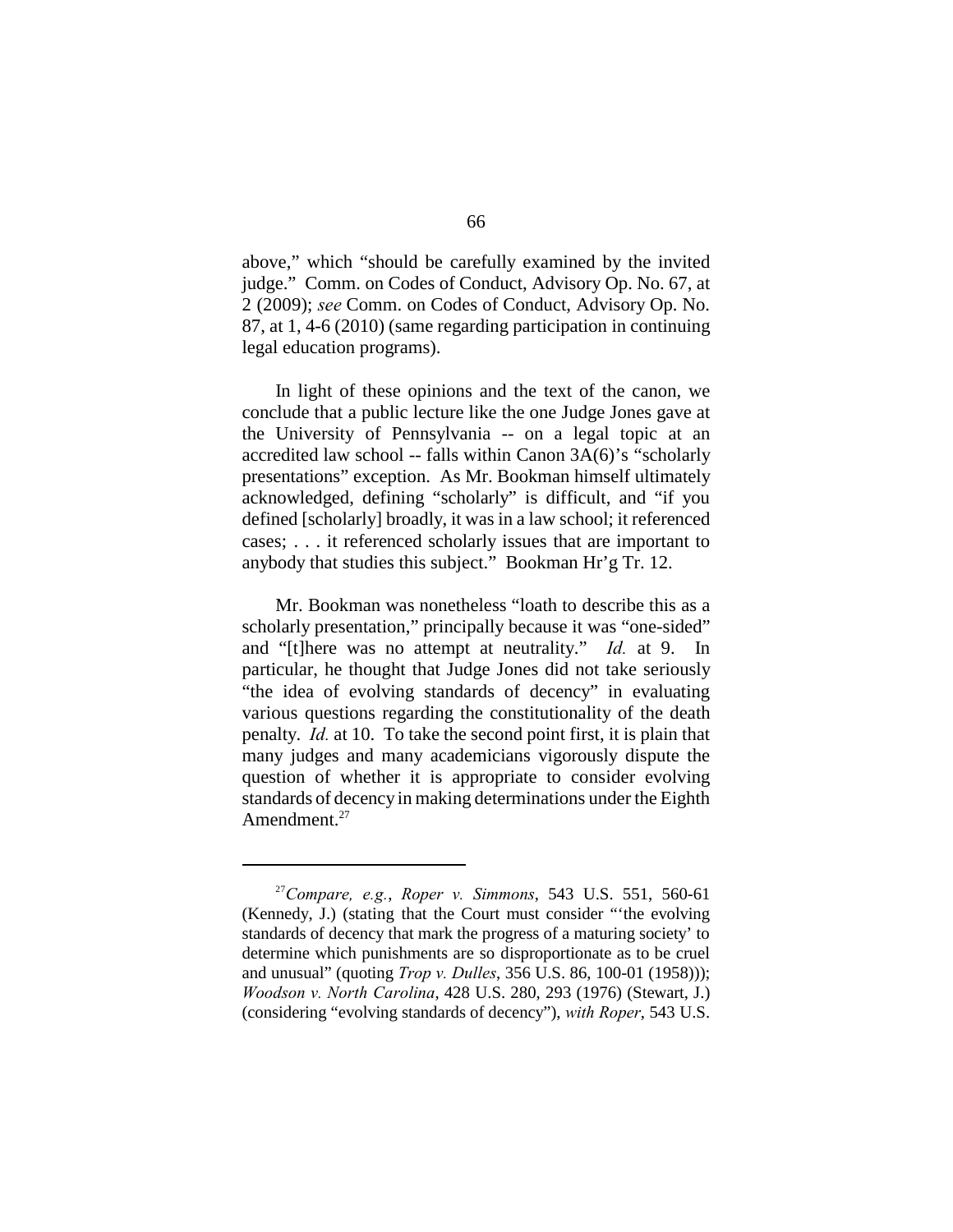above," which "should be carefully examined by the invited judge." Comm. on Codes of Conduct, Advisory Op. No. 67, at 2 (2009); *see* Comm. on Codes of Conduct, Advisory Op. No. 87, at 1, 4-6 (2010) (same regarding participation in continuing legal education programs).

In light of these opinions and the text of the canon, we conclude that a public lecture like the one Judge Jones gave at the University of Pennsylvania -- on a legal topic at an accredited law school -- falls within Canon 3A(6)'s "scholarly presentations" exception. As Mr. Bookman himself ultimately acknowledged, defining "scholarly" is difficult, and "if you defined [scholarly] broadly, it was in a law school; it referenced cases; . . . it referenced scholarly issues that are important to anybody that studies this subject." Bookman Hr'g Tr. 12.

Mr. Bookman was nonetheless "loath to describe this as a scholarly presentation," principally because it was "one-sided" and "[t]here was no attempt at neutrality." *Id.* at 9. In particular, he thought that Judge Jones did not take seriously "the idea of evolving standards of decency" in evaluating various questions regarding the constitutionality of the death penalty. *Id.* at 10. To take the second point first, it is plain that many judges and many academicians vigorously dispute the question of whether it is appropriate to consider evolving standards of decency in making determinations under the Eighth Amendment.[27]

---

[27]*Compare, e.g.*, *Roper v. Simmons*, 543 U.S. 551, 560-61 (Kennedy, J.) (stating that the Court must consider "'the evolving standards of decency that mark the progress of a maturing society' to determine which punishments are so disproportionate as to be cruel and unusual" (quoting *Trop v. Dulles*, 356 U.S. 86, 100-01 (1958))); *Woodson v. North Carolina*, 428 U.S. 280, 293 (1976) (Stewart, J.) (considering "evolving standards of decency"), *with Roper*, 543 U.S.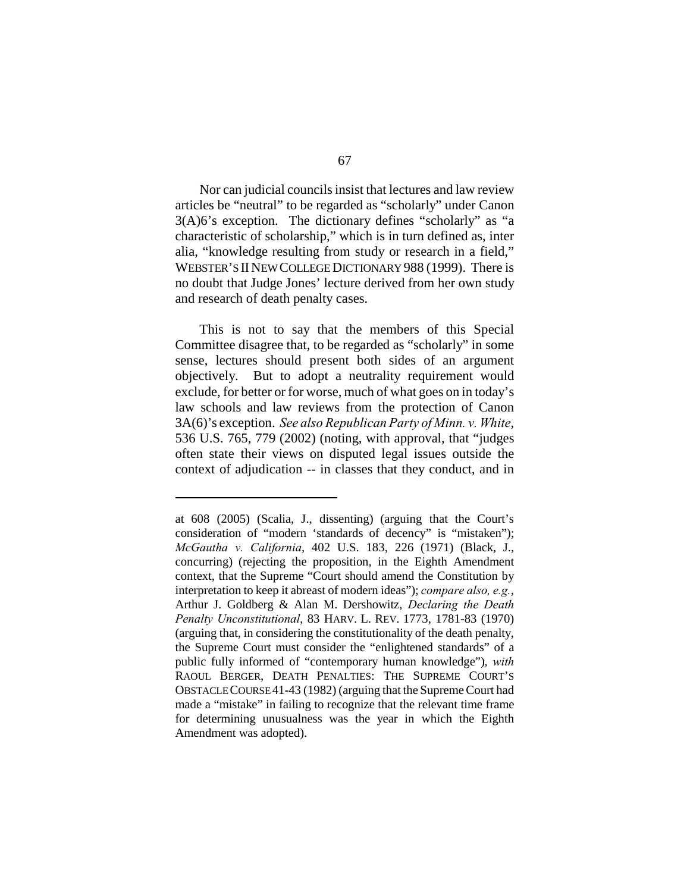Nor can judicial councils insist that lectures and law review articles be "neutral" to be regarded as "scholarly" under Canon 3(A)6's exception. The dictionary defines "scholarly" as "a characteristic of scholarship," which is in turn defined as, inter alia, "knowledge resulting from study or research in a field," WEBSTER'S II NEW COLLEGE DICTIONARY 988 (1999). There is no doubt that Judge Jones' lecture derived from her own study and research of death penalty cases.

This is not to say that the members of this Special Committee disagree that, to be regarded as "scholarly" in some sense, lectures should present both sides of an argument objectively. But to adopt a neutrality requirement would exclude, for better or for worse, much of what goes on in today's law schools and law reviews from the protection of Canon 3A(6)'s exception. *See also Republican Party of Minn. v. White*, 536 U.S. 765, 779 (2002) (noting, with approval, that "judges often state their views on disputed legal issues outside the context of adjudication -- in classes that they conduct, and in

---

at 608 (2005) (Scalia, J., dissenting) (arguing that the Court's consideration of "modern 'standards of decency" is "mistaken"); *McGautha v. California*, 402 U.S. 183, 226 (1971) (Black, J., concurring) (rejecting the proposition, in the Eighth Amendment context, that the Supreme "Court should amend the Constitution by interpretation to keep it abreast of modern ideas"); *compare also, e.g.*, Arthur J. Goldberg & Alan M. Dershowitz, *Declaring the Death Penalty Unconstitutional*, 83 HARV. L. REV. 1773, 1781-83 (1970) (arguing that, in considering the constitutionality of the death penalty, the Supreme Court must consider the "enlightened standards" of a public fully informed of "contemporary human knowledge"), *with* RAOUL BERGER, DEATH PENALTIES: THE SUPREME COURT'S OBSTACLE COURSE 41-43 (1982) (arguing that the Supreme Court had made a "mistake" in failing to recognize that the relevant time frame for determining unusualness was the year in which the Eighth Amendment was adopted).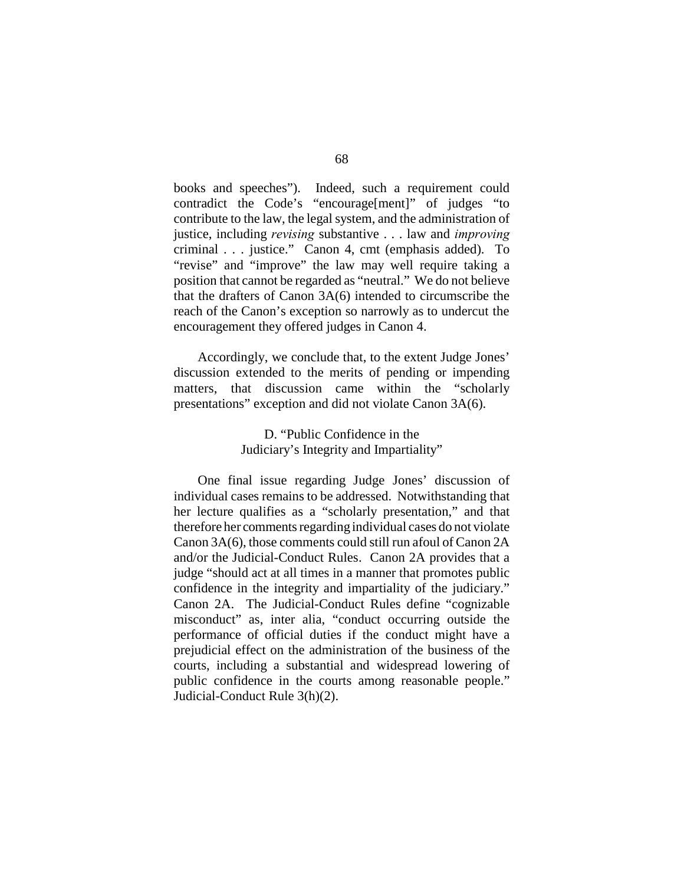books and speeches"). Indeed, such a requirement could contradict the Code's "encourage[ment]" of judges "to contribute to the law, the legal system, and the administration of justice, including *revising* substantive . . . law and *improving* criminal . . . justice." Canon 4, cmt (emphasis added). To "revise" and "improve" the law may well require taking a position that cannot be regarded as "neutral." We do not believe that the drafters of Canon 3A(6) intended to circumscribe the reach of the Canon's exception so narrowly as to undercut the encouragement they offered judges in Canon 4.

Accordingly, we conclude that, to the extent Judge Jones' discussion extended to the merits of pending or impending matters, that discussion came within the "scholarly presentations" exception and did not violate Canon 3A(6).

### D. "Public Confidence in the Judiciary's Integrity and Impartiality"

One final issue regarding Judge Jones' discussion of individual cases remains to be addressed. Notwithstanding that her lecture qualifies as a "scholarly presentation," and that therefore her comments regarding individual cases do not violate Canon 3A(6), those comments could still run afoul of Canon 2A and/or the Judicial-Conduct Rules. Canon 2A provides that a judge "should act at all times in a manner that promotes public confidence in the integrity and impartiality of the judiciary." Canon 2A. The Judicial-Conduct Rules define "cognizable misconduct" as, inter alia, "conduct occurring outside the performance of official duties if the conduct might have a prejudicial effect on the administration of the business of the courts, including a substantial and widespread lowering of public confidence in the courts among reasonable people." Judicial-Conduct Rule 3(h)(2).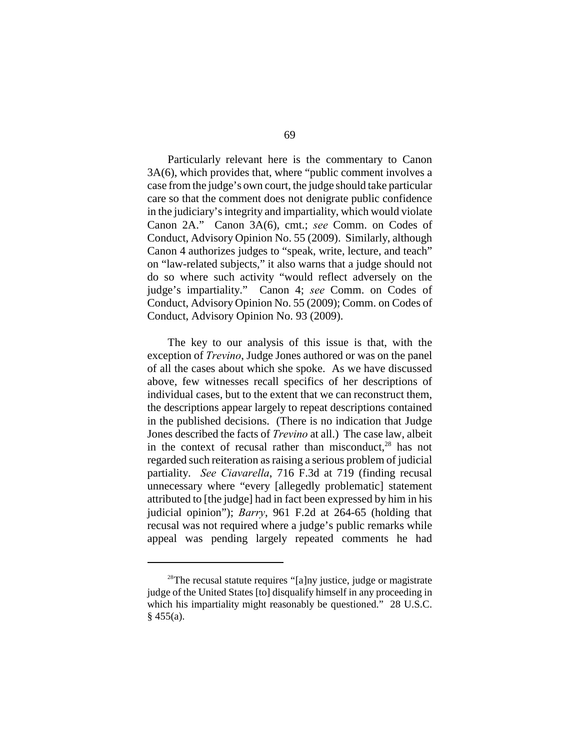Particularly relevant here is the commentary to Canon 3A(6), which provides that, where "public comment involves a case from the judge's own court, the judge should take particular care so that the comment does not denigrate public confidence in the judiciary's integrity and impartiality, which would violate Canon 2A." Canon 3A(6), cmt.; *see* Comm. on Codes of Conduct, Advisory Opinion No. 55 (2009). Similarly, although Canon 4 authorizes judges to "speak, write, lecture, and teach" on "law-related subjects," it also warns that a judge should not do so where such activity "would reflect adversely on the judge's impartiality." Canon 4; *see* Comm. on Codes of Conduct, Advisory Opinion No. 55 (2009); Comm. on Codes of Conduct, Advisory Opinion No. 93 (2009).

The key to our analysis of this issue is that, with the exception of *Trevino*, Judge Jones authored or was on the panel of all the cases about which she spoke. As we have discussed above, few witnesses recall specifics of her descriptions of individual cases, but to the extent that we can reconstruct them, the descriptions appear largely to repeat descriptions contained in the published decisions. (There is no indication that Judge Jones described the facts of *Trevino* at all.) The case law, albeit in the context of recusal rather than misconduct,[28] has not regarded such reiteration as raising a serious problem of judicial partiality. *See Ciavarella*, 716 F.3d at 719 (finding recusal unnecessary where "every [allegedly problematic] statement attributed to [the judge] had in fact been expressed by him in his judicial opinion"); *Barry*, 961 F.2d at 264-65 (holding that recusal was not required where a judge's public remarks while appeal was pending largely repeated comments he had

---

[28] The recusal statute requires "[a]ny justice, judge or magistrate judge of the United States [to] disqualify himself in any proceeding in which his impartiality might reasonably be questioned." 28 U.S.C. § 455(a).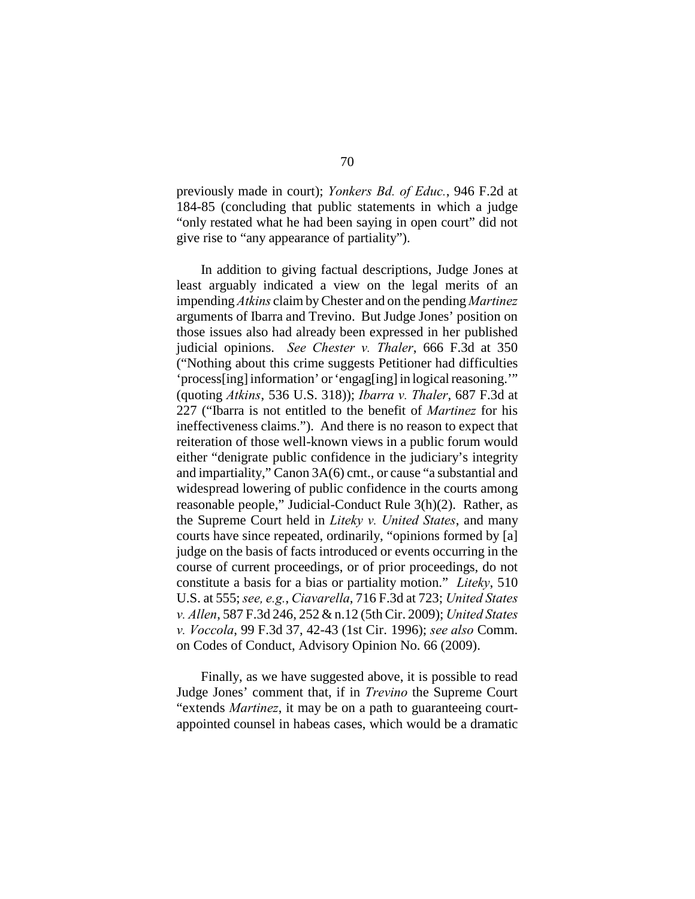previously made in court); *Yonkers Bd. of Educ.*, 946 F.2d at 184-85 (concluding that public statements in which a judge "only restated what he had been saying in open court" did not give rise to "any appearance of partiality").

In addition to giving factual descriptions, Judge Jones at least arguably indicated a view on the legal merits of an impending *Atkins* claim by Chester and on the pending *Martinez* arguments of Ibarra and Trevino. But Judge Jones' position on those issues also had already been expressed in her published judicial opinions. *See Chester v. Thaler*, 666 F.3d at 350 ("Nothing about this crime suggests Petitioner had difficulties 'process[ing] information' or 'engag[ing] in logical reasoning.'" (quoting *Atkins*, 536 U.S. 318)); *Ibarra v. Thaler*, 687 F.3d at 227 ("Ibarra is not entitled to the benefit of *Martinez* for his ineffectiveness claims."). And there is no reason to expect that reiteration of those well-known views in a public forum would either "denigrate public confidence in the judiciary's integrity and impartiality," Canon 3A(6) cmt., or cause "a substantial and widespread lowering of public confidence in the courts among reasonable people," Judicial-Conduct Rule 3(h)(2). Rather, as the Supreme Court held in *Liteky v. United States*, and many courts have since repeated, ordinarily, "opinions formed by [a] judge on the basis of facts introduced or events occurring in the course of current proceedings, or of prior proceedings, do not constitute a basis for a bias or partiality motion." *Liteky*, 510 U.S. at 555; *see, e.g.*, *Ciavarella*, 716 F.3d at 723; *United States v. Allen*, 587 F.3d 246, 252 & n.12 (5th Cir. 2009); *United States v. Voccola*, 99 F.3d 37, 42-43 (1st Cir. 1996); *see also* Comm. on Codes of Conduct, Advisory Opinion No. 66 (2009).

Finally, as we have suggested above, it is possible to read Judge Jones' comment that, if in *Trevino* the Supreme Court "extends *Martinez*, it may be on a path to guaranteeing court-appointed counsel in habeas cases, which would be a dramatic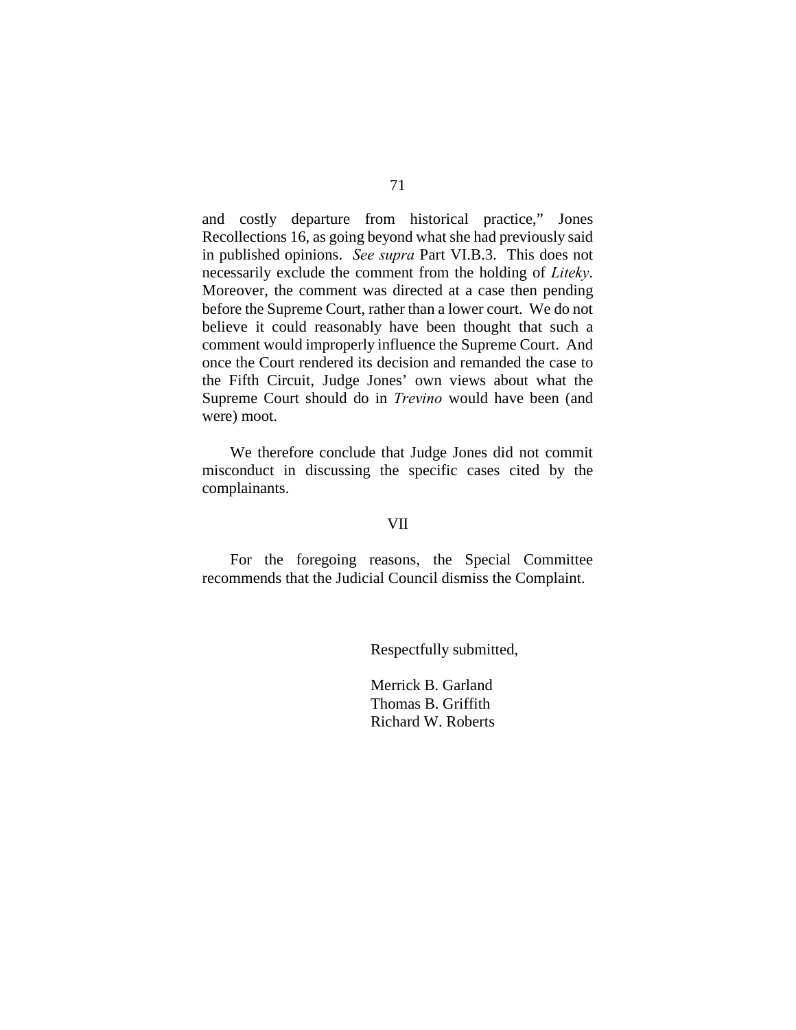and costly departure from historical practice," Jones Recollections 16, as going beyond what she had previously said in published opinions. *See supra* Part VI.B.3. This does not necessarily exclude the comment from the holding of *Liteky*. Moreover, the comment was directed at a case then pending before the Supreme Court, rather than a lower court. We do not believe it could reasonably have been thought that such a comment would improperly influence the Supreme Court. And once the Court rendered its decision and remanded the case to the Fifth Circuit, Judge Jones' own views about what the Supreme Court should do in *Trevino* would have been (and were) moot.

We therefore conclude that Judge Jones did not commit misconduct in discussing the specific cases cited by the complainants.

## VII

For the foregoing reasons, the Special Committee recommends that the Judicial Council dismiss the Complaint.

Respectfully submitted,

Merrick B. Garland
Thomas B. Griffith
Richard W. Roberts